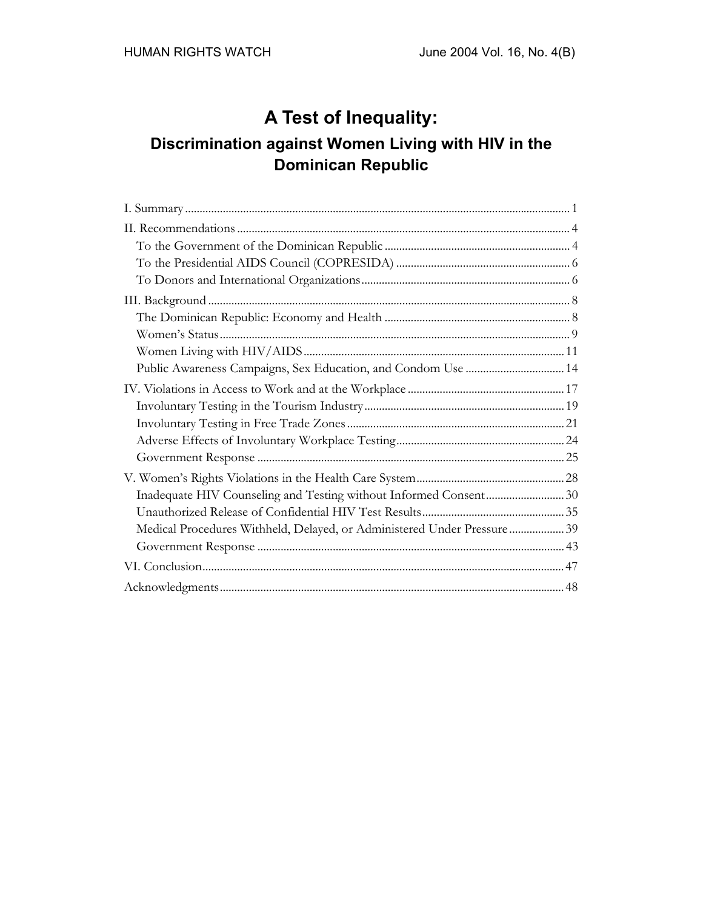# A Test of Inequality:

## Discrimination against Women Living with HIV in the Dominican Republic

I. Summary ........ 1

II. Recommendations ........ 4
- To the Government of the Dominican Republic ........ 4
- To the Presidential AIDS Council (COPRESIDA) ........ 6
- To Donors and International Organizations ........ 6

III. Background ........ 8
- The Dominican Republic: Economy and Health ........ 8
- Women's Status ........ 9
- Women Living with HIV/AIDS ........ 11
- Public Awareness Campaigns, Sex Education, and Condom Use ........ 14

IV. Violations in Access to Work and at the Workplace ........ 17
- Involuntary Testing in the Tourism Industry ........ 19
- Involuntary Testing in Free Trade Zones ........ 21
- Adverse Effects of Involuntary Workplace Testing ........ 24
- Government Response ........ 25

V. Women's Rights Violations in the Health Care System ........ 28
- Inadequate HIV Counseling and Testing without Informed Consent ........ 30
- Unauthorized Release of Confidential HIV Test Results ........ 35
- Medical Procedures Withheld, Delayed, or Administered Under Pressure ........ 39
- Government Response ........ 43

VI. Conclusion ........ 47

Acknowledgments ........ 48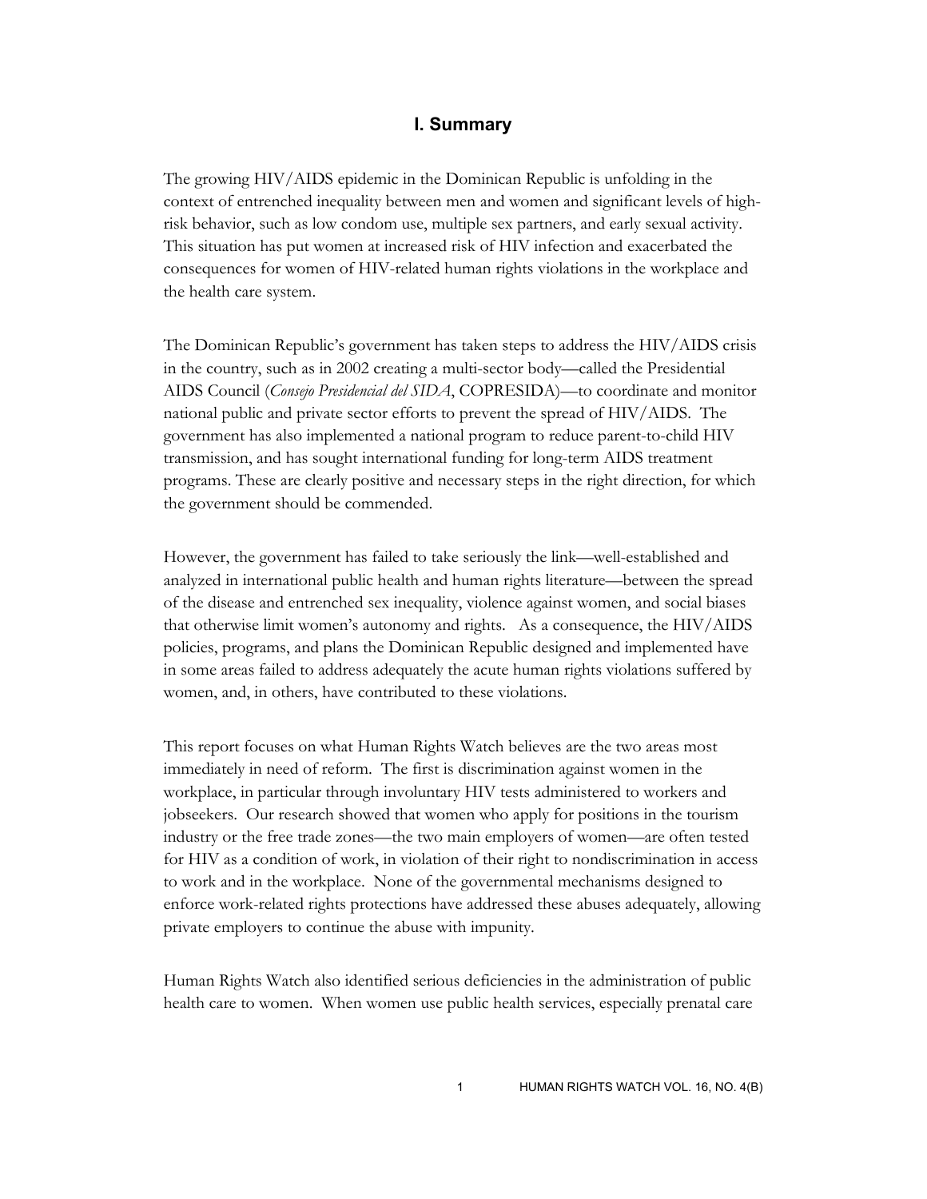## I. Summary

The growing HIV/AIDS epidemic in the Dominican Republic is unfolding in the context of entrenched inequality between men and women and significant levels of high-risk behavior, such as low condom use, multiple sex partners, and early sexual activity. This situation has put women at increased risk of HIV infection and exacerbated the consequences for women of HIV-related human rights violations in the workplace and the health care system.

The Dominican Republic's government has taken steps to address the HIV/AIDS crisis in the country, such as in 2002 creating a multi-sector body—called the Presidential AIDS Council (*Consejo Presidencial del SIDA*, COPRESIDA)—to coordinate and monitor national public and private sector efforts to prevent the spread of HIV/AIDS. The government has also implemented a national program to reduce parent-to-child HIV transmission, and has sought international funding for long-term AIDS treatment programs. These are clearly positive and necessary steps in the right direction, for which the government should be commended.

However, the government has failed to take seriously the link—well-established and analyzed in international public health and human rights literature—between the spread of the disease and entrenched sex inequality, violence against women, and social biases that otherwise limit women's autonomy and rights. As a consequence, the HIV/AIDS policies, programs, and plans the Dominican Republic designed and implemented have in some areas failed to address adequately the acute human rights violations suffered by women, and, in others, have contributed to these violations.

This report focuses on what Human Rights Watch believes are the two areas most immediately in need of reform. The first is discrimination against women in the workplace, in particular through involuntary HIV tests administered to workers and jobseekers. Our research showed that women who apply for positions in the tourism industry or the free trade zones—the two main employers of women—are often tested for HIV as a condition of work, in violation of their right to nondiscrimination in access to work and in the workplace. None of the governmental mechanisms designed to enforce work-related rights protections have addressed these abuses adequately, allowing private employers to continue the abuse with impunity.

Human Rights Watch also identified serious deficiencies in the administration of public health care to women. When women use public health services, especially prenatal care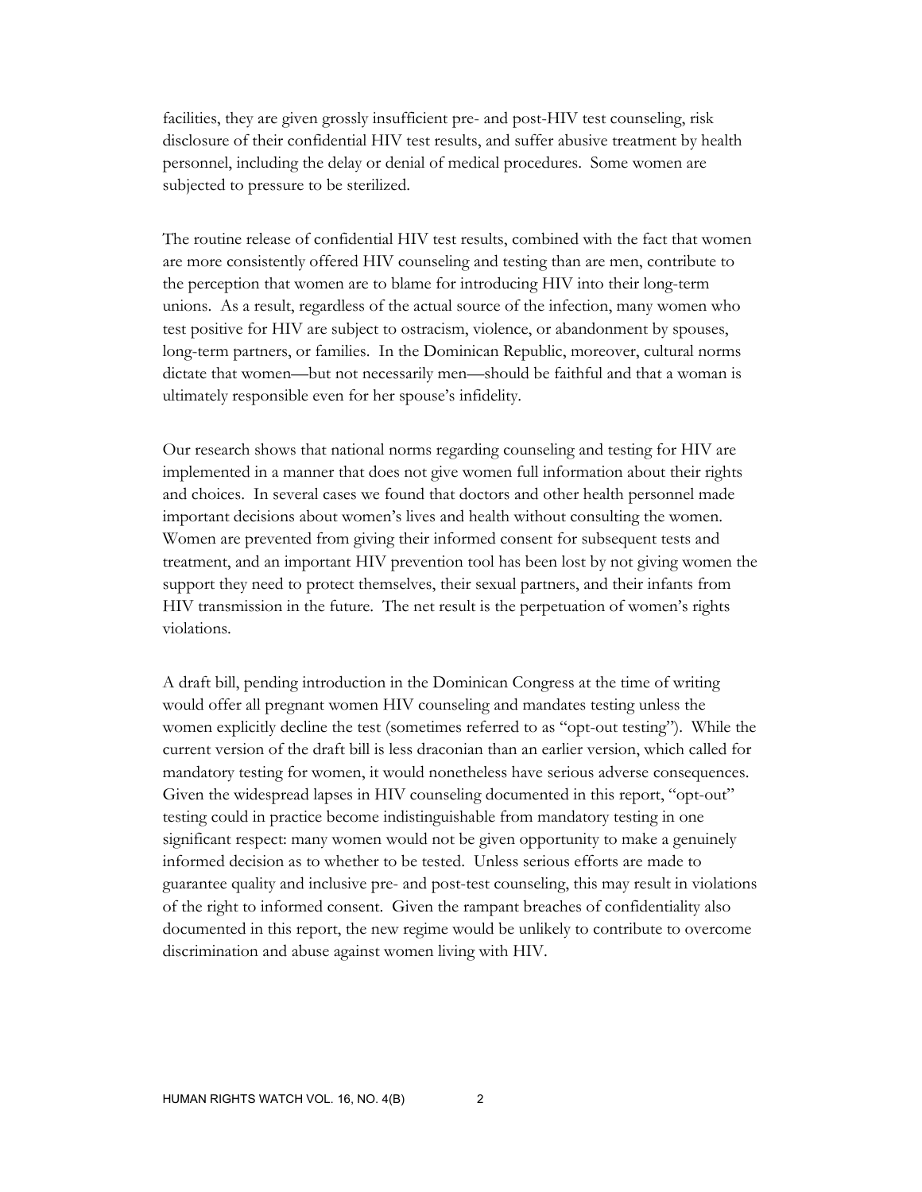facilities, they are given grossly insufficient pre- and post-HIV test counseling, risk disclosure of their confidential HIV test results, and suffer abusive treatment by health personnel, including the delay or denial of medical procedures. Some women are subjected to pressure to be sterilized.

The routine release of confidential HIV test results, combined with the fact that women are more consistently offered HIV counseling and testing than are men, contribute to the perception that women are to blame for introducing HIV into their long-term unions. As a result, regardless of the actual source of the infection, many women who test positive for HIV are subject to ostracism, violence, or abandonment by spouses, long-term partners, or families. In the Dominican Republic, moreover, cultural norms dictate that women—but not necessarily men—should be faithful and that a woman is ultimately responsible even for her spouse's infidelity.

Our research shows that national norms regarding counseling and testing for HIV are implemented in a manner that does not give women full information about their rights and choices. In several cases we found that doctors and other health personnel made important decisions about women's lives and health without consulting the women. Women are prevented from giving their informed consent for subsequent tests and treatment, and an important HIV prevention tool has been lost by not giving women the support they need to protect themselves, their sexual partners, and their infants from HIV transmission in the future. The net result is the perpetuation of women's rights violations.

A draft bill, pending introduction in the Dominican Congress at the time of writing would offer all pregnant women HIV counseling and mandates testing unless the women explicitly decline the test (sometimes referred to as "opt-out testing"). While the current version of the draft bill is less draconian than an earlier version, which called for mandatory testing for women, it would nonetheless have serious adverse consequences. Given the widespread lapses in HIV counseling documented in this report, "opt-out" testing could in practice become indistinguishable from mandatory testing in one significant respect: many women would not be given opportunity to make a genuinely informed decision as to whether to be tested. Unless serious efforts are made to guarantee quality and inclusive pre- and post-test counseling, this may result in violations of the right to informed consent. Given the rampant breaches of confidentiality also documented in this report, the new regime would be unlikely to contribute to overcome discrimination and abuse against women living with HIV.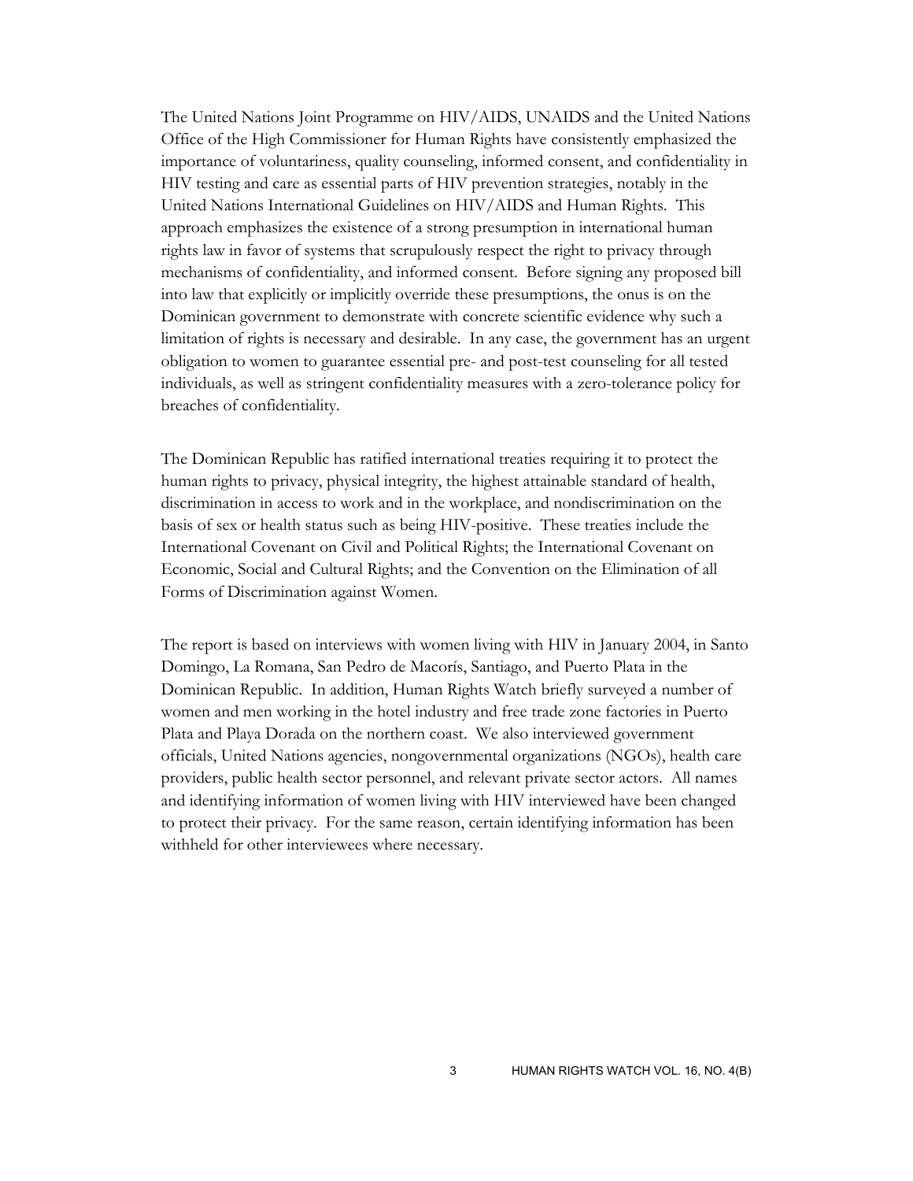The United Nations Joint Programme on HIV/AIDS, UNAIDS and the United Nations Office of the High Commissioner for Human Rights have consistently emphasized the importance of voluntariness, quality counseling, informed consent, and confidentiality in HIV testing and care as essential parts of HIV prevention strategies, notably in the United Nations International Guidelines on HIV/AIDS and Human Rights. This approach emphasizes the existence of a strong presumption in international human rights law in favor of systems that scrupulously respect the right to privacy through mechanisms of confidentiality, and informed consent. Before signing any proposed bill into law that explicitly or implicitly override these presumptions, the onus is on the Dominican government to demonstrate with concrete scientific evidence why such a limitation of rights is necessary and desirable. In any case, the government has an urgent obligation to women to guarantee essential pre- and post-test counseling for all tested individuals, as well as stringent confidentiality measures with a zero-tolerance policy for breaches of confidentiality.

The Dominican Republic has ratified international treaties requiring it to protect the human rights to privacy, physical integrity, the highest attainable standard of health, discrimination in access to work and in the workplace, and nondiscrimination on the basis of sex or health status such as being HIV-positive. These treaties include the International Covenant on Civil and Political Rights; the International Covenant on Economic, Social and Cultural Rights; and the Convention on the Elimination of all Forms of Discrimination against Women.

The report is based on interviews with women living with HIV in January 2004, in Santo Domingo, La Romana, San Pedro de Macorís, Santiago, and Puerto Plata in the Dominican Republic. In addition, Human Rights Watch briefly surveyed a number of women and men working in the hotel industry and free trade zone factories in Puerto Plata and Playa Dorada on the northern coast. We also interviewed government officials, United Nations agencies, nongovernmental organizations (NGOs), health care providers, public health sector personnel, and relevant private sector actors. All names and identifying information of women living with HIV interviewed have been changed to protect their privacy. For the same reason, certain identifying information has been withheld for other interviewees where necessary.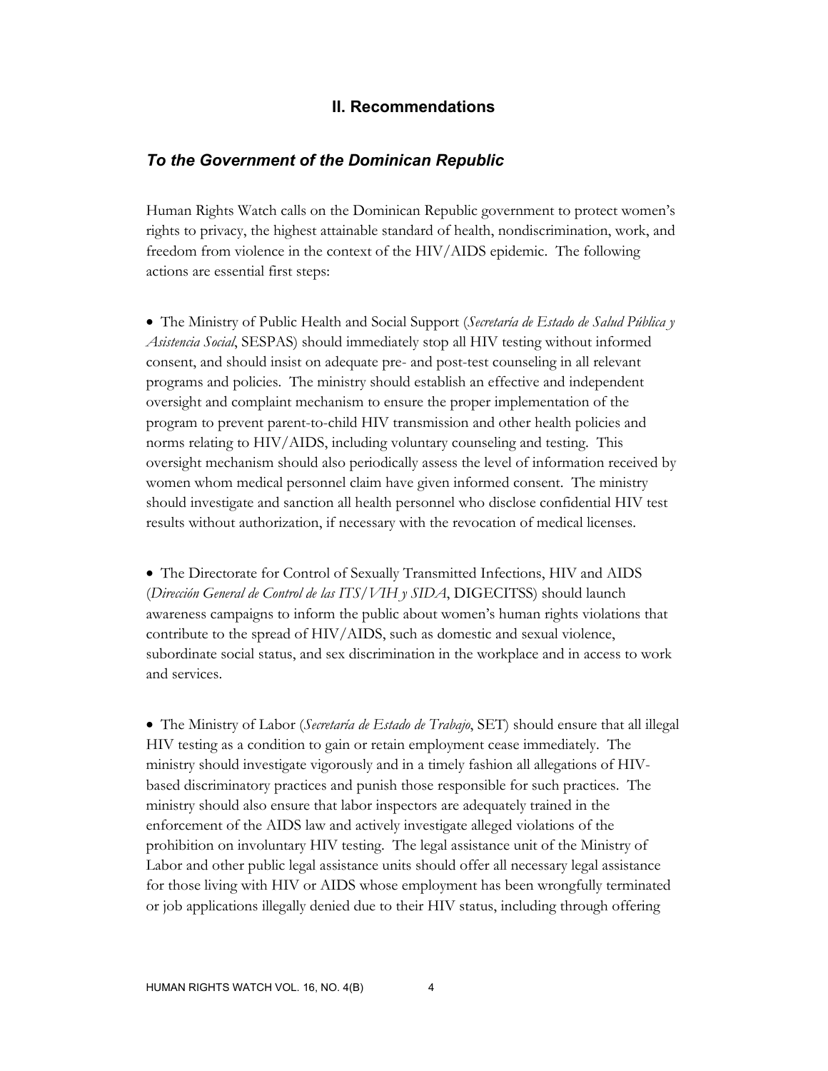## II. Recommendations

### *To the Government of the Dominican Republic*

Human Rights Watch calls on the Dominican Republic government to protect women's rights to privacy, the highest attainable standard of health, nondiscrimination, work, and freedom from violence in the context of the HIV/AIDS epidemic. The following actions are essential first steps:

- The Ministry of Public Health and Social Support (*Secretaría de Estado de Salud Pública y Asistencia Social*, SESPAS) should immediately stop all HIV testing without informed consent, and should insist on adequate pre- and post-test counseling in all relevant programs and policies. The ministry should establish an effective and independent oversight and complaint mechanism to ensure the proper implementation of the program to prevent parent-to-child HIV transmission and other health policies and norms relating to HIV/AIDS, including voluntary counseling and testing. This oversight mechanism should also periodically assess the level of information received by women whom medical personnel claim have given informed consent. The ministry should investigate and sanction all health personnel who disclose confidential HIV test results without authorization, if necessary with the revocation of medical licenses.

- The Directorate for Control of Sexually Transmitted Infections, HIV and AIDS (*Dirección General de Control de las ITS/VIH y SIDA*, DIGECITSS) should launch awareness campaigns to inform the public about women's human rights violations that contribute to the spread of HIV/AIDS, such as domestic and sexual violence, subordinate social status, and sex discrimination in the workplace and in access to work and services.

- The Ministry of Labor (*Secretaría de Estado de Trabajo*, SET) should ensure that all illegal HIV testing as a condition to gain or retain employment cease immediately. The ministry should investigate vigorously and in a timely fashion all allegations of HIV-based discriminatory practices and punish those responsible for such practices. The ministry should also ensure that labor inspectors are adequately trained in the enforcement of the AIDS law and actively investigate alleged violations of the prohibition on involuntary HIV testing. The legal assistance unit of the Ministry of Labor and other public legal assistance units should offer all necessary legal assistance for those living with HIV or AIDS whose employment has been wrongfully terminated or job applications illegally denied due to their HIV status, including through offering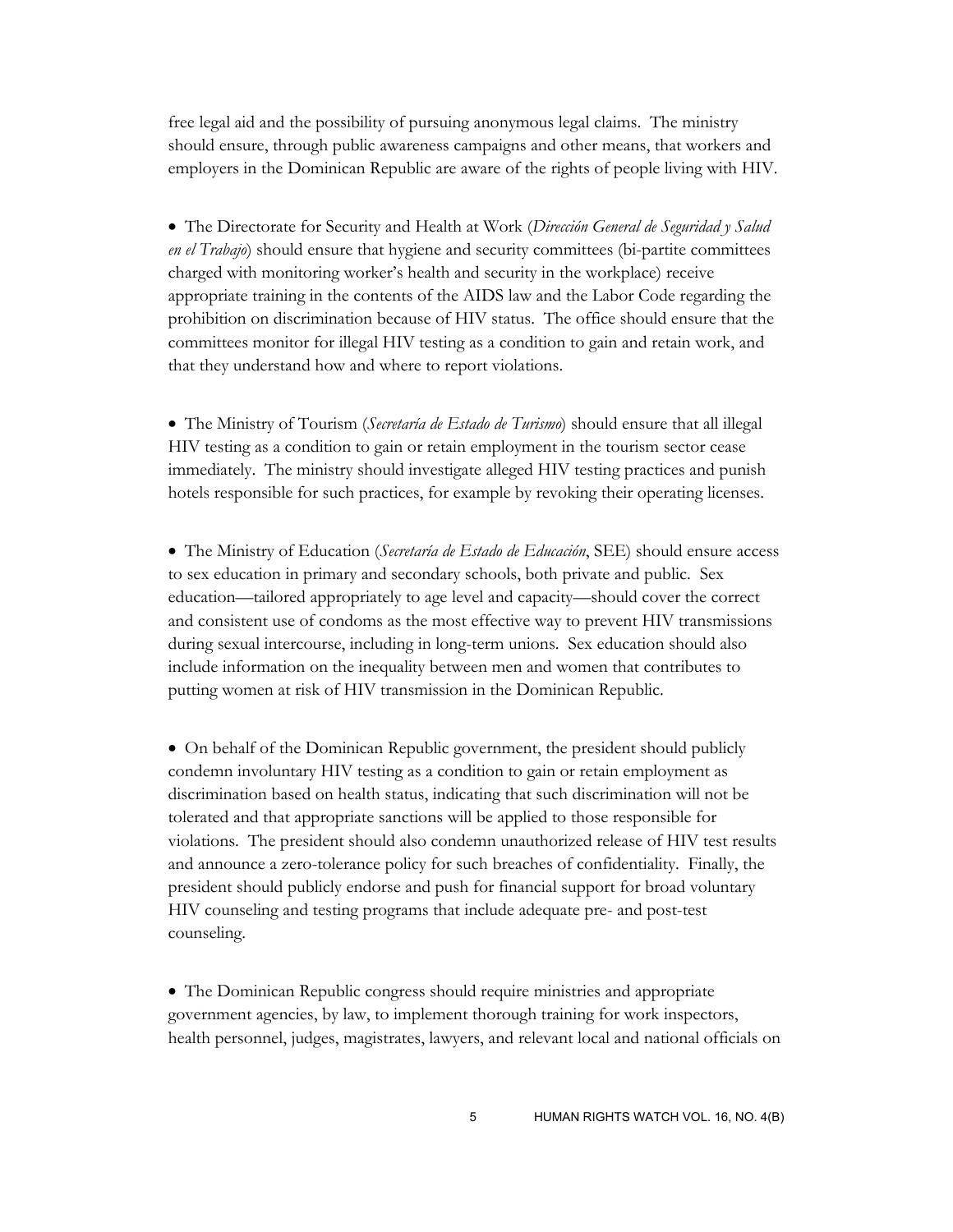free legal aid and the possibility of pursuing anonymous legal claims. The ministry should ensure, through public awareness campaigns and other means, that workers and employers in the Dominican Republic are aware of the rights of people living with HIV.

- The Directorate for Security and Health at Work (*Dirección General de Seguridad y Salud en el Trabajo*) should ensure that hygiene and security committees (bi-partite committees charged with monitoring worker's health and security in the workplace) receive appropriate training in the contents of the AIDS law and the Labor Code regarding the prohibition on discrimination because of HIV status. The office should ensure that the committees monitor for illegal HIV testing as a condition to gain and retain work, and that they understand how and where to report violations.

- The Ministry of Tourism (*Secretaría de Estado de Turismo*) should ensure that all illegal HIV testing as a condition to gain or retain employment in the tourism sector cease immediately. The ministry should investigate alleged HIV testing practices and punish hotels responsible for such practices, for example by revoking their operating licenses.

- The Ministry of Education (*Secretaría de Estado de Educación*, SEE) should ensure access to sex education in primary and secondary schools, both private and public. Sex education—tailored appropriately to age level and capacity—should cover the correct and consistent use of condoms as the most effective way to prevent HIV transmissions during sexual intercourse, including in long-term unions. Sex education should also include information on the inequality between men and women that contributes to putting women at risk of HIV transmission in the Dominican Republic.

- On behalf of the Dominican Republic government, the president should publicly condemn involuntary HIV testing as a condition to gain or retain employment as discrimination based on health status, indicating that such discrimination will not be tolerated and that appropriate sanctions will be applied to those responsible for violations. The president should also condemn unauthorized release of HIV test results and announce a zero-tolerance policy for such breaches of confidentiality. Finally, the president should publicly endorse and push for financial support for broad voluntary HIV counseling and testing programs that include adequate pre- and post-test counseling.

- The Dominican Republic congress should require ministries and appropriate government agencies, by law, to implement thorough training for work inspectors, health personnel, judges, magistrates, lawyers, and relevant local and national officials on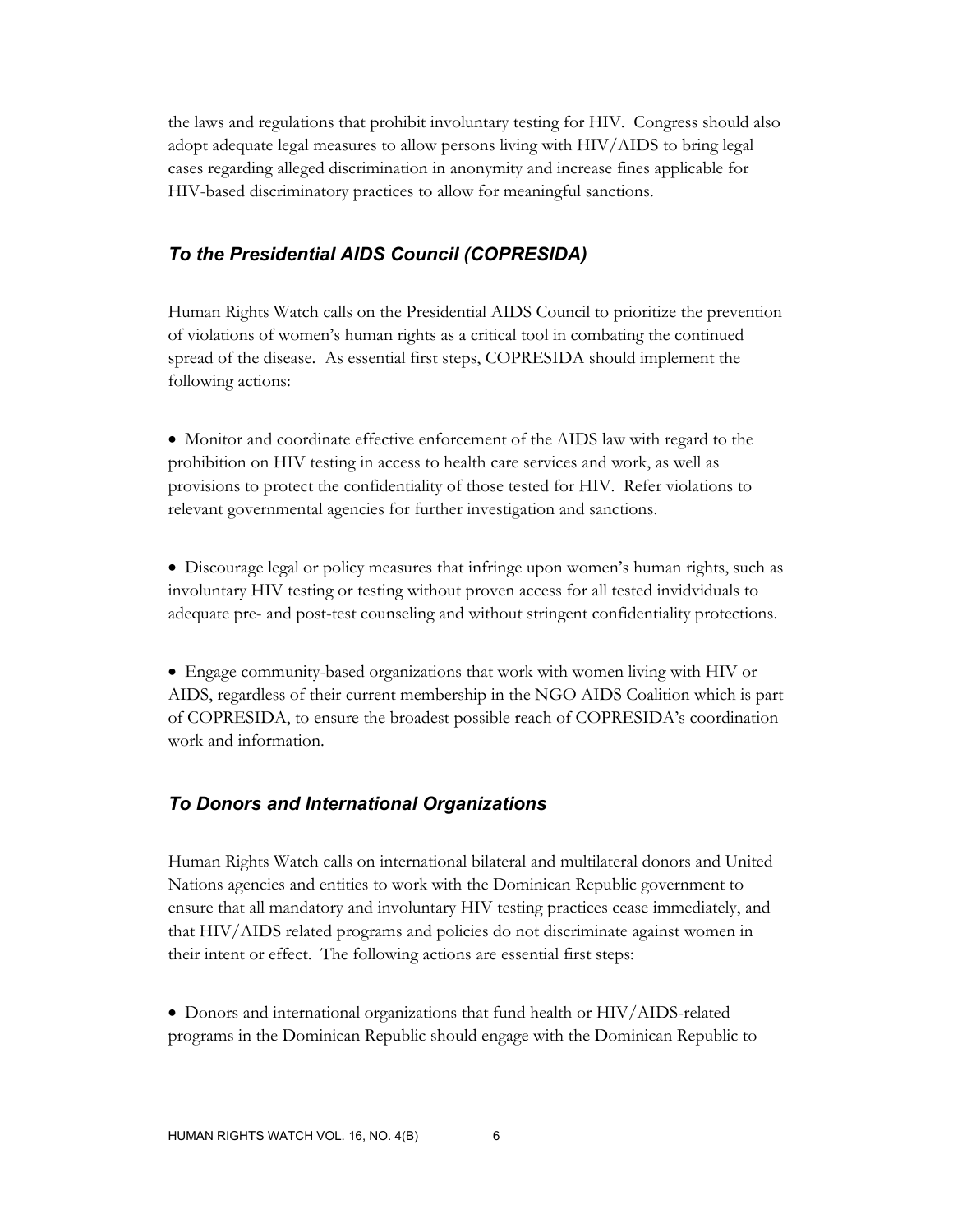the laws and regulations that prohibit involuntary testing for HIV. Congress should also adopt adequate legal measures to allow persons living with HIV/AIDS to bring legal cases regarding alleged discrimination in anonymity and increase fines applicable for HIV-based discriminatory practices to allow for meaningful sanctions.

### *To the Presidential AIDS Council (COPRESIDA)*

Human Rights Watch calls on the Presidential AIDS Council to prioritize the prevention of violations of women's human rights as a critical tool in combating the continued spread of the disease. As essential first steps, COPRESIDA should implement the following actions:

- Monitor and coordinate effective enforcement of the AIDS law with regard to the prohibition on HIV testing in access to health care services and work, as well as provisions to protect the confidentiality of those tested for HIV. Refer violations to relevant governmental agencies for further investigation and sanctions.

- Discourage legal or policy measures that infringe upon women's human rights, such as involuntary HIV testing or testing without proven access for all tested invidviduals to adequate pre- and post-test counseling and without stringent confidentiality protections.

- Engage community-based organizations that work with women living with HIV or AIDS, regardless of their current membership in the NGO AIDS Coalition which is part of COPRESIDA, to ensure the broadest possible reach of COPRESIDA's coordination work and information.

### *To Donors and International Organizations*

Human Rights Watch calls on international bilateral and multilateral donors and United Nations agencies and entities to work with the Dominican Republic government to ensure that all mandatory and involuntary HIV testing practices cease immediately, and that HIV/AIDS related programs and policies do not discriminate against women in their intent or effect. The following actions are essential first steps:

- Donors and international organizations that fund health or HIV/AIDS-related programs in the Dominican Republic should engage with the Dominican Republic to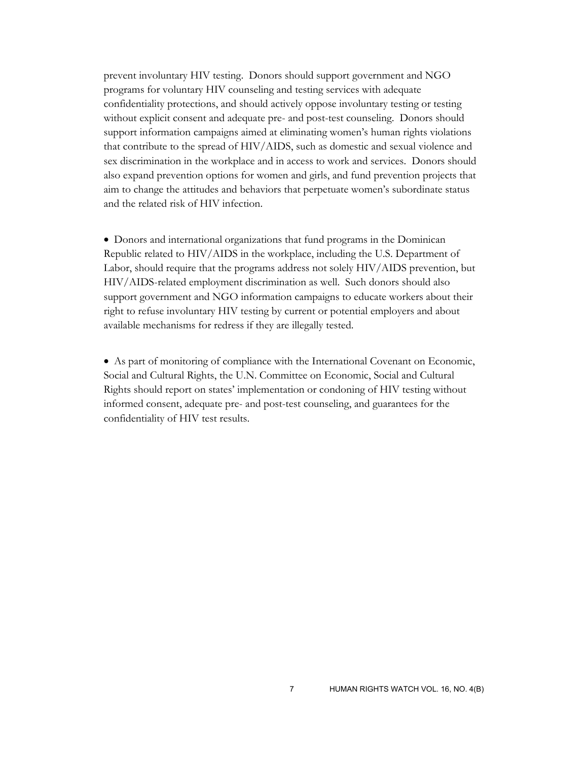prevent involuntary HIV testing. Donors should support government and NGO programs for voluntary HIV counseling and testing services with adequate confidentiality protections, and should actively oppose involuntary testing or testing without explicit consent and adequate pre- and post-test counseling. Donors should support information campaigns aimed at eliminating women's human rights violations that contribute to the spread of HIV/AIDS, such as domestic and sexual violence and sex discrimination in the workplace and in access to work and services. Donors should also expand prevention options for women and girls, and fund prevention projects that aim to change the attitudes and behaviors that perpetuate women's subordinate status and the related risk of HIV infection.

- Donors and international organizations that fund programs in the Dominican Republic related to HIV/AIDS in the workplace, including the U.S. Department of Labor, should require that the programs address not solely HIV/AIDS prevention, but HIV/AIDS-related employment discrimination as well. Such donors should also support government and NGO information campaigns to educate workers about their right to refuse involuntary HIV testing by current or potential employers and about available mechanisms for redress if they are illegally tested.

- As part of monitoring of compliance with the International Covenant on Economic, Social and Cultural Rights, the U.N. Committee on Economic, Social and Cultural Rights should report on states' implementation or condoning of HIV testing without informed consent, adequate pre- and post-test counseling, and guarantees for the confidentiality of HIV test results.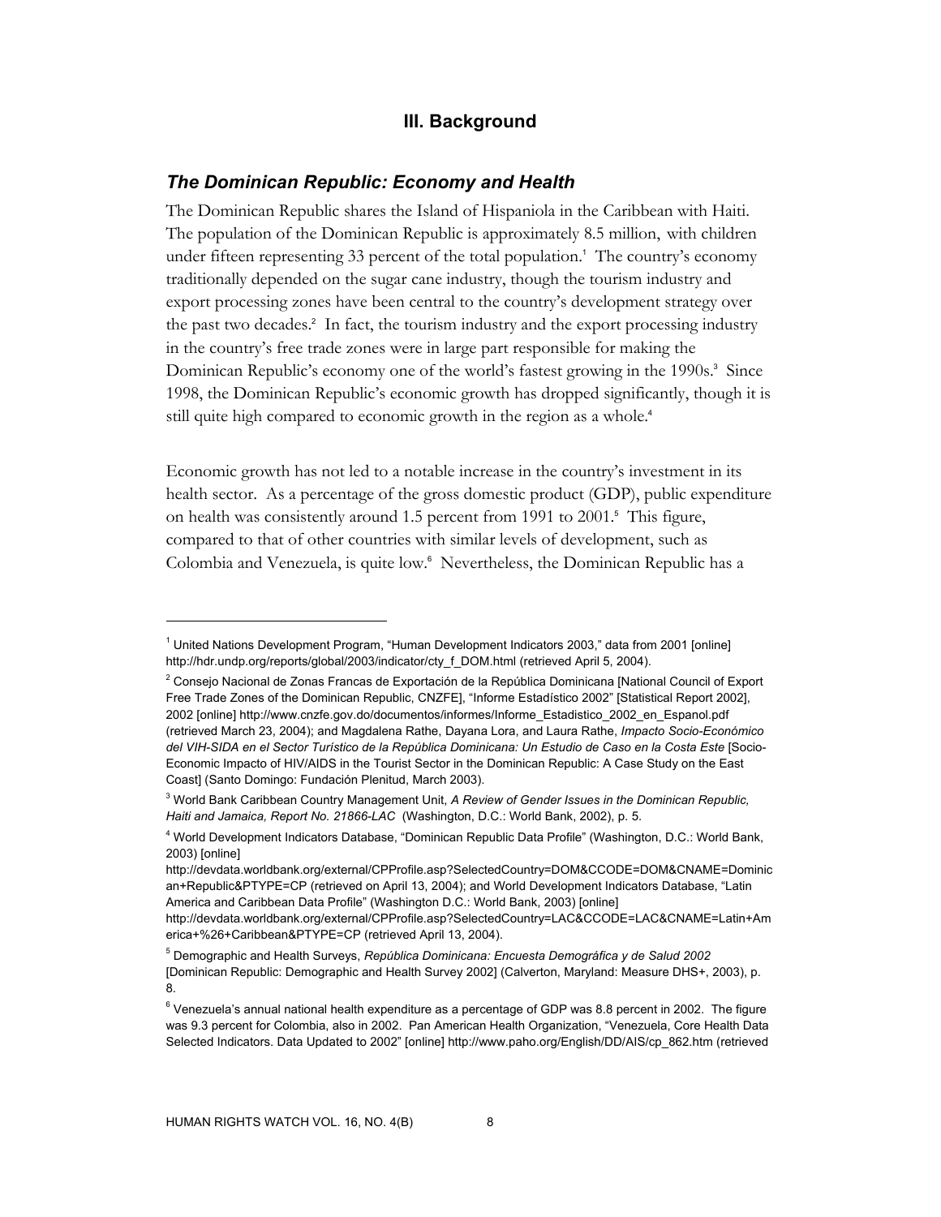# III. Background

## *The Dominican Republic: Economy and Health*

The Dominican Republic shares the Island of Hispaniola in the Caribbean with Haiti. The population of the Dominican Republic is approximately 8.5 million, with children under fifteen representing 33 percent of the total population.[1] The country's economy traditionally depended on the sugar cane industry, though the tourism industry and export processing zones have been central to the country's development strategy over the past two decades.[2] In fact, the tourism industry and the export processing industry in the country's free trade zones were in large part responsible for making the Dominican Republic's economy one of the world's fastest growing in the 1990s.[3] Since 1998, the Dominican Republic's economic growth has dropped significantly, though it is still quite high compared to economic growth in the region as a whole.[4]

Economic growth has not led to a notable increase in the country's investment in its health sector. As a percentage of the gross domestic product (GDP), public expenditure on health was consistently around 1.5 percent from 1991 to 2001.[5] This figure, compared to that of other countries with similar levels of development, such as Colombia and Venezuela, is quite low.[6] Nevertheless, the Dominican Republic has a

---

[1] United Nations Development Program, "Human Development Indicators 2003," data from 2001 [online] http://hdr.undp.org/reports/global/2003/indicator/cty_f_DOM.html (retrieved April 5, 2004).

[2] Consejo Nacional de Zonas Francas de Exportación de la República Dominicana [National Council of Export Free Trade Zones of the Dominican Republic, CNZFE], "Informe Estadístico 2002" [Statistical Report 2002], 2002 [online] http://www.cnzfe.gov.do/documentos/informes/Informe_Estadistico_2002_en_Espanol.pdf (retrieved March 23, 2004); and Magdalena Rathe, Dayana Lora, and Laura Rathe, *Impacto Socio-Económico del VIH-SIDA en el Sector Turístico de la República Dominicana: Un Estudio de Caso en la Costa Este* [Socio-Economic Impact of HIV/AIDS in the Tourist Sector in the Dominican Republic: A Case Study on the East Coast] (Santo Domingo: Fundación Plenitud, March 2003).

[3] World Bank Caribbean Country Management Unit, *A Review of Gender Issues in the Dominican Republic, Haiti and Jamaica, Report No. 21866-LAC* (Washington, D.C.: World Bank, 2002), p. 5.

[4] World Development Indicators Database, "Dominican Republic Data Profile" (Washington, D.C.: World Bank, 2003) [online] http://devdata.worldbank.org/external/CPProfile.asp?SelectedCountry=DOM&CCODE=DOM&CNAME=Dominican+Republic&PTYPE=CP (retrieved on April 13, 2004); and World Development Indicators Database, "Latin America and Caribbean Data Profile" (Washington D.C.: World Bank, 2003) [online] http://devdata.worldbank.org/external/CPProfile.asp?SelectedCountry=LAC&CCODE=LAC&CNAME=Latin+America+%26+Caribbean&PTYPE=CP (retrieved April 13, 2004).

[5] Demographic and Health Surveys, *República Dominicana: Encuesta Demográfica y de Salud 2002* [Dominican Republic: Demographic and Health Survey 2002] (Calverton, Maryland: Measure DHS+, 2003), p. 8.

[6] Venezuela's annual national health expenditure as a percentage of GDP was 8.8 percent in 2002. The figure was 9.3 percent for Colombia, also in 2002. Pan American Health Organization, "Venezuela, Core Health Data Selected Indicators. Data Updated to 2002" [online] http://www.paho.org/English/DD/AIS/cp_862.htm (retrieved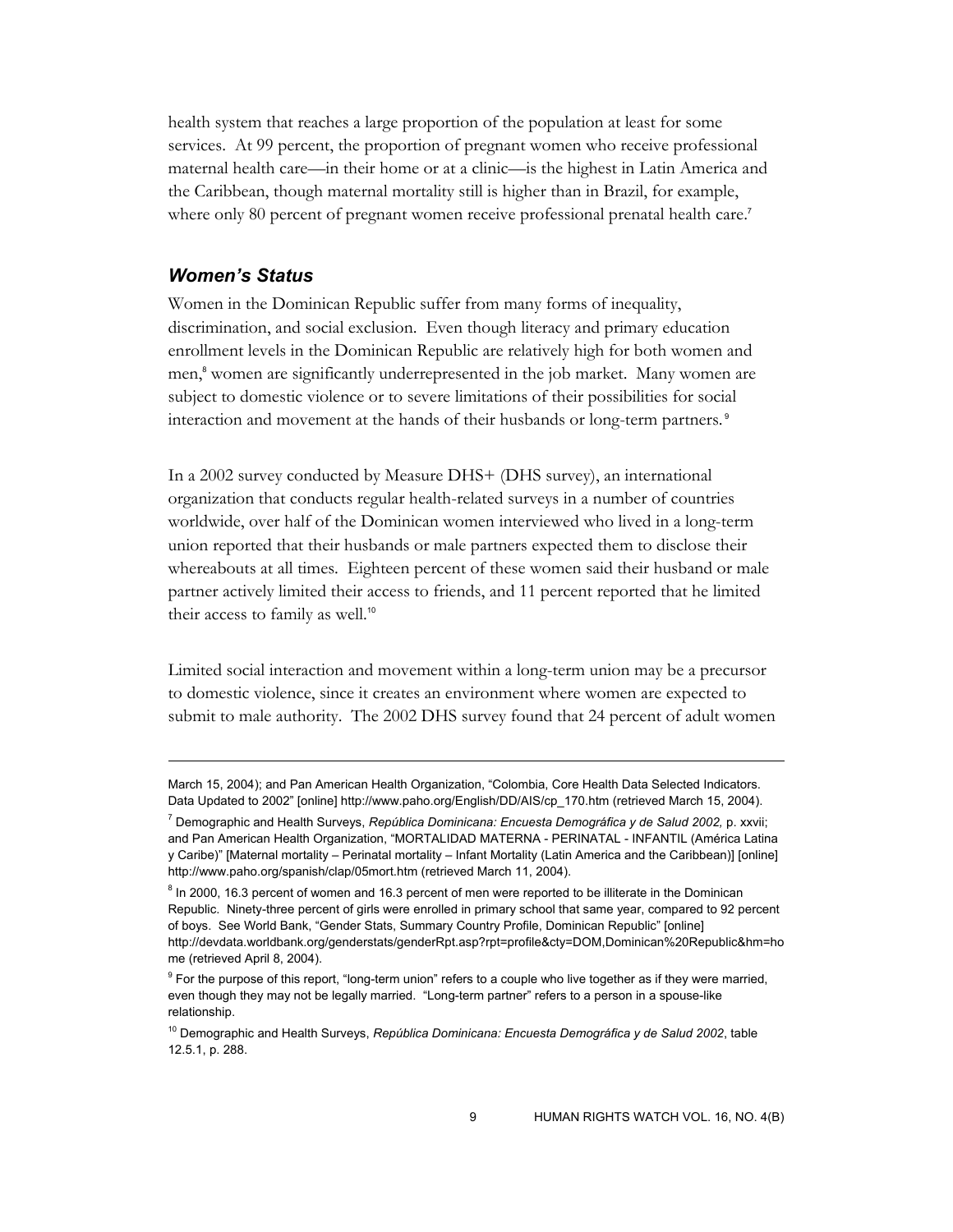health system that reaches a large proportion of the population at least for some services. At 99 percent, the proportion of pregnant women who receive professional maternal health care—in their home or at a clinic—is the highest in Latin America and the Caribbean, though maternal mortality still is higher than in Brazil, for example, where only 80 percent of pregnant women receive professional prenatal health care.[7]

### *Women's Status*

Women in the Dominican Republic suffer from many forms of inequality, discrimination, and social exclusion. Even though literacy and primary education enrollment levels in the Dominican Republic are relatively high for both women and men,[8] women are significantly underrepresented in the job market. Many women are subject to domestic violence or to severe limitations of their possibilities for social interaction and movement at the hands of their husbands or long-term partners.[9]

In a 2002 survey conducted by Measure DHS+ (DHS survey), an international organization that conducts regular health-related surveys in a number of countries worldwide, over half of the Dominican women interviewed who lived in a long-term union reported that their husbands or male partners expected them to disclose their whereabouts at all times. Eighteen percent of these women said their husband or male partner actively limited their access to friends, and 11 percent reported that he limited their access to family as well.[10]

Limited social interaction and movement within a long-term union may be a precursor to domestic violence, since it creates an environment where women are expected to submit to male authority. The 2002 DHS survey found that 24 percent of adult women

---

March 15, 2004); and Pan American Health Organization, "Colombia, Core Health Data Selected Indicators. Data Updated to 2002" [online] http://www.paho.org/English/DD/AIS/cp_170.htm (retrieved March 15, 2004).

[7] Demographic and Health Surveys, *República Dominicana: Encuesta Demográfica y de Salud 2002,* p. xxvii; and Pan American Health Organization, "MORTALIDAD MATERNA - PERINATAL - INFANTIL (América Latina y Caribe)" [Maternal mortality – Perinatal mortality – Infant Mortality (Latin America and the Caribbean)] [online] http://www.paho.org/spanish/clap/05mort.htm (retrieved March 11, 2004).

[8] In 2000, 16.3 percent of women and 16.3 percent of men were reported to be illiterate in the Dominican Republic. Ninety-three percent of girls were enrolled in primary school that same year, compared to 92 percent of boys. See World Bank, "Gender Stats, Summary Country Profile, Dominican Republic" [online] http://devdata.worldbank.org/genderstats/genderRpt.asp?rpt=profile&cty=DOM,Dominican%20Republic&hm=home (retrieved April 8, 2004).

[9] For the purpose of this report, "long-term union" refers to a couple who live together as if they were married, even though they may not be legally married. "Long-term partner" refers to a person in a spouse-like relationship.

[10] Demographic and Health Surveys, *República Dominicana: Encuesta Demográfica y de Salud 2002*, table 12.5.1, p. 288.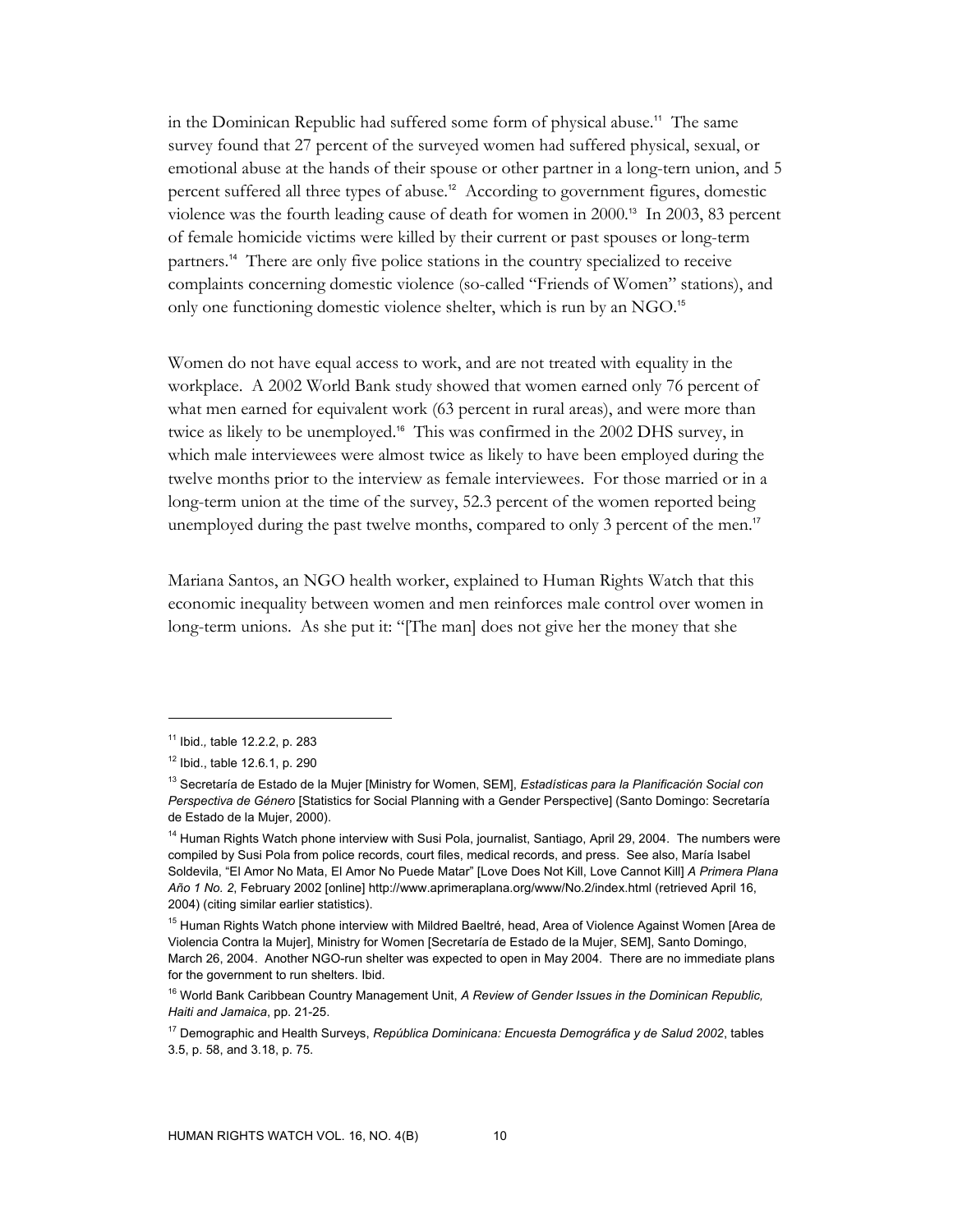in the Dominican Republic had suffered some form of physical abuse.[11] The same survey found that 27 percent of the surveyed women had suffered physical, sexual, or emotional abuse at the hands of their spouse or other partner in a long-tern union, and 5 percent suffered all three types of abuse.[12] According to government figures, domestic violence was the fourth leading cause of death for women in 2000.[13] In 2003, 83 percent of female homicide victims were killed by their current or past spouses or long-term partners.[14] There are only five police stations in the country specialized to receive complaints concerning domestic violence (so-called "Friends of Women" stations), and only one functioning domestic violence shelter, which is run by an NGO.[15]

Women do not have equal access to work, and are not treated with equality in the workplace. A 2002 World Bank study showed that women earned only 76 percent of what men earned for equivalent work (63 percent in rural areas), and were more than twice as likely to be unemployed.[16] This was confirmed in the 2002 DHS survey, in which male interviewees were almost twice as likely to have been employed during the twelve months prior to the interview as female interviewees. For those married or in a long-term union at the time of the survey, 52.3 percent of the women reported being unemployed during the past twelve months, compared to only 3 percent of the men.[17]

Mariana Santos, an NGO health worker, explained to Human Rights Watch that this economic inequality between women and men reinforces male control over women in long-term unions. As she put it: "[The man] does not give her the money that she

---

[11] Ibid., table 12.2.2, p. 283

[12] Ibid., table 12.6.1, p. 290

[13] Secretaría de Estado de la Mujer [Ministry for Women, SEM], *Estadísticas para la Planificación Social con Perspectiva de Género* [Statistics for Social Planning with a Gender Perspective] (Santo Domingo: Secretaría de Estado de la Mujer, 2000).

[14] Human Rights Watch phone interview with Susi Pola, journalist, Santiago, April 29, 2004. The numbers were compiled by Susi Pola from police records, court files, medical records, and press. See also, María Isabel Soldevila, "El Amor No Mata, El Amor No Puede Matar" [Love Does Not Kill, Love Cannot Kill] *A Primera Plana Año 1 No. 2*, February 2002 [online] http://www.aprimeraplana.org/www/No.2/index.html (retrieved April 16, 2004) (citing similar earlier statistics).

[15] Human Rights Watch phone interview with Mildred Baeltré, head, Area of Violence Against Women [Area de Violencia Contra la Mujer], Ministry for Women [Secretaría de Estado de la Mujer, SEM], Santo Domingo, March 26, 2004. Another NGO-run shelter was expected to open in May 2004. There are no immediate plans for the government to run shelters. Ibid.

[16] World Bank Caribbean Country Management Unit, *A Review of Gender Issues in the Dominican Republic, Haiti and Jamaica*, pp. 21-25.

[17] Demographic and Health Surveys, *República Dominicana: Encuesta Demográfica y de Salud 2002*, tables 3.5, p. 58, and 3.18, p. 75.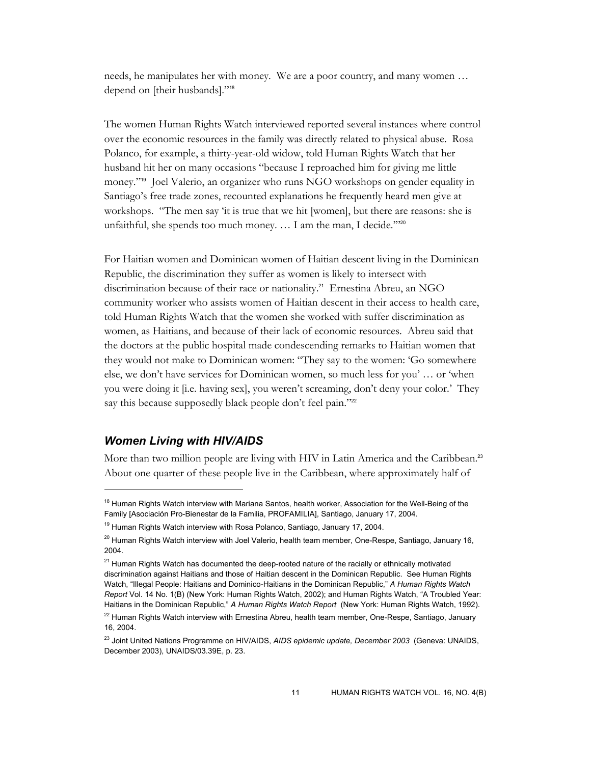needs, he manipulates her with money. We are a poor country, and many women … depend on [their husbands]."[18]

The women Human Rights Watch interviewed reported several instances where control over the economic resources in the family was directly related to physical abuse. Rosa Polanco, for example, a thirty-year-old widow, told Human Rights Watch that her husband hit her on many occasions "because I reproached him for giving me little money."[19] Joel Valerio, an organizer who runs NGO workshops on gender equality in Santiago's free trade zones, recounted explanations he frequently heard men give at workshops. "The men say 'it is true that we hit [women], but there are reasons: she is unfaithful, she spends too much money. … I am the man, I decide.'"[20]

For Haitian women and Dominican women of Haitian descent living in the Dominican Republic, the discrimination they suffer as women is likely to intersect with discrimination because of their race or nationality.[21] Ernestina Abreu, an NGO community worker who assists women of Haitian descent in their access to health care, told Human Rights Watch that the women she worked with suffer discrimination as women, as Haitians, and because of their lack of economic resources. Abreu said that the doctors at the public hospital made condescending remarks to Haitian women that they would not make to Dominican women: "They say to the women: 'Go somewhere else, we don't have services for Dominican women, so much less for you' … or 'when you were doing it [i.e. having sex], you weren't screaming, don't deny your color.' They say this because supposedly black people don't feel pain."[22]

### *Women Living with HIV/AIDS*

More than two million people are living with HIV in Latin America and the Caribbean.[23] About one quarter of these people live in the Caribbean, where approximately half of

---

[18] Human Rights Watch interview with Mariana Santos, health worker, Association for the Well-Being of the Family [Asociación Pro-Bienestar de la Familia, PROFAMILIA], Santiago, January 17, 2004.

[19] Human Rights Watch interview with Rosa Polanco, Santiago, January 17, 2004.

[20] Human Rights Watch interview with Joel Valerio, health team member, One-Respe, Santiago, January 16, 2004.

[21] Human Rights Watch has documented the deep-rooted nature of the racially or ethnically motivated discrimination against Haitians and those of Haitian descent in the Dominican Republic. See Human Rights Watch, "Illegal People: Haitians and Dominico-Haitians in the Dominican Republic," *A Human Rights Watch Report* Vol. 14 No. 1(B) (New York: Human Rights Watch, 2002); and Human Rights Watch, "A Troubled Year: Haitians in the Dominican Republic," *A Human Rights Watch Report* (New York: Human Rights Watch, 1992).

[22] Human Rights Watch interview with Ernestina Abreu, health team member, One-Respe, Santiago, January 16, 2004.

[23] Joint United Nations Programme on HIV/AIDS, *AIDS epidemic update, December 2003* (Geneva: UNAIDS, December 2003), UNAIDS/03.39E, p. 23.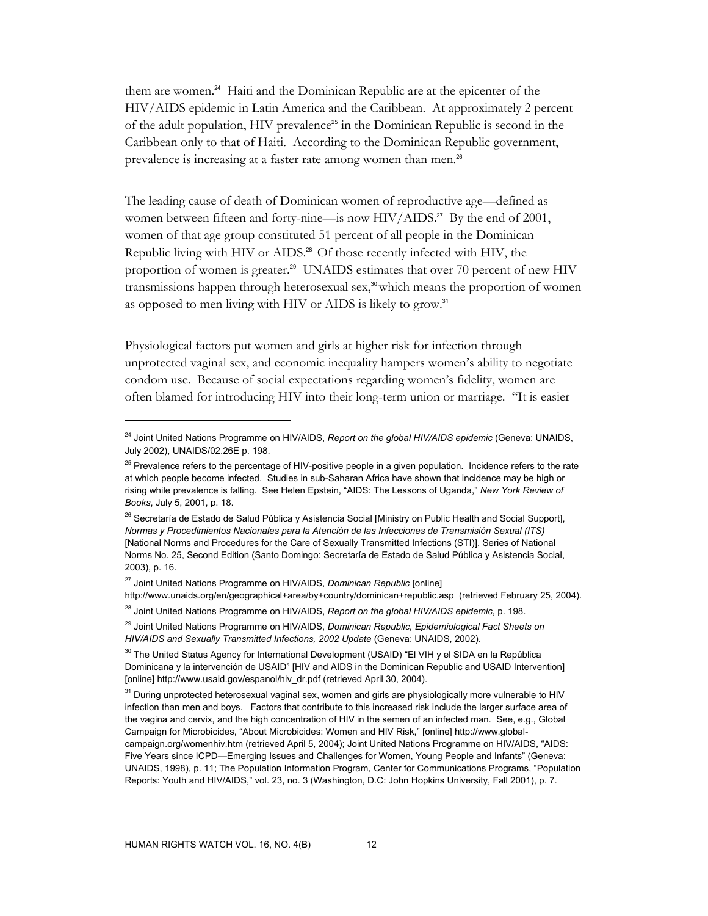them are women.[24] Haiti and the Dominican Republic are at the epicenter of the HIV/AIDS epidemic in Latin America and the Caribbean. At approximately 2 percent of the adult population, HIV prevalence[25] in the Dominican Republic is second in the Caribbean only to that of Haiti. According to the Dominican Republic government, prevalence is increasing at a faster rate among women than men.[26]

The leading cause of death of Dominican women of reproductive age—defined as women between fifteen and forty-nine—is now HIV/AIDS.[27] By the end of 2001, women of that age group constituted 51 percent of all people in the Dominican Republic living with HIV or AIDS.[28] Of those recently infected with HIV, the proportion of women is greater.[29] UNAIDS estimates that over 70 percent of new HIV transmissions happen through heterosexual sex,[30] which means the proportion of women as opposed to men living with HIV or AIDS is likely to grow.[31]

Physiological factors put women and girls at higher risk for infection through unprotected vaginal sex, and economic inequality hampers women's ability to negotiate condom use. Because of social expectations regarding women's fidelity, women are often blamed for introducing HIV into their long-term union or marriage. "It is easier

---

[24] Joint United Nations Programme on HIV/AIDS, *Report on the global HIV/AIDS epidemic* (Geneva: UNAIDS, July 2002), UNAIDS/02.26E p. 198.

[25] Prevalence refers to the percentage of HIV-positive people in a given population. Incidence refers to the rate at which people become infected. Studies in sub-Saharan Africa have shown that incidence may be high or rising while prevalence is falling. See Helen Epstein, "AIDS: The Lessons of Uganda," *New York Review of Books*, July 5, 2001, p. 18.

[26] Secretaría de Estado de Salud Pública y Asistencia Social [Ministry on Public Health and Social Support], *Normas y Procedimientos Nacionales para la Atención de las Infecciones de Transmisión Sexual (ITS)* [National Norms and Procedures for the Care of Sexually Transmitted Infections (STI)], Series of National Norms No. 25, Second Edition (Santo Domingo: Secretaría de Estado de Salud Pública y Asistencia Social, 2003), p. 16.

[27] Joint United Nations Programme on HIV/AIDS, *Dominican Republic* [online] http://www.unaids.org/en/geographical+area/by+country/dominican+republic.asp (retrieved February 25, 2004).

[28] Joint United Nations Programme on HIV/AIDS, *Report on the global HIV/AIDS epidemic*, p. 198.

[29] Joint United Nations Programme on HIV/AIDS, *Dominican Republic, Epidemiological Fact Sheets on HIV/AIDS and Sexually Transmitted Infections, 2002 Update* (Geneva: UNAIDS, 2002).

[30] The United Status Agency for International Development (USAID) "El VIH y el SIDA en la República Dominicana y la intervención de USAID" [HIV and AIDS in the Dominican Republic and USAID Intervention] [online] http://www.usaid.gov/espanol/hiv_dr.pdf (retrieved April 30, 2004).

[31] During unprotected heterosexual vaginal sex, women and girls are physiologically more vulnerable to HIV infection than men and boys. Factors that contribute to this increased risk include the larger surface area of the vagina and cervix, and the high concentration of HIV in the semen of an infected man. See, e.g., Global Campaign for Microbicides, "About Microbicides: Women and HIV Risk," [online] http://www.global-campaign.org/womenhiv.htm (retrieved April 5, 2004); Joint United Nations Programme on HIV/AIDS, "AIDS: Five Years since ICPD—Emerging Issues and Challenges for Women, Young People and Infants" (Geneva: UNAIDS, 1998), p. 11; The Population Information Program, Center for Communications Programs, "Population Reports: Youth and HIV/AIDS," vol. 23, no. 3 (Washington, D.C: John Hopkins University, Fall 2001), p. 7.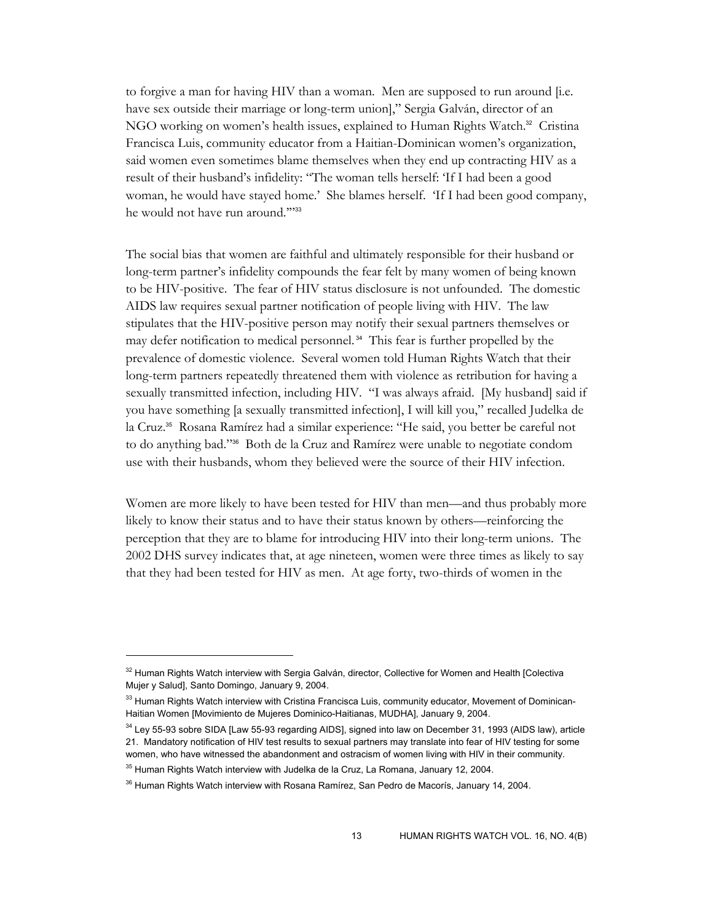to forgive a man for having HIV than a woman. Men are supposed to run around [i.e. have sex outside their marriage or long-term union]," Sergia Galván, director of an NGO working on women's health issues, explained to Human Rights Watch.[32] Cristina Francisca Luis, community educator from a Haitian-Dominican women's organization, said women even sometimes blame themselves when they end up contracting HIV as a result of their husband's infidelity: "The woman tells herself: 'If I had been a good woman, he would have stayed home.' She blames herself. 'If I had been good company, he would not have run around.'"[33]

The social bias that women are faithful and ultimately responsible for their husband or long-term partner's infidelity compounds the fear felt by many women of being known to be HIV-positive. The fear of HIV status disclosure is not unfounded. The domestic AIDS law requires sexual partner notification of people living with HIV. The law stipulates that the HIV-positive person may notify their sexual partners themselves or may defer notification to medical personnel.[34] This fear is further propelled by the prevalence of domestic violence. Several women told Human Rights Watch that their long-term partners repeatedly threatened them with violence as retribution for having a sexually transmitted infection, including HIV. "I was always afraid. [My husband] said if you have something [a sexually transmitted infection], I will kill you," recalled Judelka de la Cruz.[35] Rosana Ramírez had a similar experience: "He said, you better be careful not to do anything bad."[36] Both de la Cruz and Ramírez were unable to negotiate condom use with their husbands, whom they believed were the source of their HIV infection.

Women are more likely to have been tested for HIV than men—and thus probably more likely to know their status and to have their status known by others—reinforcing the perception that they are to blame for introducing HIV into their long-term unions. The 2002 DHS survey indicates that, at age nineteen, women were three times as likely to say that they had been tested for HIV as men. At age forty, two-thirds of women in the

---

[32] Human Rights Watch interview with Sergia Galván, director, Collective for Women and Health [Colectiva Mujer y Salud], Santo Domingo, January 9, 2004.

[33] Human Rights Watch interview with Cristina Francisca Luis, community educator, Movement of Dominican-Haitian Women [Movimiento de Mujeres Dominico-Haitianas, MUDHA], January 9, 2004.

[34] Ley 55-93 sobre SIDA [Law 55-93 regarding AIDS], signed into law on December 31, 1993 (AIDS law), article 21. Mandatory notification of HIV test results to sexual partners may translate into fear of HIV testing for some women, who have witnessed the abandonment and ostracism of women living with HIV in their community.

[35] Human Rights Watch interview with Judelka de la Cruz, La Romana, January 12, 2004.

[36] Human Rights Watch interview with Rosana Ramírez, San Pedro de Macorís, January 14, 2004.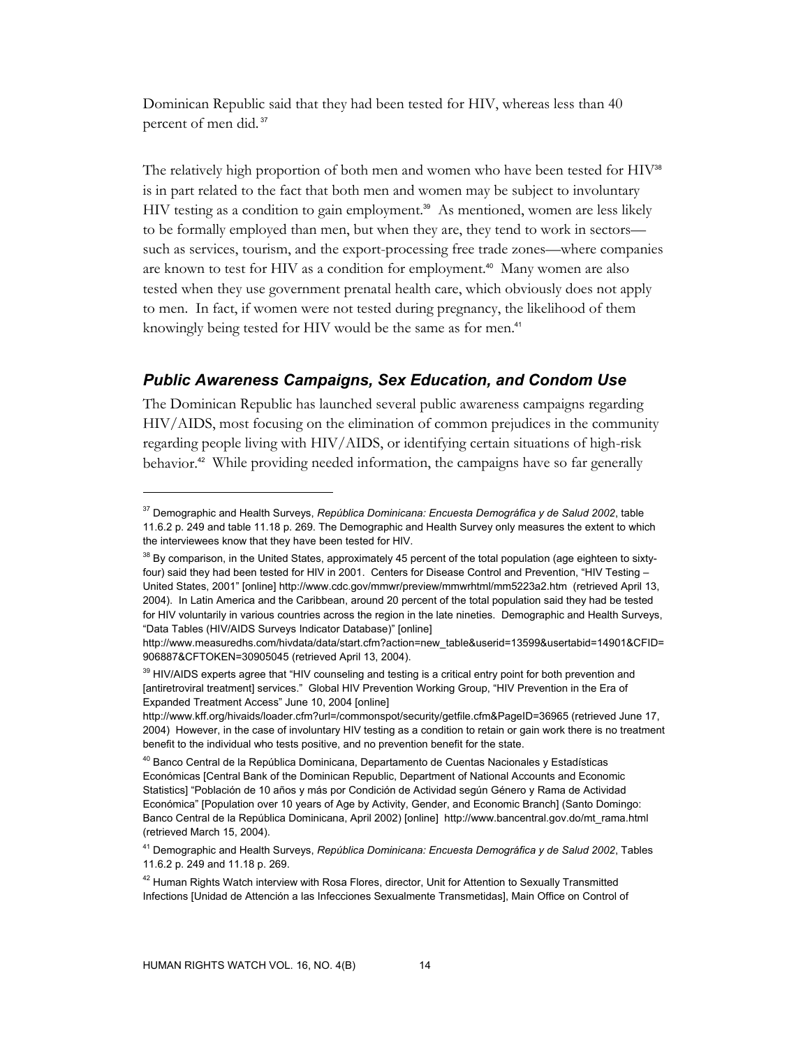Dominican Republic said that they had been tested for HIV, whereas less than 40 percent of men did.[37]

The relatively high proportion of both men and women who have been tested for HIV[38] is in part related to the fact that both men and women may be subject to involuntary HIV testing as a condition to gain employment.[39] As mentioned, women are less likely to be formally employed than men, but when they are, they tend to work in sectors—such as services, tourism, and the export-processing free trade zones—where companies are known to test for HIV as a condition for employment.[40] Many women are also tested when they use government prenatal health care, which obviously does not apply to men. In fact, if women were not tested during pregnancy, the likelihood of them knowingly being tested for HIV would be the same as for men.[41]

### *Public Awareness Campaigns, Sex Education, and Condom Use*

The Dominican Republic has launched several public awareness campaigns regarding HIV/AIDS, most focusing on the elimination of common prejudices in the community regarding people living with HIV/AIDS, or identifying certain situations of high-risk behavior.[42] While providing needed information, the campaigns have so far generally

---

[37] Demographic and Health Surveys, *República Dominicana: Encuesta Demográfica y de Salud 2002*, table 11.6.2 p. 249 and table 11.18 p. 269. The Demographic and Health Survey only measures the extent to which the interviewees know that they have been tested for HIV.

[38] By comparison, in the United States, approximately 45 percent of the total population (age eighteen to sixty-four) said they had been tested for HIV in 2001. Centers for Disease Control and Prevention, "HIV Testing – United States, 2001" [online] http://www.cdc.gov/mmwr/preview/mmwrhtml/mm5223a2.htm (retrieved April 13, 2004). In Latin America and the Caribbean, around 20 percent of the total population said they had be tested for HIV voluntarily in various countries across the region in the late nineties. Demographic and Health Surveys, "Data Tables (HIV/AIDS Surveys Indicator Database)" [online] http://www.measuredhs.com/hivdata/data/start.cfm?action=new_table&userid=13599&usertabid=14901&CFID=906887&CFTOKEN=30905045 (retrieved April 13, 2004).

[39] HIV/AIDS experts agree that "HIV counseling and testing is a critical entry point for both prevention and [antiretroviral treatment] services." Global HIV Prevention Working Group, "HIV Prevention in the Era of Expanded Treatment Access" June 10, 2004 [online] http://www.kff.org/hivaids/loader.cfm?url=/commonspot/security/getfile.cfm&PageID=36965 (retrieved June 17, 2004) However, in the case of involuntary HIV testing as a condition to retain or gain work there is no treatment benefit to the individual who tests positive, and no prevention benefit for the state.

[40] Banco Central de la República Dominicana, Departamento de Cuentas Nacionales y Estadísticas Económicas [Central Bank of the Dominican Republic, Department of National Accounts and Economic Statistics] "Población de 10 años y más por Condición de Actividad según Género y Rama de Actividad Económica" [Population over 10 years of Age by Activity, Gender, and Economic Branch] (Santo Domingo: Banco Central de la República Dominicana, April 2002) [online] http://www.bancentral.gov.do/mt_rama.html (retrieved March 15, 2004).

[41] Demographic and Health Surveys, *República Dominicana: Encuesta Demográfica y de Salud 2002*, Tables 11.6.2 p. 249 and 11.18 p. 269.

[42] Human Rights Watch interview with Rosa Flores, director, Unit for Attention to Sexually Transmitted Infections [Unidad de Attención a las Infecciones Sexualmente Transmetidas], Main Office on Control of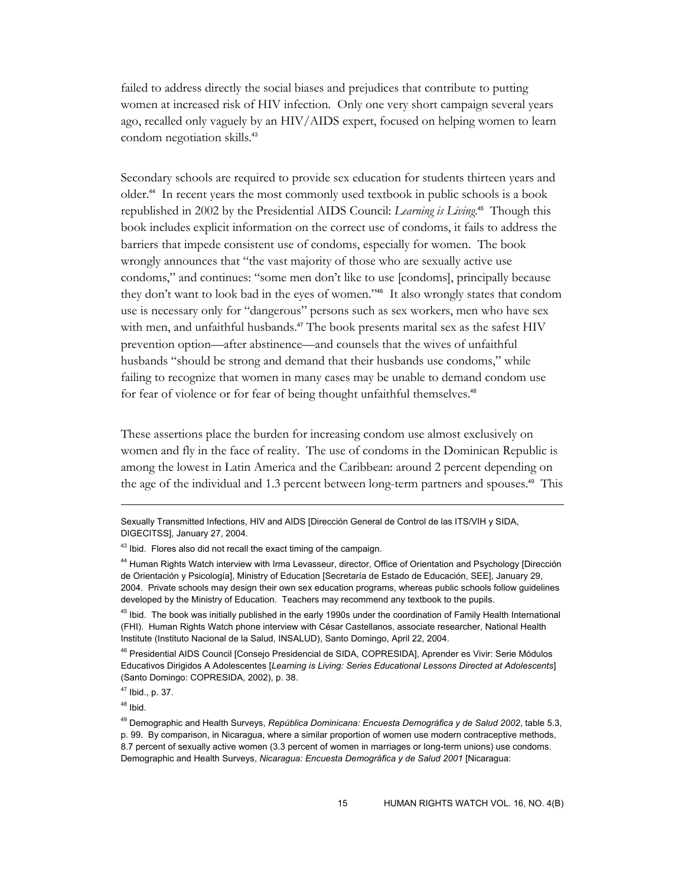failed to address directly the social biases and prejudices that contribute to putting women at increased risk of HIV infection. Only one very short campaign several years ago, recalled only vaguely by an HIV/AIDS expert, focused on helping women to learn condom negotiation skills.[43]

Secondary schools are required to provide sex education for students thirteen years and older.[44] In recent years the most commonly used textbook in public schools is a book republished in 2002 by the Presidential AIDS Council: *Learning is Living*.[45] Though this book includes explicit information on the correct use of condoms, it fails to address the barriers that impede consistent use of condoms, especially for women. The book wrongly announces that "the vast majority of those who are sexually active use condoms," and continues: "some men don't like to use [condoms], principally because they don't want to look bad in the eyes of women."[46] It also wrongly states that condom use is necessary only for "dangerous" persons such as sex workers, men who have sex with men, and unfaithful husbands.[47] The book presents marital sex as the safest HIV prevention option—after abstinence—and counsels that the wives of unfaithful husbands "should be strong and demand that their husbands use condoms," while failing to recognize that women in many cases may be unable to demand condom use for fear of violence or for fear of being thought unfaithful themselves.[48]

These assertions place the burden for increasing condom use almost exclusively on women and fly in the face of reality. The use of condoms in the Dominican Republic is among the lowest in Latin America and the Caribbean: around 2 percent depending on the age of the individual and 1.3 percent between long-term partners and spouses.[49] This

---

Sexually Transmitted Infections, HIV and AIDS [Dirección General de Control de las ITS/VIH y SIDA, DIGECITSS], January 27, 2004.

[43] Ibid. Flores also did not recall the exact timing of the campaign.

[44] Human Rights Watch interview with Irma Levasseur, director, Office of Orientation and Psychology [Dirección de Orientación y Psicología], Ministry of Education [Secretaría de Estado de Educación, SEE], January 29, 2004. Private schools may design their own sex education programs, whereas public schools follow guidelines developed by the Ministry of Education. Teachers may recommend any textbook to the pupils.

[45] Ibid. The book was initially published in the early 1990s under the coordination of Family Health International (FHI). Human Rights Watch phone interview with César Castellanos, associate researcher, National Health Institute (Instituto Nacional de la Salud, INSALUD), Santo Domingo, April 22, 2004.

[46] Presidential AIDS Council [Consejo Presidencial de SIDA, COPRESIDA], Aprender es Vivir: Serie Módulos Educativos Dirigidos A Adolescentes [*Learning is Living: Series Educational Lessons Directed at Adolescents*] (Santo Domingo: COPRESIDA, 2002), p. 38.

[47] Ibid., p. 37.

[48] Ibid.

[49] Demographic and Health Surveys, *República Dominicana: Encuesta Demográfica y de Salud 2002*, table 5.3, p. 99. By comparison, in Nicaragua, where a similar proportion of women use modern contraceptive methods, 8.7 percent of sexually active women (3.3 percent of women in marriages or long-term unions) use condoms. Demographic and Health Surveys, *Nicaragua: Encuesta Demográfica y de Salud 2001* [Nicaragua: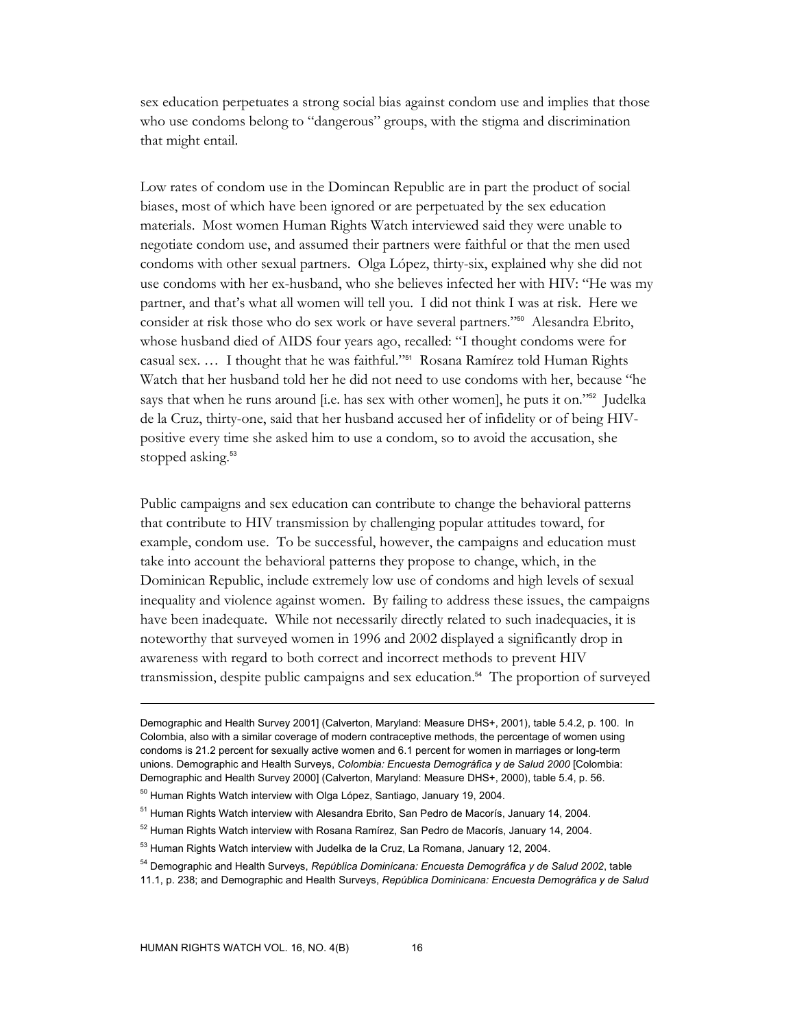sex education perpetuates a strong social bias against condom use and implies that those who use condoms belong to "dangerous" groups, with the stigma and discrimination that might entail.

Low rates of condom use in the Domincan Republic are in part the product of social biases, most of which have been ignored or are perpetuated by the sex education materials. Most women Human Rights Watch interviewed said they were unable to negotiate condom use, and assumed their partners were faithful or that the men used condoms with other sexual partners. Olga López, thirty-six, explained why she did not use condoms with her ex-husband, who she believes infected her with HIV: "He was my partner, and that's what all women will tell you. I did not think I was at risk. Here we consider at risk those who do sex work or have several partners."[50] Alesandra Ebrito, whose husband died of AIDS four years ago, recalled: "I thought condoms were for casual sex. … I thought that he was faithful."[51] Rosana Ramírez told Human Rights Watch that her husband told her he did not need to use condoms with her, because "he says that when he runs around [i.e. has sex with other women], he puts it on."[52] Judelka de la Cruz, thirty-one, said that her husband accused her of infidelity or of being HIV-positive every time she asked him to use a condom, so to avoid the accusation, she stopped asking.[53]

Public campaigns and sex education can contribute to change the behavioral patterns that contribute to HIV transmission by challenging popular attitudes toward, for example, condom use. To be successful, however, the campaigns and education must take into account the behavioral patterns they propose to change, which, in the Dominican Republic, include extremely low use of condoms and high levels of sexual inequality and violence against women. By failing to address these issues, the campaigns have been inadequate. While not necessarily directly related to such inadequacies, it is noteworthy that surveyed women in 1996 and 2002 displayed a significantly drop in awareness with regard to both correct and incorrect methods to prevent HIV transmission, despite public campaigns and sex education.[54] The proportion of surveyed

---

Demographic and Health Survey 2001] (Calverton, Maryland: Measure DHS+, 2001), table 5.4.2, p. 100. In Colombia, also with a similar coverage of modern contraceptive methods, the percentage of women using condoms is 21.2 percent for sexually active women and 6.1 percent for women in marriages or long-term unions. Demographic and Health Surveys, *Colombia: Encuesta Demográfica y de Salud 2000* [Colombia: Demographic and Health Survey 2000] (Calverton, Maryland: Measure DHS+, 2000), table 5.4, p. 56.

[50] Human Rights Watch interview with Olga López, Santiago, January 19, 2004.

[51] Human Rights Watch interview with Alesandra Ebrito, San Pedro de Macorís, January 14, 2004.

[52] Human Rights Watch interview with Rosana Ramírez, San Pedro de Macorís, January 14, 2004.

[53] Human Rights Watch interview with Judelka de la Cruz, La Romana, January 12, 2004.

[54] Demographic and Health Surveys, *República Dominicana: Encuesta Demográfica y de Salud 2002*, table 11.1, p. 238; and Demographic and Health Surveys, *República Dominicana: Encuesta Demográfica y de Salud*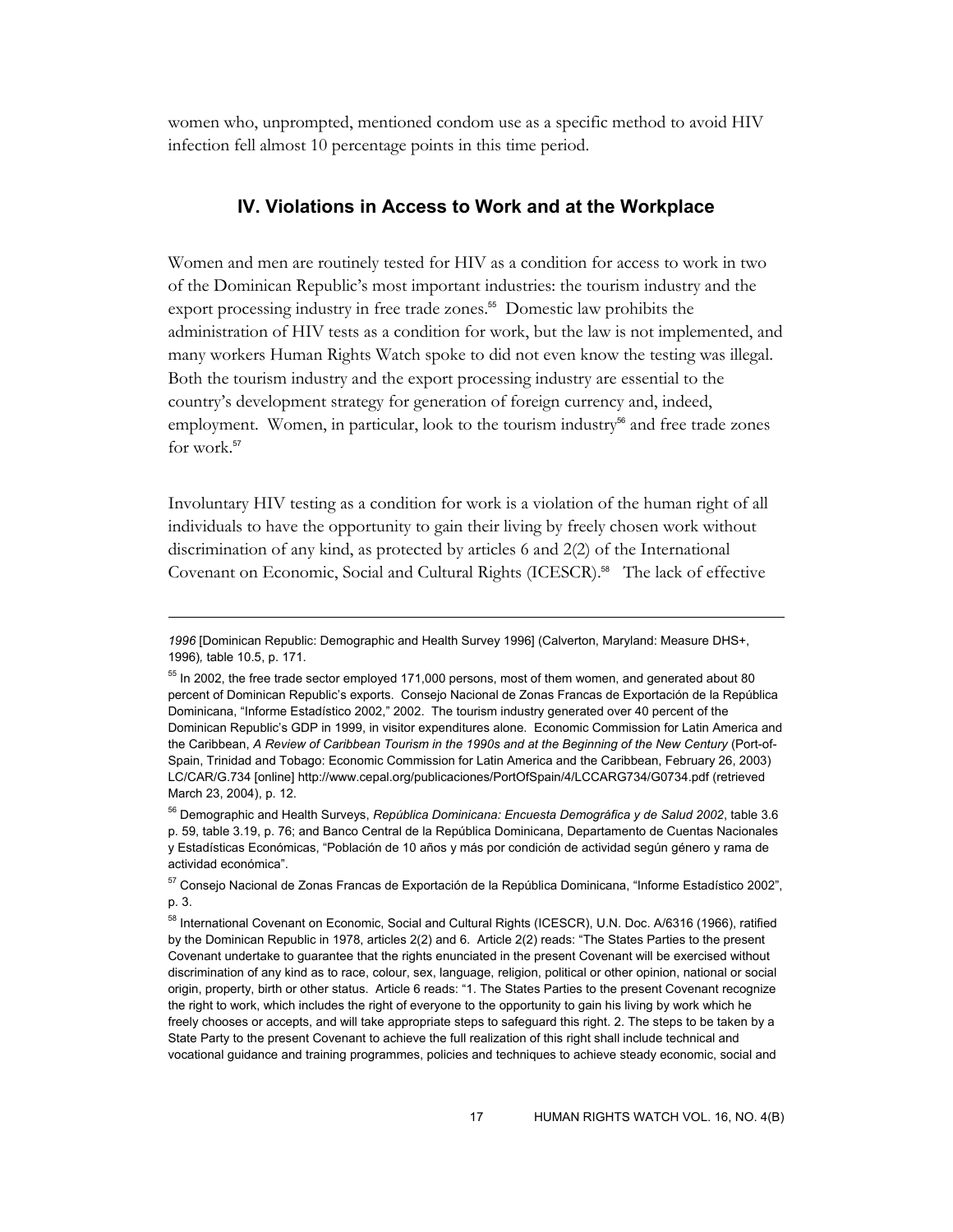women who, unprompted, mentioned condom use as a specific method to avoid HIV infection fell almost 10 percentage points in this time period.

## IV. Violations in Access to Work and at the Workplace

Women and men are routinely tested for HIV as a condition for access to work in two of the Dominican Republic's most important industries: the tourism industry and the export processing industry in free trade zones.[55] Domestic law prohibits the administration of HIV tests as a condition for work, but the law is not implemented, and many workers Human Rights Watch spoke to did not even know the testing was illegal. Both the tourism industry and the export processing industry are essential to the country's development strategy for generation of foreign currency and, indeed, employment. Women, in particular, look to the tourism industry[56] and free trade zones for work.[57]

Involuntary HIV testing as a condition for work is a violation of the human right of all individuals to have the opportunity to gain their living by freely chosen work without discrimination of any kind, as protected by articles 6 and 2(2) of the International Covenant on Economic, Social and Cultural Rights (ICESCR).[58] The lack of effective

---

*1996* [Dominican Republic: Demographic and Health Survey 1996] (Calverton, Maryland: Measure DHS+, 1996)*,* table 10.5, p. 171.

[55] In 2002, the free trade sector employed 171,000 persons, most of them women, and generated about 80 percent of Dominican Republic's exports. Consejo Nacional de Zonas Francas de Exportación de la República Dominicana, "Informe Estadístico 2002," 2002. The tourism industry generated over 40 percent of the Dominican Republic's GDP in 1999, in visitor expenditures alone. Economic Commission for Latin America and the Caribbean, *A Review of Caribbean Tourism in the 1990s and at the Beginning of the New Century* (Port-of-Spain, Trinidad and Tobago: Economic Commission for Latin America and the Caribbean, February 26, 2003) LC/CAR/G.734 [online] http://www.cepal.org/publicaciones/PortOfSpain/4/LCCARG734/G0734.pdf (retrieved March 23, 2004), p. 12.

[56] Demographic and Health Surveys, *República Dominicana: Encuesta Demográfica y de Salud 2002*, table 3.6 p. 59, table 3.19, p. 76; and Banco Central de la República Dominicana, Departamento de Cuentas Nacionales y Estadísticas Económicas, "Población de 10 años y más por condición de actividad según género y rama de actividad económica".

[57] Consejo Nacional de Zonas Francas de Exportación de la República Dominicana, "Informe Estadístico 2002", p. 3.

[58] International Covenant on Economic, Social and Cultural Rights (ICESCR), U.N. Doc. A/6316 (1966), ratified by the Dominican Republic in 1978, articles 2(2) and 6. Article 2(2) reads: "The States Parties to the present Covenant undertake to guarantee that the rights enunciated in the present Covenant will be exercised without discrimination of any kind as to race, colour, sex, language, religion, political or other opinion, national or social origin, property, birth or other status. Article 6 reads: "1. The States Parties to the present Covenant recognize the right to work, which includes the right of everyone to the opportunity to gain his living by work which he freely chooses or accepts, and will take appropriate steps to safeguard this right. 2. The steps to be taken by a State Party to the present Covenant to achieve the full realization of this right shall include technical and vocational guidance and training programmes, policies and techniques to achieve steady economic, social and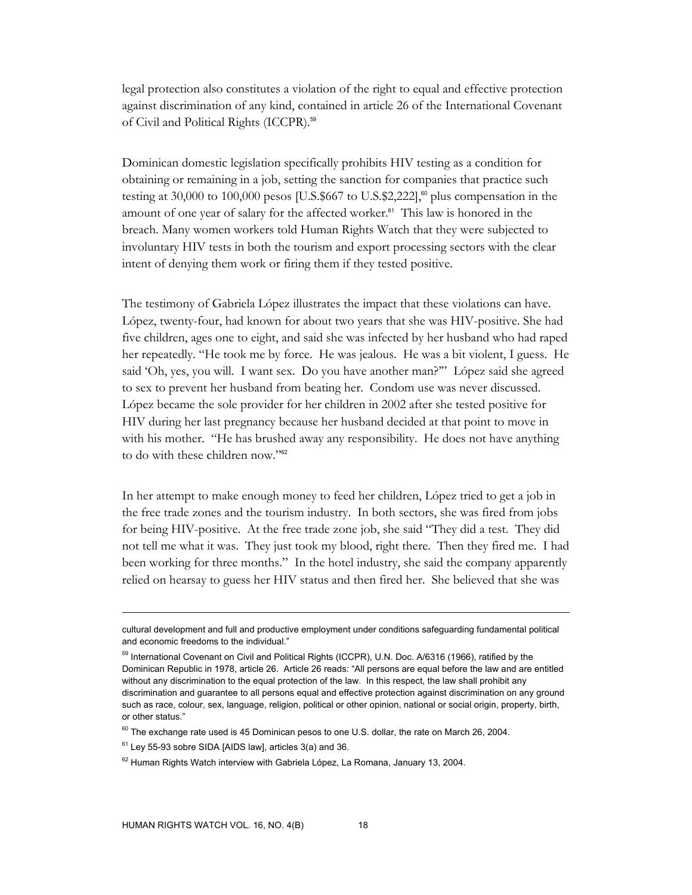legal protection also constitutes a violation of the right to equal and effective protection against discrimination of any kind, contained in article 26 of the International Covenant of Civil and Political Rights (ICCPR).[59]

Dominican domestic legislation specifically prohibits HIV testing as a condition for obtaining or remaining in a job, setting the sanction for companies that practice such testing at 30,000 to 100,000 pesos [U.S.$667 to U.S.$2,222],[60] plus compensation in the amount of one year of salary for the affected worker.[61] This law is honored in the breach. Many women workers told Human Rights Watch that they were subjected to involuntary HIV tests in both the tourism and export processing sectors with the clear intent of denying them work or firing them if they tested positive.

The testimony of Gabriela López illustrates the impact that these violations can have. López, twenty-four, had known for about two years that she was HIV-positive. She had five children, ages one to eight, and said she was infected by her husband who had raped her repeatedly. "He took me by force. He was jealous. He was a bit violent, I guess. He said 'Oh, yes, you will. I want sex. Do you have another man?'" López said she agreed to sex to prevent her husband from beating her. Condom use was never discussed. López became the sole provider for her children in 2002 after she tested positive for HIV during her last pregnancy because her husband decided at that point to move in with his mother. "He has brushed away any responsibility. He does not have anything to do with these children now."[62]

In her attempt to make enough money to feed her children, López tried to get a job in the free trade zones and the tourism industry. In both sectors, she was fired from jobs for being HIV-positive. At the free trade zone job, she said "They did a test. They did not tell me what it was. They just took my blood, right there. Then they fired me. I had been working for three months." In the hotel industry, she said the company apparently relied on hearsay to guess her HIV status and then fired her. She believed that she was

---

cultural development and full and productive employment under conditions safeguarding fundamental political and economic freedoms to the individual."

[59] International Covenant on Civil and Political Rights (ICCPR), U.N. Doc. A/6316 (1966), ratified by the Dominican Republic in 1978, article 26. Article 26 reads: "All persons are equal before the law and are entitled without any discrimination to the equal protection of the law. In this respect, the law shall prohibit any discrimination and guarantee to all persons equal and effective protection against discrimination on any ground such as race, colour, sex, language, religion, political or other opinion, national or social origin, property, birth, or other status."

[60] The exchange rate used is 45 Dominican pesos to one U.S. dollar, the rate on March 26, 2004.

[61] Ley 55-93 sobre SIDA [AIDS law], articles 3(a) and 36.

[62] Human Rights Watch interview with Gabriela López, La Romana, January 13, 2004.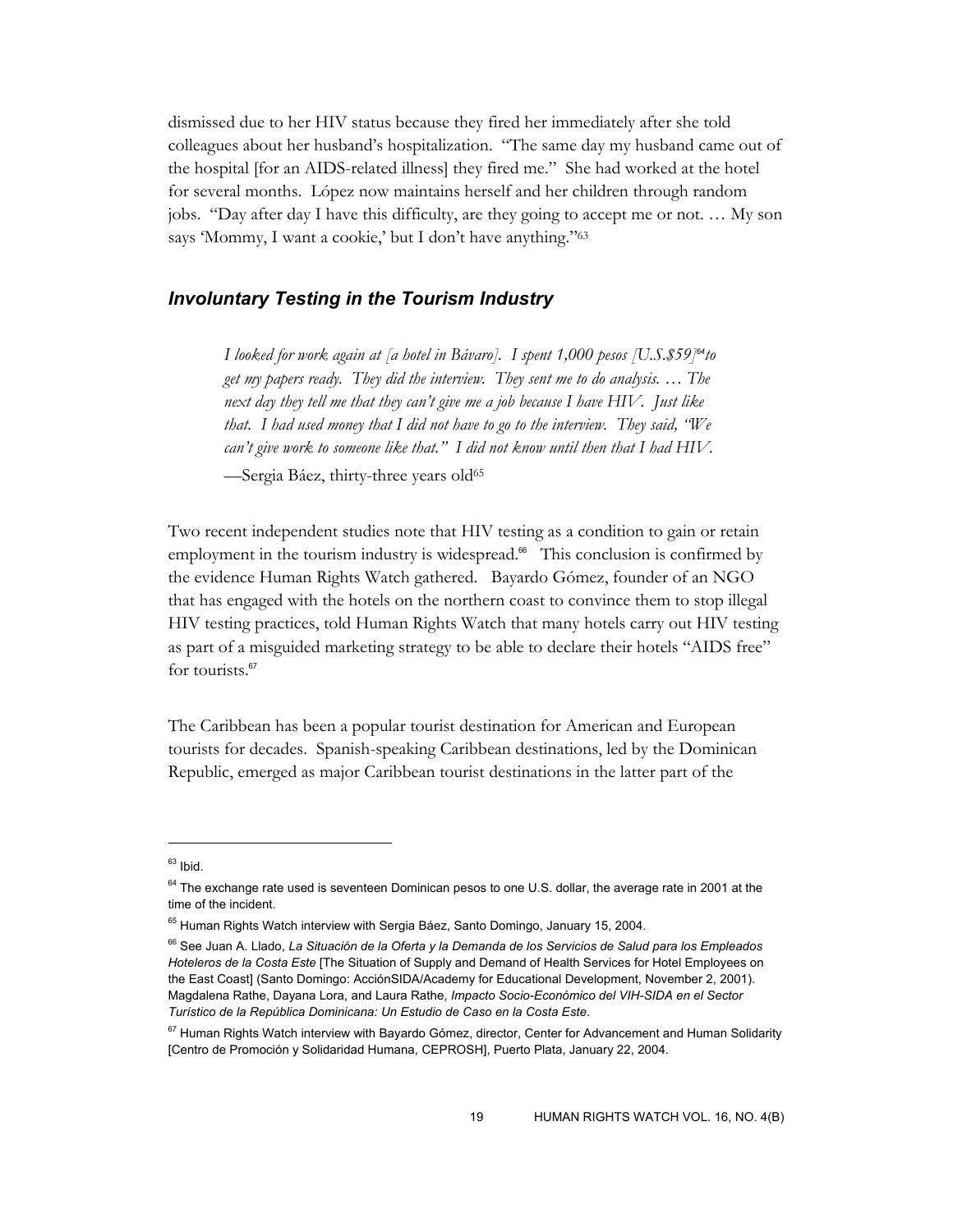dismissed due to her HIV status because they fired her immediately after she told colleagues about her husband's hospitalization. "The same day my husband came out of the hospital [for an AIDS-related illness] they fired me." She had worked at the hotel for several months. López now maintains herself and her children through random jobs. "Day after day I have this difficulty, are they going to accept me or not. … My son says 'Mommy, I want a cookie,' but I don't have anything."[63]

### *Involuntary Testing in the Tourism Industry*

> *I looked for work again at [a hotel in Bávaro]. I spent 1,000 pesos [U.S.$59][64] to get my papers ready. They did the interview. They sent me to do analysis. … The next day they tell me that they can't give me a job because I have HIV. Just like that. I had used money that I did not have to go to the interview. They said, "We can't give work to someone like that." I did not know until then that I had HIV.*
>
> —Sergia Báez, thirty-three years old[65]

Two recent independent studies note that HIV testing as a condition to gain or retain employment in the tourism industry is widespread.[66] This conclusion is confirmed by the evidence Human Rights Watch gathered. Bayardo Gómez, founder of an NGO that has engaged with the hotels on the northern coast to convince them to stop illegal HIV testing practices, told Human Rights Watch that many hotels carry out HIV testing as part of a misguided marketing strategy to be able to declare their hotels "AIDS free" for tourists.[67]

The Caribbean has been a popular tourist destination for American and European tourists for decades. Spanish-speaking Caribbean destinations, led by the Dominican Republic, emerged as major Caribbean tourist destinations in the latter part of the

---

[63] Ibid.

[64] The exchange rate used is seventeen Dominican pesos to one U.S. dollar, the average rate in 2001 at the time of the incident.

[65] Human Rights Watch interview with Sergia Báez, Santo Domingo, January 15, 2004.

[66] See Juan A. Llado, *La Situación de la Oferta y la Demanda de los Servicios de Salud para los Empleados Hoteleros de la Costa Este* [The Situation of Supply and Demand of Health Services for Hotel Employees on the East Coast] (Santo Domingo: AcciónSIDA/Academy for Educational Development, November 2, 2001). Magdalena Rathe, Dayana Lora, and Laura Rathe, *Impacto Socio-Económico del VIH-SIDA en el Sector Turístico de la República Dominicana: Un Estudio de Caso en la Costa Este*.

[67] Human Rights Watch interview with Bayardo Gómez, director, Center for Advancement and Human Solidarity [Centro de Promoción y Solidaridad Humana, CEPROSH], Puerto Plata, January 22, 2004.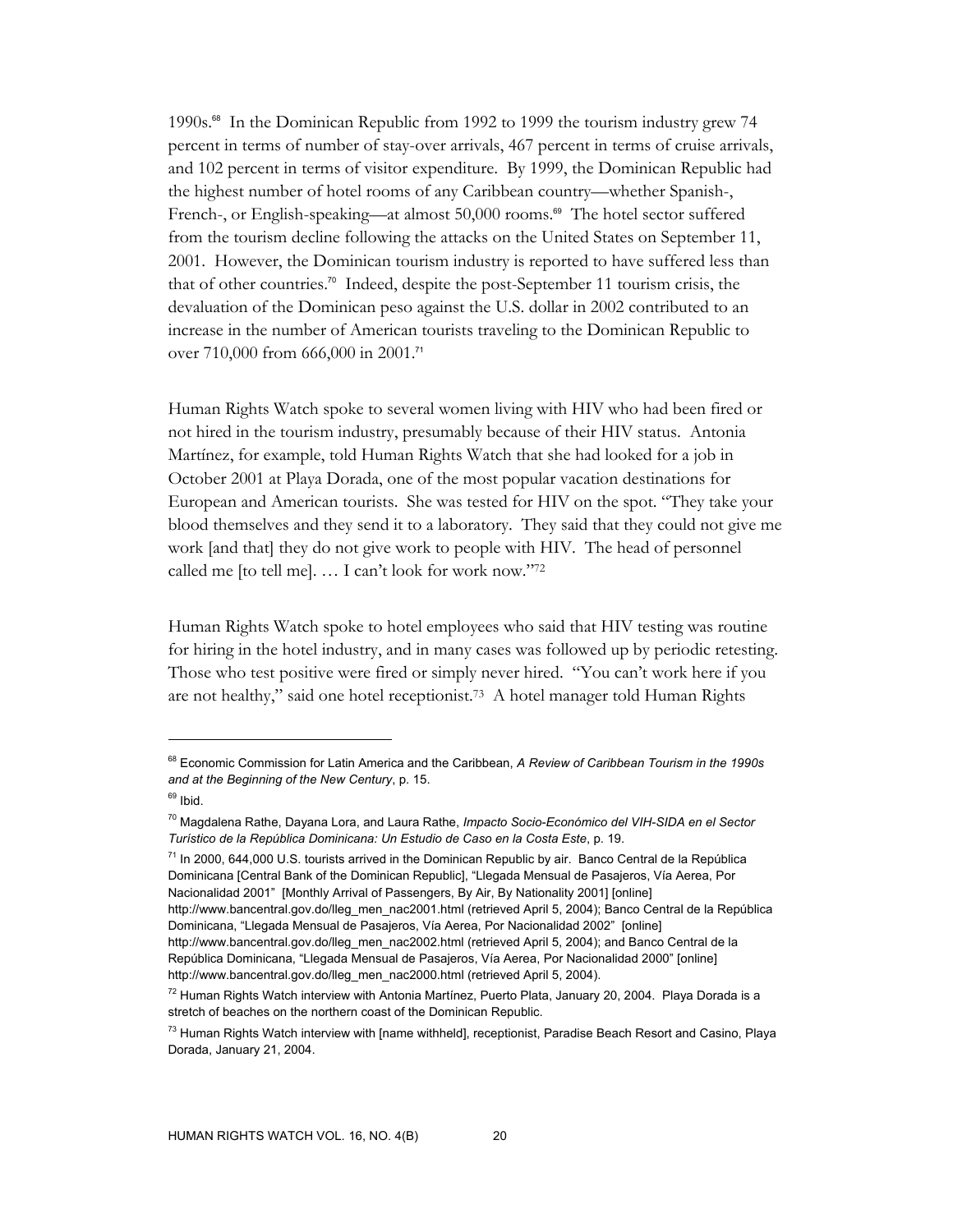1990s.[68] In the Dominican Republic from 1992 to 1999 the tourism industry grew 74 percent in terms of number of stay-over arrivals, 467 percent in terms of cruise arrivals, and 102 percent in terms of visitor expenditure. By 1999, the Dominican Republic had the highest number of hotel rooms of any Caribbean country—whether Spanish-, French-, or English-speaking—at almost 50,000 rooms.[69] The hotel sector suffered from the tourism decline following the attacks on the United States on September 11, 2001. However, the Dominican tourism industry is reported to have suffered less than that of other countries.[70] Indeed, despite the post-September 11 tourism crisis, the devaluation of the Dominican peso against the U.S. dollar in 2002 contributed to an increase in the number of American tourists traveling to the Dominican Republic to over 710,000 from 666,000 in 2001.[71]

Human Rights Watch spoke to several women living with HIV who had been fired or not hired in the tourism industry, presumably because of their HIV status. Antonia Martínez, for example, told Human Rights Watch that she had looked for a job in October 2001 at Playa Dorada, one of the most popular vacation destinations for European and American tourists. She was tested for HIV on the spot. "They take your blood themselves and they send it to a laboratory. They said that they could not give me work [and that] they do not give work to people with HIV. The head of personnel called me [to tell me]. … I can't look for work now."[72]

Human Rights Watch spoke to hotel employees who said that HIV testing was routine for hiring in the hotel industry, and in many cases was followed up by periodic retesting. Those who test positive were fired or simply never hired. "You can't work here if you are not healthy," said one hotel receptionist.[73] A hotel manager told Human Rights

---

[68] Economic Commission for Latin America and the Caribbean, *A Review of Caribbean Tourism in the 1990s and at the Beginning of the New Century*, p. 15.

[69] Ibid.

[70] Magdalena Rathe, Dayana Lora, and Laura Rathe, *Impacto Socio-Económico del VIH-SIDA en el Sector Turístico de la República Dominicana: Un Estudio de Caso en la Costa Este*, p. 19.

[71] In 2000, 644,000 U.S. tourists arrived in the Dominican Republic by air. Banco Central de la República Dominicana [Central Bank of the Dominican Republic], "Llegada Mensual de Pasajeros, Vía Aerea, Por Nacionalidad 2001" [Monthly Arrival of Passengers, By Air, By Nationality 2001] [online] http://www.bancentral.gov.do/lleg_men_nac2001.html (retrieved April 5, 2004); Banco Central de la República Dominicana, "Llegada Mensual de Pasajeros, Vía Aerea, Por Nacionalidad 2002" [online] http://www.bancentral.gov.do/lleg_men_nac2002.html (retrieved April 5, 2004); and Banco Central de la República Dominicana, "Llegada Mensual de Pasajeros, Vía Aerea, Por Nacionalidad 2000" [online] http://www.bancentral.gov.do/lleg_men_nac2000.html (retrieved April 5, 2004).

[72] Human Rights Watch interview with Antonia Martínez, Puerto Plata, January 20, 2004. Playa Dorada is a stretch of beaches on the northern coast of the Dominican Republic.

[73] Human Rights Watch interview with [name withheld], receptionist, Paradise Beach Resort and Casino, Playa Dorada, January 21, 2004.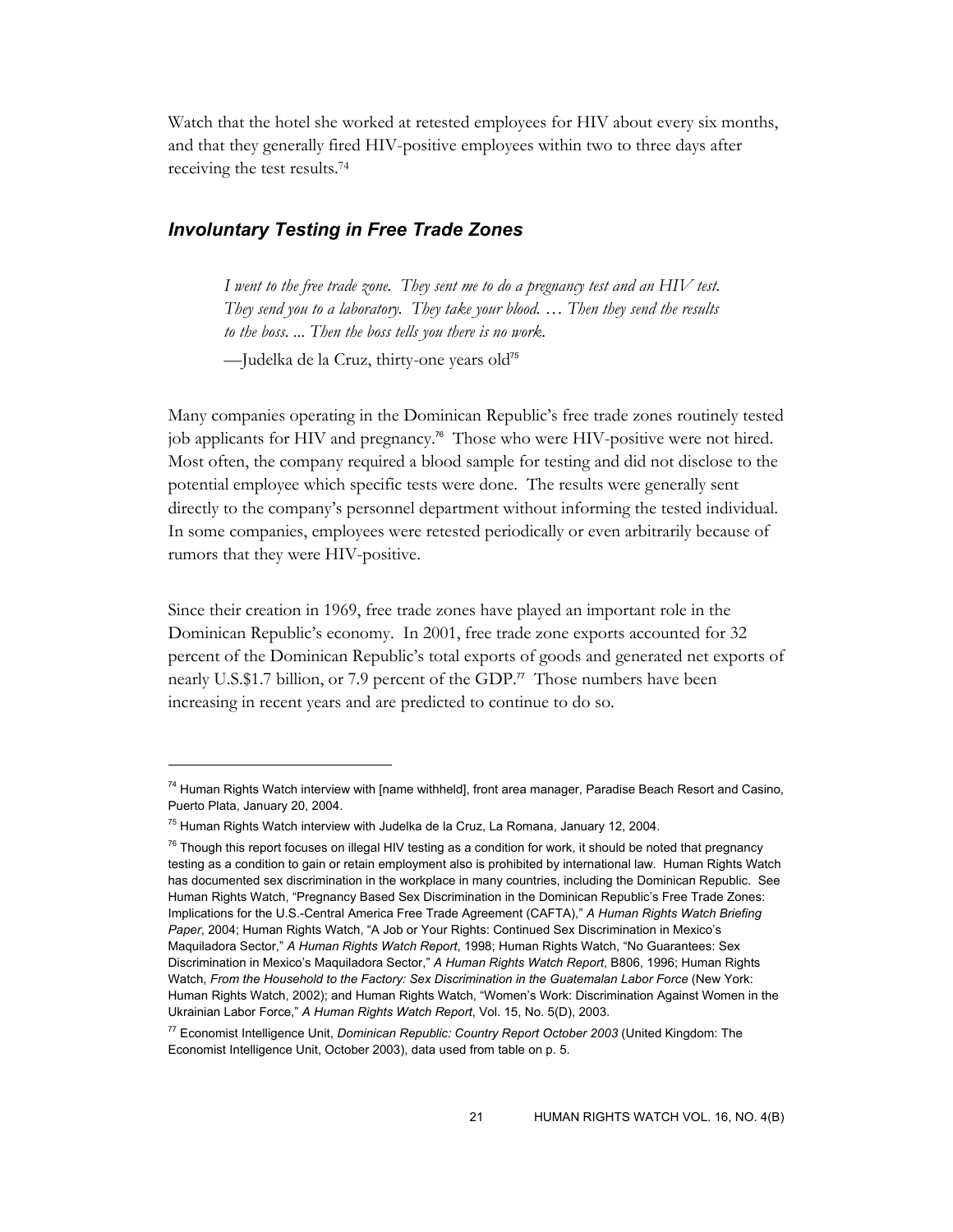Watch that the hotel she worked at retested employees for HIV about every six months, and that they generally fired HIV-positive employees within two to three days after receiving the test results.[74]

### *Involuntary Testing in Free Trade Zones*

> *I went to the free trade zone. They sent me to do a pregnancy test and an HIV test. They send you to a laboratory. They take your blood. … Then they send the results to the boss. ... Then the boss tells you there is no work.*
>
> —Judelka de la Cruz, thirty-one years old[75]

Many companies operating in the Dominican Republic's free trade zones routinely tested job applicants for HIV and pregnancy.[76] Those who were HIV-positive were not hired. Most often, the company required a blood sample for testing and did not disclose to the potential employee which specific tests were done. The results were generally sent directly to the company's personnel department without informing the tested individual. In some companies, employees were retested periodically or even arbitrarily because of rumors that they were HIV-positive.

Since their creation in 1969, free trade zones have played an important role in the Dominican Republic's economy. In 2001, free trade zone exports accounted for 32 percent of the Dominican Republic's total exports of goods and generated net exports of nearly U.S.$1.7 billion, or 7.9 percent of the GDP.[77] Those numbers have been increasing in recent years and are predicted to continue to do so.

---

[74] Human Rights Watch interview with [name withheld], front area manager, Paradise Beach Resort and Casino, Puerto Plata, January 20, 2004.

[75] Human Rights Watch interview with Judelka de la Cruz, La Romana, January 12, 2004.

[76] Though this report focuses on illegal HIV testing as a condition for work, it should be noted that pregnancy testing as a condition to gain or retain employment also is prohibited by international law. Human Rights Watch has documented sex discrimination in the workplace in many countries, including the Dominican Republic. See Human Rights Watch, "Pregnancy Based Sex Discrimination in the Dominican Republic's Free Trade Zones: Implications for the U.S.-Central America Free Trade Agreement (CAFTA)," *A Human Rights Watch Briefing Paper*, 2004; Human Rights Watch, "A Job or Your Rights: Continued Sex Discrimination in Mexico's Maquiladora Sector," *A Human Rights Watch Report*, 1998; Human Rights Watch, "No Guarantees: Sex Discrimination in Mexico's Maquiladora Sector," *A Human Rights Watch Report*, B806, 1996; Human Rights Watch, *From the Household to the Factory: Sex Discrimination in the Guatemalan Labor Force* (New York: Human Rights Watch, 2002); and Human Rights Watch, "Women's Work: Discrimination Against Women in the Ukrainian Labor Force," *A Human Rights Watch Report*, Vol. 15, No. 5(D), 2003.

[77] Economist Intelligence Unit, *Dominican Republic: Country Report October 2003* (United Kingdom: The Economist Intelligence Unit, October 2003), data used from table on p. 5.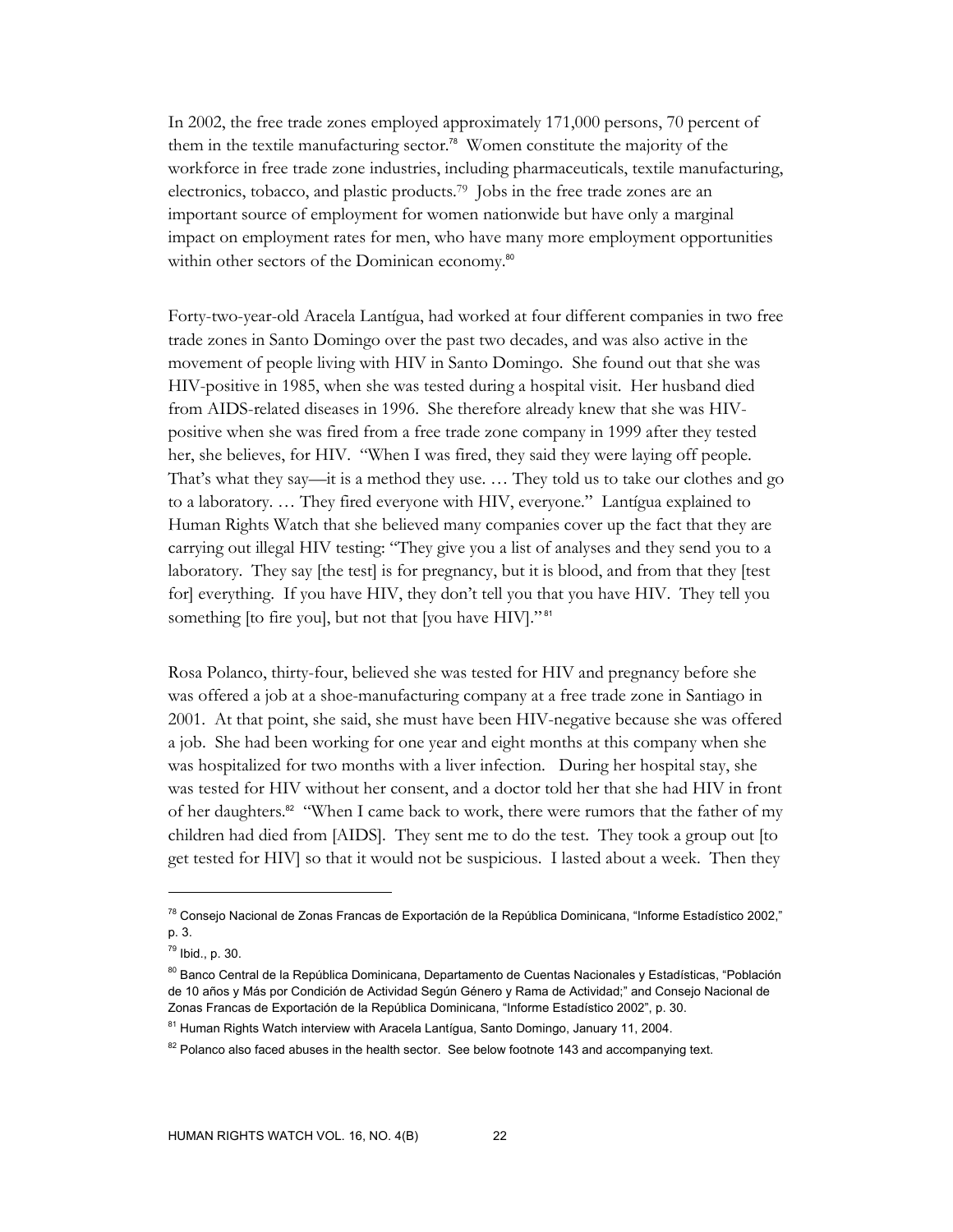In 2002, the free trade zones employed approximately 171,000 persons, 70 percent of them in the textile manufacturing sector.[78] Women constitute the majority of the workforce in free trade zone industries, including pharmaceuticals, textile manufacturing, electronics, tobacco, and plastic products.[79] Jobs in the free trade zones are an important source of employment for women nationwide but have only a marginal impact on employment rates for men, who have many more employment opportunities within other sectors of the Dominican economy.[80]

Forty-two-year-old Aracela Lantígua, had worked at four different companies in two free trade zones in Santo Domingo over the past two decades, and was also active in the movement of people living with HIV in Santo Domingo. She found out that she was HIV-positive in 1985, when she was tested during a hospital visit. Her husband died from AIDS-related diseases in 1996. She therefore already knew that she was HIV-positive when she was fired from a free trade zone company in 1999 after they tested her, she believes, for HIV. "When I was fired, they said they were laying off people. That's what they say—it is a method they use. … They told us to take our clothes and go to a laboratory. … They fired everyone with HIV, everyone." Lantígua explained to Human Rights Watch that she believed many companies cover up the fact that they are carrying out illegal HIV testing: "They give you a list of analyses and they send you to a laboratory. They say [the test] is for pregnancy, but it is blood, and from that they [test for] everything. If you have HIV, they don't tell you that you have HIV. They tell you something [to fire you], but not that [you have HIV]."[81]

Rosa Polanco, thirty-four, believed she was tested for HIV and pregnancy before she was offered a job at a shoe-manufacturing company at a free trade zone in Santiago in 2001. At that point, she said, she must have been HIV-negative because she was offered a job. She had been working for one year and eight months at this company when she was hospitalized for two months with a liver infection. During her hospital stay, she was tested for HIV without her consent, and a doctor told her that she had HIV in front of her daughters.[82] "When I came back to work, there were rumors that the father of my children had died from [AIDS]. They sent me to do the test. They took a group out [to get tested for HIV] so that it would not be suspicious. I lasted about a week. Then they

---

[78] Consejo Nacional de Zonas Francas de Exportación de la República Dominicana, "Informe Estadístico 2002," p. 3.

[79] Ibid., p. 30.

[80] Banco Central de la República Dominicana, Departamento de Cuentas Nacionales y Estadísticas, "Población de 10 años y Más por Condición de Actividad Según Género y Rama de Actividad;" and Consejo Nacional de Zonas Francas de Exportación de la República Dominicana, "Informe Estadístico 2002", p. 30.

[81] Human Rights Watch interview with Aracela Lantígua, Santo Domingo, January 11, 2004.

[82] Polanco also faced abuses in the health sector. See below footnote 143 and accompanying text.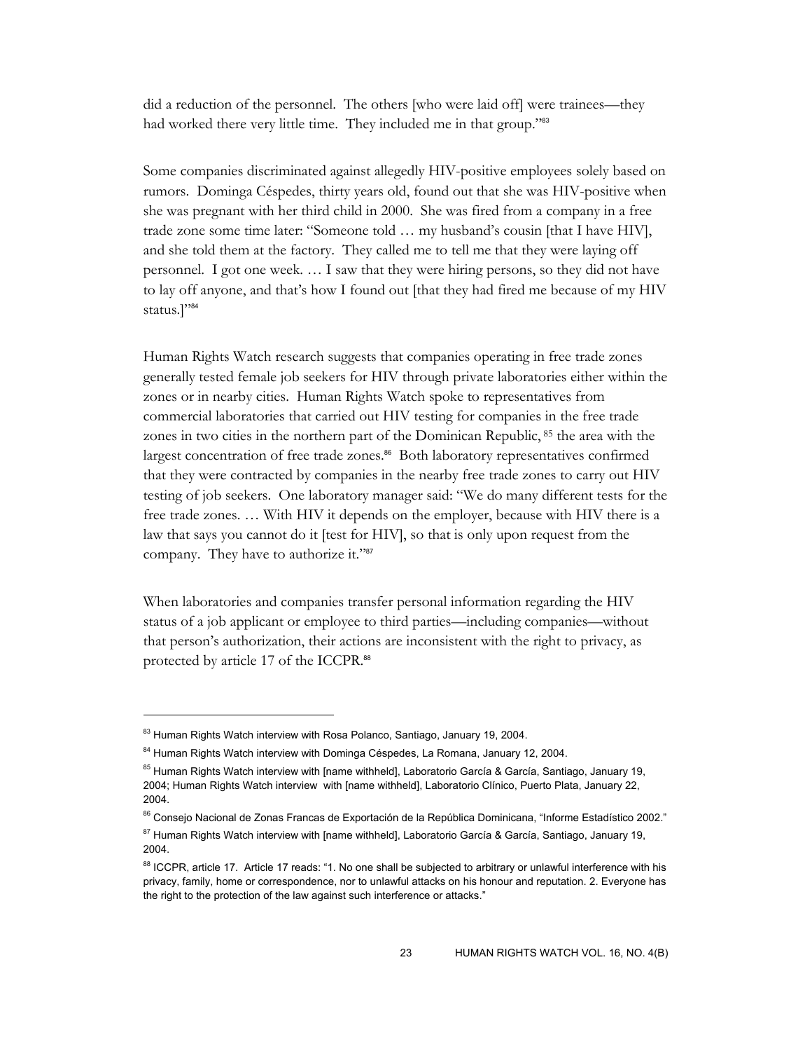did a reduction of the personnel. The others [who were laid off] were trainees—they had worked there very little time. They included me in that group."[83]

Some companies discriminated against allegedly HIV-positive employees solely based on rumors. Dominga Céspedes, thirty years old, found out that she was HIV-positive when she was pregnant with her third child in 2000. She was fired from a company in a free trade zone some time later: "Someone told … my husband's cousin [that I have HIV], and she told them at the factory. They called me to tell me that they were laying off personnel. I got one week. … I saw that they were hiring persons, so they did not have to lay off anyone, and that's how I found out [that they had fired me because of my HIV status.]"[84]

Human Rights Watch research suggests that companies operating in free trade zones generally tested female job seekers for HIV through private laboratories either within the zones or in nearby cities. Human Rights Watch spoke to representatives from commercial laboratories that carried out HIV testing for companies in the free trade zones in two cities in the northern part of the Dominican Republic,[85] the area with the largest concentration of free trade zones.[86] Both laboratory representatives confirmed that they were contracted by companies in the nearby free trade zones to carry out HIV testing of job seekers. One laboratory manager said: "We do many different tests for the free trade zones. … With HIV it depends on the employer, because with HIV there is a law that says you cannot do it [test for HIV], so that is only upon request from the company. They have to authorize it."[87]

When laboratories and companies transfer personal information regarding the HIV status of a job applicant or employee to third parties—including companies—without that person's authorization, their actions are inconsistent with the right to privacy, as protected by article 17 of the ICCPR.[88]

---

[83] Human Rights Watch interview with Rosa Polanco, Santiago, January 19, 2004.

[84] Human Rights Watch interview with Dominga Céspedes, La Romana, January 12, 2004.

[85] Human Rights Watch interview with [name withheld], Laboratorio García & García, Santiago, January 19, 2004; Human Rights Watch interview with [name withheld], Laboratorio Clínico, Puerto Plata, January 22, 2004.

[86] Consejo Nacional de Zonas Francas de Exportación de la República Dominicana, "Informe Estadístico 2002."

[87] Human Rights Watch interview with [name withheld], Laboratorio García & García, Santiago, January 19, 2004.

[88] ICCPR, article 17. Article 17 reads: "1. No one shall be subjected to arbitrary or unlawful interference with his privacy, family, home or correspondence, nor to unlawful attacks on his honour and reputation. 2. Everyone has the right to the protection of the law against such interference or attacks."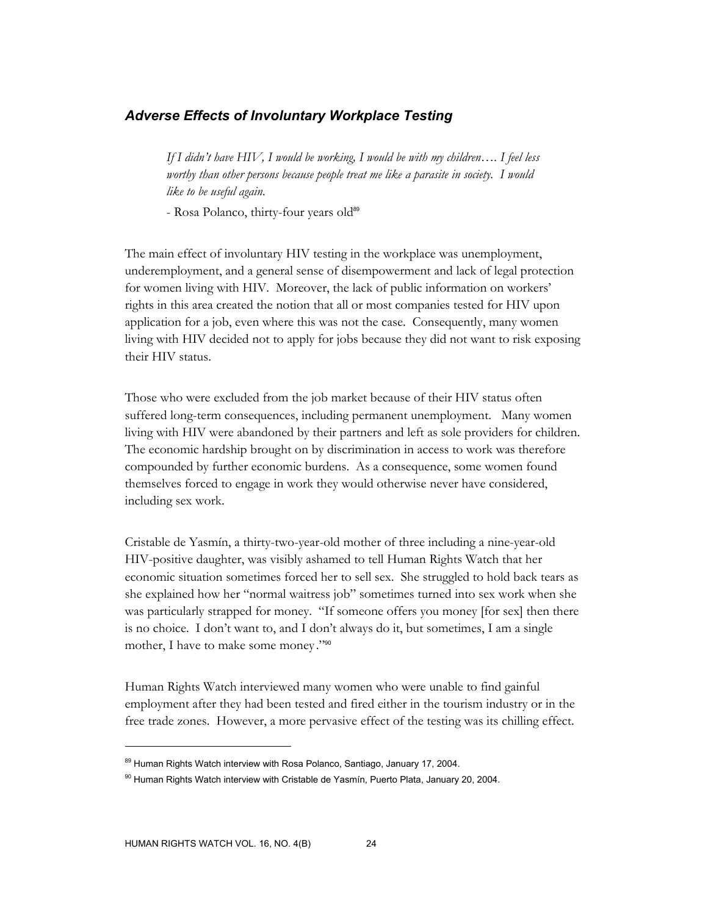### *Adverse Effects of Involuntary Workplace Testing*

> *If I didn't have HIV, I would be working, I would be with my children…. I feel less worthy than other persons because people treat me like a parasite in society. I would like to be useful again.*
>
> - Rosa Polanco, thirty-four years old[89]

The main effect of involuntary HIV testing in the workplace was unemployment, underemployment, and a general sense of disempowerment and lack of legal protection for women living with HIV. Moreover, the lack of public information on workers' rights in this area created the notion that all or most companies tested for HIV upon application for a job, even where this was not the case. Consequently, many women living with HIV decided not to apply for jobs because they did not want to risk exposing their HIV status.

Those who were excluded from the job market because of their HIV status often suffered long-term consequences, including permanent unemployment. Many women living with HIV were abandoned by their partners and left as sole providers for children. The economic hardship brought on by discrimination in access to work was therefore compounded by further economic burdens. As a consequence, some women found themselves forced to engage in work they would otherwise never have considered, including sex work.

Cristable de Yasmín, a thirty-two-year-old mother of three including a nine-year-old HIV-positive daughter, was visibly ashamed to tell Human Rights Watch that her economic situation sometimes forced her to sell sex. She struggled to hold back tears as she explained how her "normal waitress job" sometimes turned into sex work when she was particularly strapped for money. "If someone offers you money [for sex] then there is no choice. I don't want to, and I don't always do it, but sometimes, I am a single mother, I have to make some money."[90]

Human Rights Watch interviewed many women who were unable to find gainful employment after they had been tested and fired either in the tourism industry or in the free trade zones. However, a more pervasive effect of the testing was its chilling effect.

---

[89] Human Rights Watch interview with Rosa Polanco, Santiago, January 17, 2004.

[90] Human Rights Watch interview with Cristable de Yasmín, Puerto Plata, January 20, 2004.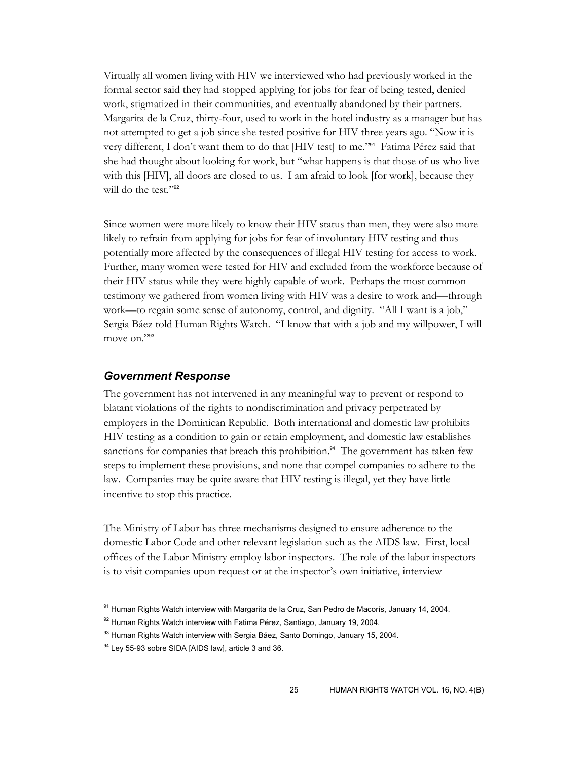Virtually all women living with HIV we interviewed who had previously worked in the formal sector said they had stopped applying for jobs for fear of being tested, denied work, stigmatized in their communities, and eventually abandoned by their partners. Margarita de la Cruz, thirty-four, used to work in the hotel industry as a manager but has not attempted to get a job since she tested positive for HIV three years ago. "Now it is very different, I don't want them to do that [HIV test] to me."[91] Fatima Pérez said that she had thought about looking for work, but "what happens is that those of us who live with this [HIV], all doors are closed to us. I am afraid to look [for work], because they will do the test."[92]

Since women were more likely to know their HIV status than men, they were also more likely to refrain from applying for jobs for fear of involuntary HIV testing and thus potentially more affected by the consequences of illegal HIV testing for access to work. Further, many women were tested for HIV and excluded from the workforce because of their HIV status while they were highly capable of work. Perhaps the most common testimony we gathered from women living with HIV was a desire to work and—through work—to regain some sense of autonomy, control, and dignity. "All I want is a job," Sergia Báez told Human Rights Watch. "I know that with a job and my willpower, I will move on."[93]

### *Government Response*

The government has not intervened in any meaningful way to prevent or respond to blatant violations of the rights to nondiscrimination and privacy perpetrated by employers in the Dominican Republic. Both international and domestic law prohibits HIV testing as a condition to gain or retain employment, and domestic law establishes sanctions for companies that breach this prohibition.[94] The government has taken few steps to implement these provisions, and none that compel companies to adhere to the law. Companies may be quite aware that HIV testing is illegal, yet they have little incentive to stop this practice.

The Ministry of Labor has three mechanisms designed to ensure adherence to the domestic Labor Code and other relevant legislation such as the AIDS law. First, local offices of the Labor Ministry employ labor inspectors. The role of the labor inspectors is to visit companies upon request or at the inspector's own initiative, interview

---

[91] Human Rights Watch interview with Margarita de la Cruz, San Pedro de Macorís, January 14, 2004.

[92] Human Rights Watch interview with Fatima Pérez, Santiago, January 19, 2004.

[93] Human Rights Watch interview with Sergia Báez, Santo Domingo, January 15, 2004.

[94] Ley 55-93 sobre SIDA [AIDS law], article 3 and 36.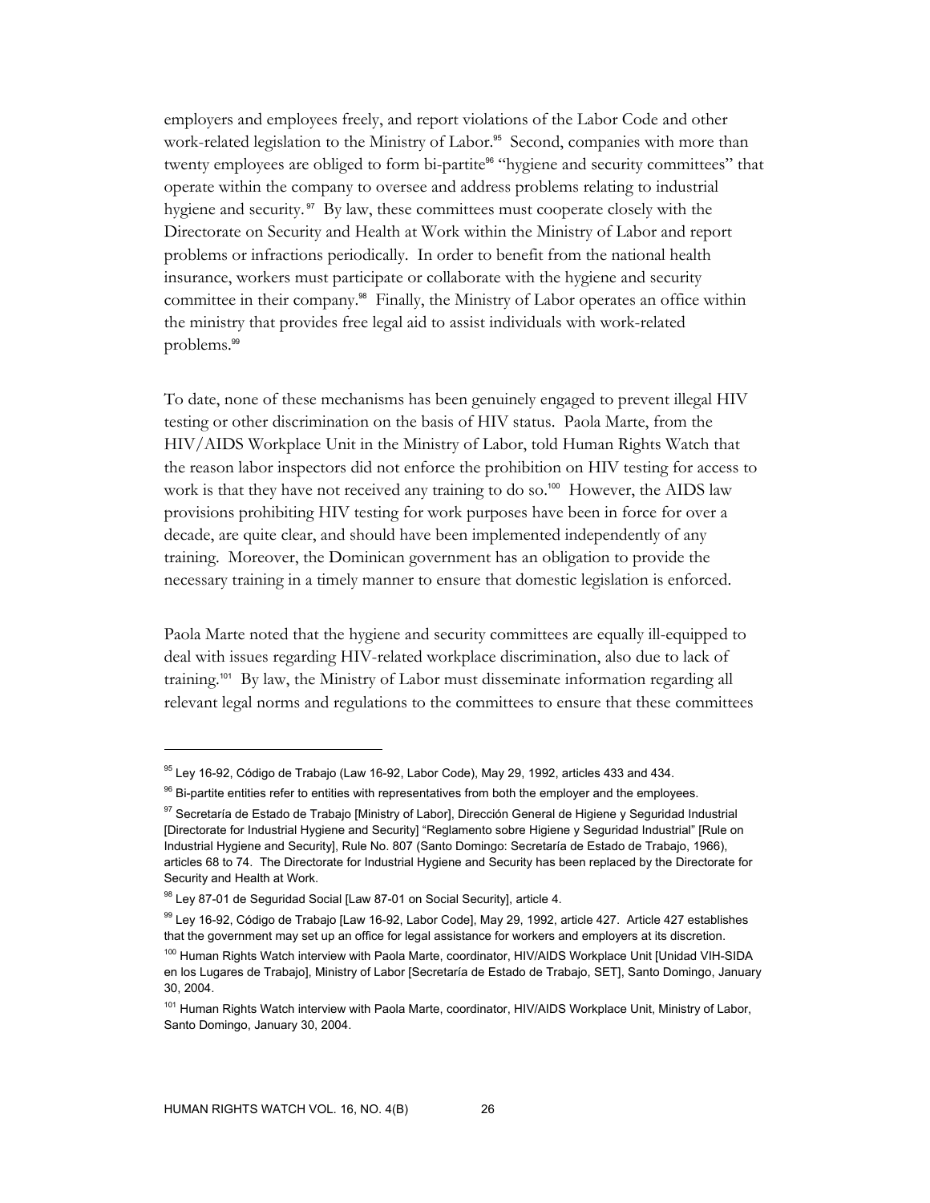employers and employees freely, and report violations of the Labor Code and other work-related legislation to the Ministry of Labor.[95] Second, companies with more than twenty employees are obliged to form bi-partite[96] "hygiene and security committees" that operate within the company to oversee and address problems relating to industrial hygiene and security.[97] By law, these committees must cooperate closely with the Directorate on Security and Health at Work within the Ministry of Labor and report problems or infractions periodically. In order to benefit from the national health insurance, workers must participate or collaborate with the hygiene and security committee in their company.[98] Finally, the Ministry of Labor operates an office within the ministry that provides free legal aid to assist individuals with work-related problems.[99]

To date, none of these mechanisms has been genuinely engaged to prevent illegal HIV testing or other discrimination on the basis of HIV status. Paola Marte, from the HIV/AIDS Workplace Unit in the Ministry of Labor, told Human Rights Watch that the reason labor inspectors did not enforce the prohibition on HIV testing for access to work is that they have not received any training to do so.[100] However, the AIDS law provisions prohibiting HIV testing for work purposes have been in force for over a decade, are quite clear, and should have been implemented independently of any training. Moreover, the Dominican government has an obligation to provide the necessary training in a timely manner to ensure that domestic legislation is enforced.

Paola Marte noted that the hygiene and security committees are equally ill-equipped to deal with issues regarding HIV-related workplace discrimination, also due to lack of training.[101] By law, the Ministry of Labor must disseminate information regarding all relevant legal norms and regulations to the committees to ensure that these committees

---

[95] Ley 16-92, Código de Trabajo (Law 16-92, Labor Code), May 29, 1992, articles 433 and 434.

[96] Bi-partite entities refer to entities with representatives from both the employer and the employees.

[97] Secretaría de Estado de Trabajo [Ministry of Labor], Dirección General de Higiene y Seguridad Industrial [Directorate for Industrial Hygiene and Security] "Reglamento sobre Higiene y Seguridad Industrial" [Rule on Industrial Hygiene and Security], Rule No. 807 (Santo Domingo: Secretaría de Estado de Trabajo, 1966), articles 68 to 74. The Directorate for Industrial Hygiene and Security has been replaced by the Directorate for Security and Health at Work.

[98] Ley 87-01 de Seguridad Social [Law 87-01 on Social Security], article 4.

[99] Ley 16-92, Código de Trabajo [Law 16-92, Labor Code], May 29, 1992, article 427. Article 427 establishes that the government may set up an office for legal assistance for workers and employers at its discretion.

[100] Human Rights Watch interview with Paola Marte, coordinator, HIV/AIDS Workplace Unit [Unidad VIH-SIDA en los Lugares de Trabajo], Ministry of Labor [Secretaría de Estado de Trabajo, SET], Santo Domingo, January 30, 2004.

[101] Human Rights Watch interview with Paola Marte, coordinator, HIV/AIDS Workplace Unit, Ministry of Labor, Santo Domingo, January 30, 2004.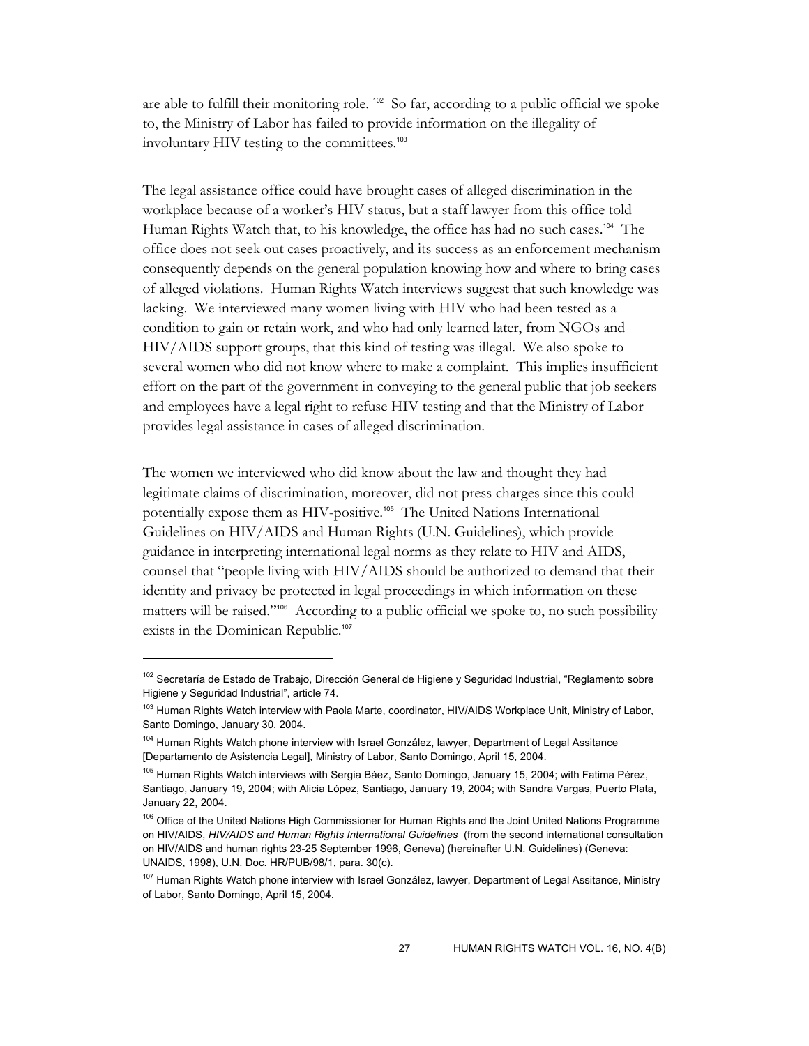are able to fulfill their monitoring role. [102] So far, according to a public official we spoke to, the Ministry of Labor has failed to provide information on the illegality of involuntary HIV testing to the committees.[103]

The legal assistance office could have brought cases of alleged discrimination in the workplace because of a worker's HIV status, but a staff lawyer from this office told Human Rights Watch that, to his knowledge, the office has had no such cases.[104] The office does not seek out cases proactively, and its success as an enforcement mechanism consequently depends on the general population knowing how and where to bring cases of alleged violations. Human Rights Watch interviews suggest that such knowledge was lacking. We interviewed many women living with HIV who had been tested as a condition to gain or retain work, and who had only learned later, from NGOs and HIV/AIDS support groups, that this kind of testing was illegal. We also spoke to several women who did not know where to make a complaint. This implies insufficient effort on the part of the government in conveying to the general public that job seekers and employees have a legal right to refuse HIV testing and that the Ministry of Labor provides legal assistance in cases of alleged discrimination.

The women we interviewed who did know about the law and thought they had legitimate claims of discrimination, moreover, did not press charges since this could potentially expose them as HIV-positive.[105] The United Nations International Guidelines on HIV/AIDS and Human Rights (U.N. Guidelines), which provide guidance in interpreting international legal norms as they relate to HIV and AIDS, counsel that "people living with HIV/AIDS should be authorized to demand that their identity and privacy be protected in legal proceedings in which information on these matters will be raised."[106] According to a public official we spoke to, no such possibility exists in the Dominican Republic.[107]

---

[102] Secretaría de Estado de Trabajo, Dirección General de Higiene y Seguridad Industrial, "Reglamento sobre Higiene y Seguridad Industrial", article 74.

[103] Human Rights Watch interview with Paola Marte, coordinator, HIV/AIDS Workplace Unit, Ministry of Labor, Santo Domingo, January 30, 2004.

[104] Human Rights Watch phone interview with Israel González, lawyer, Department of Legal Assitance [Departamento de Asistencia Legal], Ministry of Labor, Santo Domingo, April 15, 2004.

[105] Human Rights Watch interviews with Sergia Báez, Santo Domingo, January 15, 2004; with Fatima Pérez, Santiago, January 19, 2004; with Alicia López, Santiago, January 19, 2004; with Sandra Vargas, Puerto Plata, January 22, 2004.

[106] Office of the United Nations High Commissioner for Human Rights and the Joint United Nations Programme on HIV/AIDS, *HIV/AIDS and Human Rights International Guidelines* (from the second international consultation on HIV/AIDS and human rights 23-25 September 1996, Geneva) (hereinafter U.N. Guidelines) (Geneva: UNAIDS, 1998), U.N. Doc. HR/PUB/98/1, para. 30(c).

[107] Human Rights Watch phone interview with Israel González, lawyer, Department of Legal Assitance, Ministry of Labor, Santo Domingo, April 15, 2004.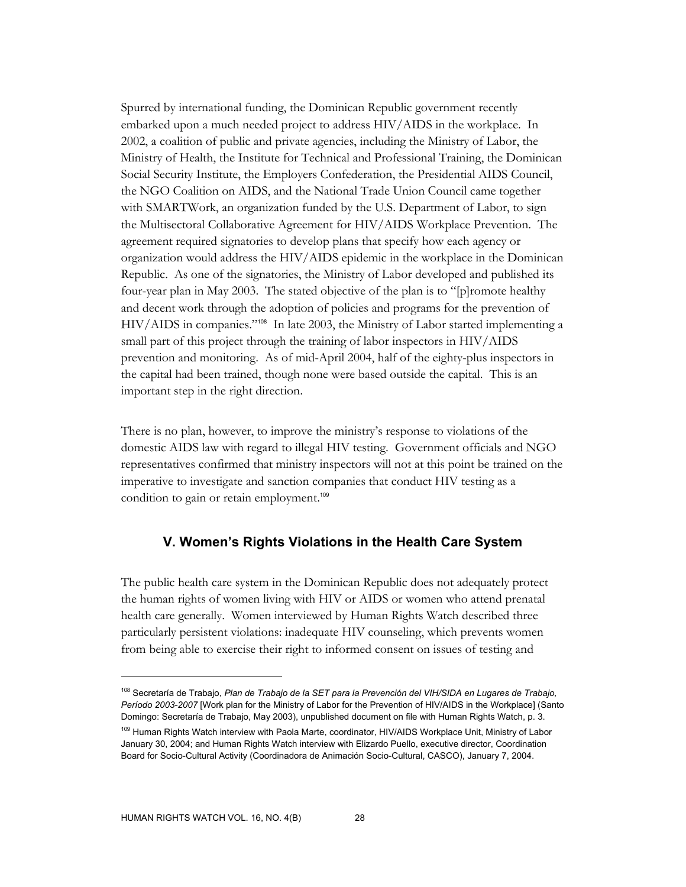Spurred by international funding, the Dominican Republic government recently embarked upon a much needed project to address HIV/AIDS in the workplace. In 2002, a coalition of public and private agencies, including the Ministry of Labor, the Ministry of Health, the Institute for Technical and Professional Training, the Dominican Social Security Institute, the Employers Confederation, the Presidential AIDS Council, the NGO Coalition on AIDS, and the National Trade Union Council came together with SMARTWork, an organization funded by the U.S. Department of Labor, to sign the Multisectoral Collaborative Agreement for HIV/AIDS Workplace Prevention. The agreement required signatories to develop plans that specify how each agency or organization would address the HIV/AIDS epidemic in the workplace in the Dominican Republic. As one of the signatories, the Ministry of Labor developed and published its four-year plan in May 2003. The stated objective of the plan is to "[p]romote healthy and decent work through the adoption of policies and programs for the prevention of HIV/AIDS in companies."[108] In late 2003, the Ministry of Labor started implementing a small part of this project through the training of labor inspectors in HIV/AIDS prevention and monitoring. As of mid-April 2004, half of the eighty-plus inspectors in the capital had been trained, though none were based outside the capital. This is an important step in the right direction.

There is no plan, however, to improve the ministry's response to violations of the domestic AIDS law with regard to illegal HIV testing. Government officials and NGO representatives confirmed that ministry inspectors will not at this point be trained on the imperative to investigate and sanction companies that conduct HIV testing as a condition to gain or retain employment.[109]

## V. Women's Rights Violations in the Health Care System

The public health care system in the Dominican Republic does not adequately protect the human rights of women living with HIV or AIDS or women who attend prenatal health care generally. Women interviewed by Human Rights Watch described three particularly persistent violations: inadequate HIV counseling, which prevents women from being able to exercise their right to informed consent on issues of testing and

---

[108] Secretaría de Trabajo, *Plan de Trabajo de la SET para la Prevención del VIH/SIDA en Lugares de Trabajo, Período 2003-2007* [Work plan for the Ministry of Labor for the Prevention of HIV/AIDS in the Workplace] (Santo Domingo: Secretaría de Trabajo, May 2003), unpublished document on file with Human Rights Watch, p. 3.

[109] Human Rights Watch interview with Paola Marte, coordinator, HIV/AIDS Workplace Unit, Ministry of Labor January 30, 2004; and Human Rights Watch interview with Elizardo Puello, executive director, Coordination Board for Socio-Cultural Activity (Coordinadora de Animación Socio-Cultural, CASCO), January 7, 2004.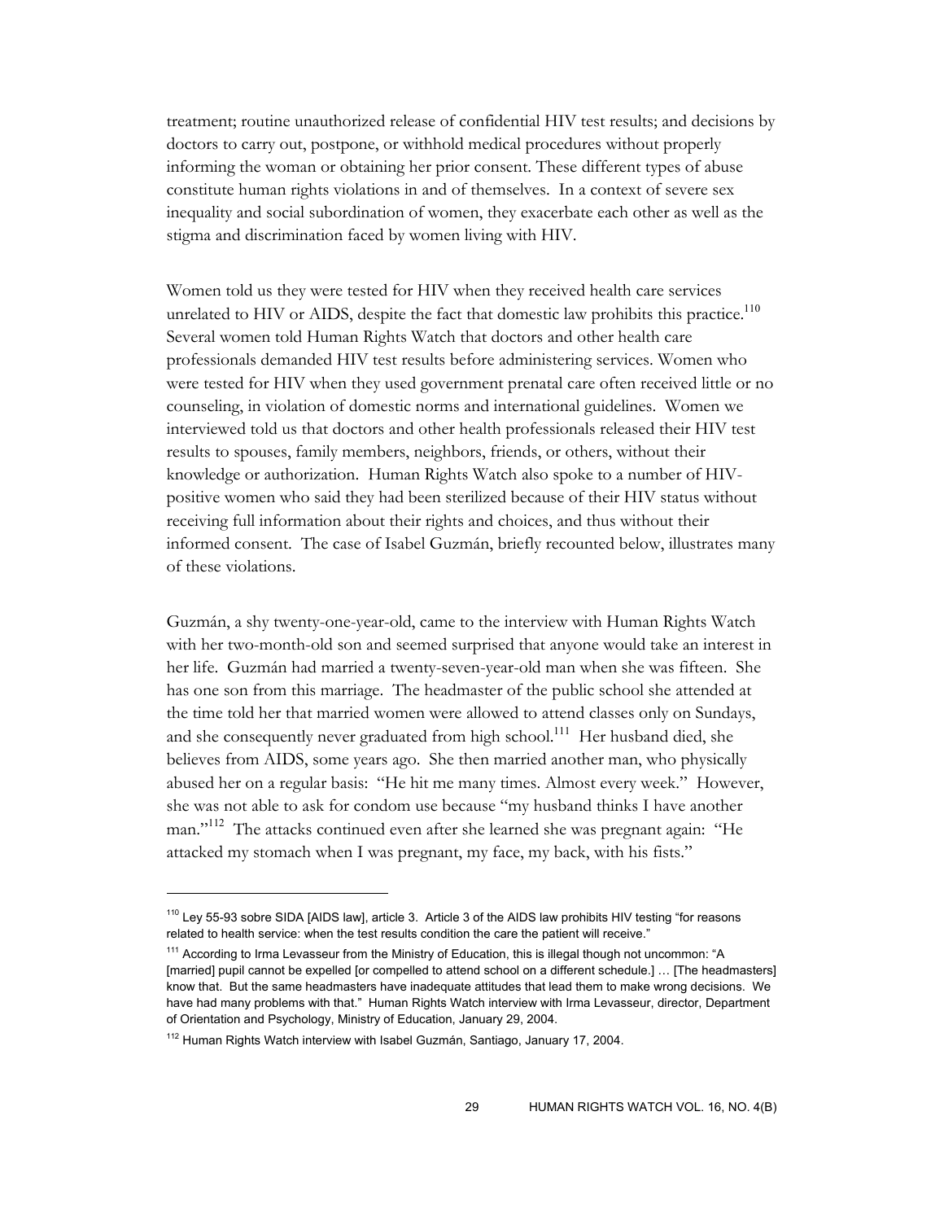treatment; routine unauthorized release of confidential HIV test results; and decisions by doctors to carry out, postpone, or withhold medical procedures without properly informing the woman or obtaining her prior consent. These different types of abuse constitute human rights violations in and of themselves. In a context of severe sex inequality and social subordination of women, they exacerbate each other as well as the stigma and discrimination faced by women living with HIV.

Women told us they were tested for HIV when they received health care services unrelated to HIV or AIDS, despite the fact that domestic law prohibits this practice.[110] Several women told Human Rights Watch that doctors and other health care professionals demanded HIV test results before administering services. Women who were tested for HIV when they used government prenatal care often received little or no counseling, in violation of domestic norms and international guidelines. Women we interviewed told us that doctors and other health professionals released their HIV test results to spouses, family members, neighbors, friends, or others, without their knowledge or authorization. Human Rights Watch also spoke to a number of HIV-positive women who said they had been sterilized because of their HIV status without receiving full information about their rights and choices, and thus without their informed consent. The case of Isabel Guzmán, briefly recounted below, illustrates many of these violations.

Guzmán, a shy twenty-one-year-old, came to the interview with Human Rights Watch with her two-month-old son and seemed surprised that anyone would take an interest in her life. Guzmán had married a twenty-seven-year-old man when she was fifteen. She has one son from this marriage. The headmaster of the public school she attended at the time told her that married women were allowed to attend classes only on Sundays, and she consequently never graduated from high school.[111] Her husband died, she believes from AIDS, some years ago. She then married another man, who physically abused her on a regular basis: "He hit me many times. Almost every week." However, she was not able to ask for condom use because "my husband thinks I have another man."[112] The attacks continued even after she learned she was pregnant again: "He attacked my stomach when I was pregnant, my face, my back, with his fists."

---

[110] Ley 55-93 sobre SIDA [AIDS law], article 3. Article 3 of the AIDS law prohibits HIV testing "for reasons related to health service: when the test results condition the care the patient will receive."

[111] According to Irma Levasseur from the Ministry of Education, this is illegal though not uncommon: "A [married] pupil cannot be expelled [or compelled to attend school on a different schedule.] … [The headmasters] know that. But the same headmasters have inadequate attitudes that lead them to make wrong decisions. We have had many problems with that." Human Rights Watch interview with Irma Levasseur, director, Department of Orientation and Psychology, Ministry of Education, January 29, 2004.

[112] Human Rights Watch interview with Isabel Guzmán, Santiago, January 17, 2004.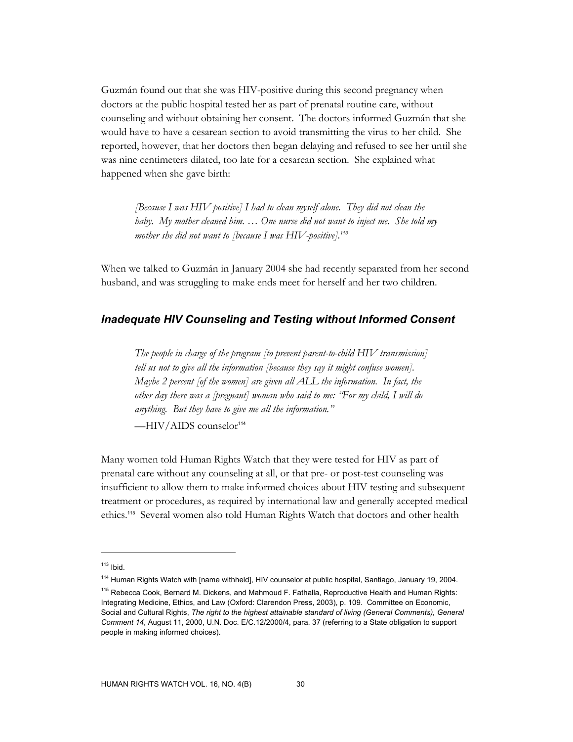Guzmán found out that she was HIV-positive during this second pregnancy when doctors at the public hospital tested her as part of prenatal routine care, without counseling and without obtaining her consent. The doctors informed Guzmán that she would have to have a cesarean section to avoid transmitting the virus to her child. She reported, however, that her doctors then began delaying and refused to see her until she was nine centimeters dilated, too late for a cesarean section. She explained what happened when she gave birth:

> *[Because I was HIV positive] I had to clean myself alone. They did not clean the baby. My mother cleaned him. … One nurse did not want to inject me. She told my mother she did not want to [because I was HIV-positive].*[113]

When we talked to Guzmán in January 2004 she had recently separated from her second husband, and was struggling to make ends meet for herself and her two children.

### Inadequate HIV Counseling and Testing without Informed Consent

> *The people in charge of the program [to prevent parent-to-child HIV transmission] tell us not to give all the information [because they say it might confuse women]. Maybe 2 percent [of the women] are given all ALL the information. In fact, the other day there was a [pregnant] woman who said to me: "For my child, I will do anything. But they have to give me all the information."*
>
> —HIV/AIDS counselor[114]

Many women told Human Rights Watch that they were tested for HIV as part of prenatal care without any counseling at all, or that pre- or post-test counseling was insufficient to allow them to make informed choices about HIV testing and subsequent treatment or procedures, as required by international law and generally accepted medical ethics.[115] Several women also told Human Rights Watch that doctors and other health

---

[113] Ibid.

[114] Human Rights Watch with [name withheld], HIV counselor at public hospital, Santiago, January 19, 2004.

[115] Rebecca Cook, Bernard M. Dickens, and Mahmoud F. Fathalla, Reproductive Health and Human Rights: Integrating Medicine, Ethics, and Law (Oxford: Clarendon Press, 2003), p. 109. Committee on Economic, Social and Cultural Rights, *The right to the highest attainable standard of living (General Comments), General Comment 14*, August 11, 2000, U.N. Doc. E/C.12/2000/4, para. 37 (referring to a State obligation to support people in making informed choices).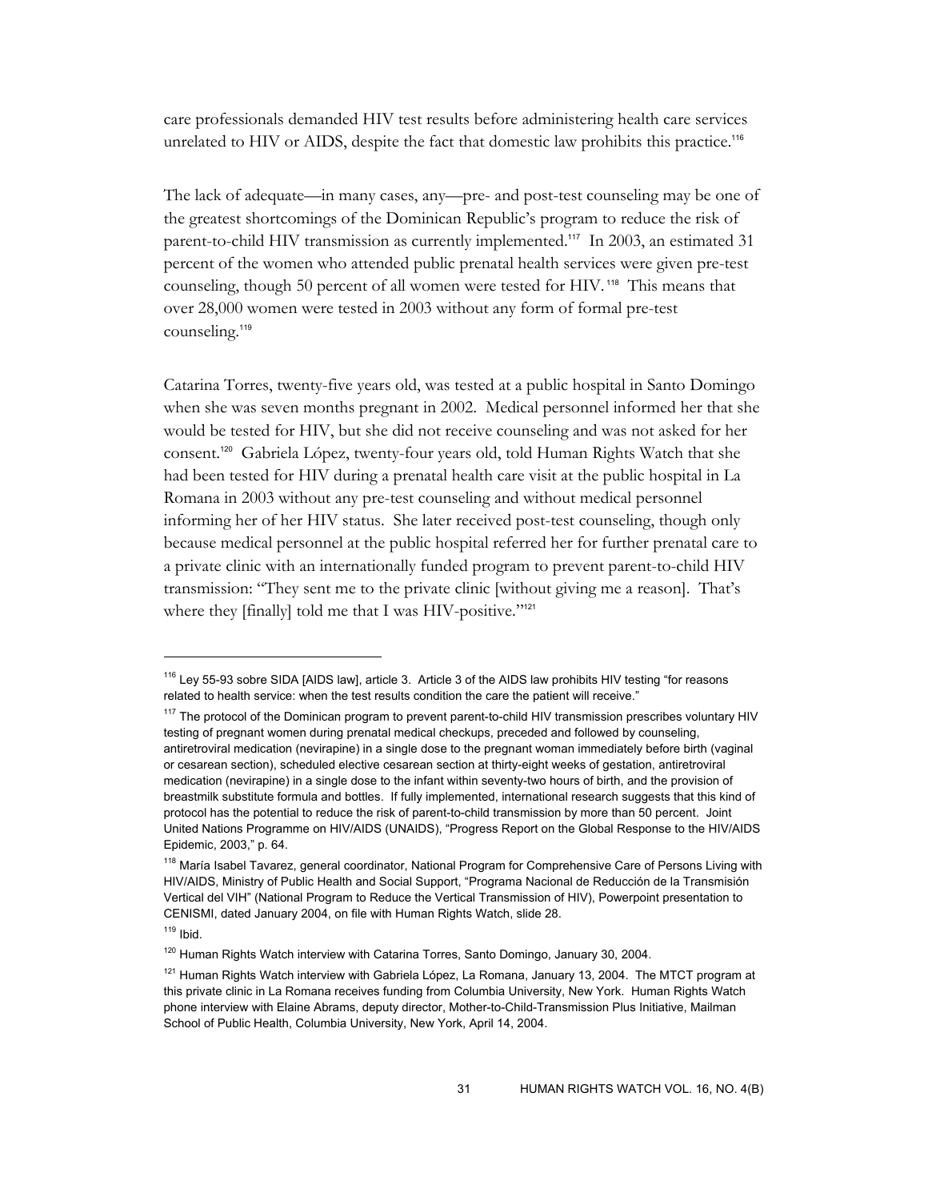care professionals demanded HIV test results before administering health care services unrelated to HIV or AIDS, despite the fact that domestic law prohibits this practice.[116]

The lack of adequate—in many cases, any—pre- and post-test counseling may be one of the greatest shortcomings of the Dominican Republic's program to reduce the risk of parent-to-child HIV transmission as currently implemented.[117] In 2003, an estimated 31 percent of the women who attended public prenatal health services were given pre-test counseling, though 50 percent of all women were tested for HIV.[118] This means that over 28,000 women were tested in 2003 without any form of formal pre-test counseling.[119]

Catarina Torres, twenty-five years old, was tested at a public hospital in Santo Domingo when she was seven months pregnant in 2002. Medical personnel informed her that she would be tested for HIV, but she did not receive counseling and was not asked for her consent.[120] Gabriela López, twenty-four years old, told Human Rights Watch that she had been tested for HIV during a prenatal health care visit at the public hospital in La Romana in 2003 without any pre-test counseling and without medical personnel informing her of her HIV status. She later received post-test counseling, though only because medical personnel at the public hospital referred her for further prenatal care to a private clinic with an internationally funded program to prevent parent-to-child HIV transmission: "They sent me to the private clinic [without giving me a reason]. That's where they [finally] told me that I was HIV-positive."[121]

---

[116] Ley 55-93 sobre SIDA [AIDS law], article 3. Article 3 of the AIDS law prohibits HIV testing "for reasons related to health service: when the test results condition the care the patient will receive."

[117] The protocol of the Dominican program to prevent parent-to-child HIV transmission prescribes voluntary HIV testing of pregnant women during prenatal medical checkups, preceded and followed by counseling, antiretroviral medication (nevirapine) in a single dose to the pregnant woman immediately before birth (vaginal or cesarean section), scheduled elective cesarean section at thirty-eight weeks of gestation, antiretroviral medication (nevirapine) in a single dose to the infant within seventy-two hours of birth, and the provision of breastmilk substitute formula and bottles. If fully implemented, international research suggests that this kind of protocol has the potential to reduce the risk of parent-to-child transmission by more than 50 percent. Joint United Nations Programme on HIV/AIDS (UNAIDS), "Progress Report on the Global Response to the HIV/AIDS Epidemic, 2003," p. 64.

[118] María Isabel Tavarez, general coordinator, National Program for Comprehensive Care of Persons Living with HIV/AIDS, Ministry of Public Health and Social Support, "Programa Nacional de Reducción de la Transmisión Vertical del VIH" (National Program to Reduce the Vertical Transmission of HIV), Powerpoint presentation to CENISMI, dated January 2004, on file with Human Rights Watch, slide 28.

[119] Ibid.

[120] Human Rights Watch interview with Catarina Torres, Santo Domingo, January 30, 2004.

[121] Human Rights Watch interview with Gabriela López, La Romana, January 13, 2004. The MTCT program at this private clinic in La Romana receives funding from Columbia University, New York. Human Rights Watch phone interview with Elaine Abrams, deputy director, Mother-to-Child-Transmission Plus Initiative, Mailman School of Public Health, Columbia University, New York, April 14, 2004.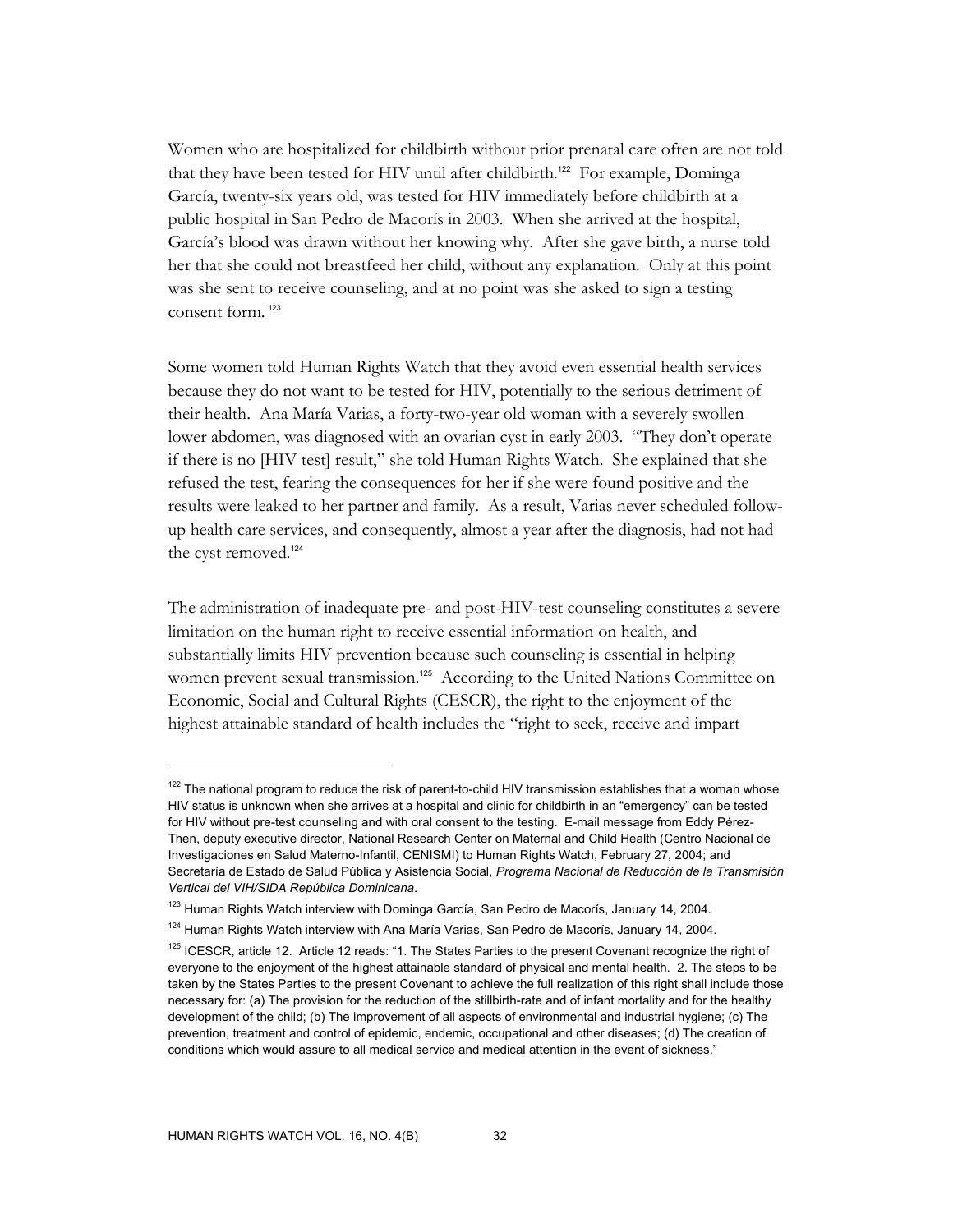Women who are hospitalized for childbirth without prior prenatal care often are not told that they have been tested for HIV until after childbirth.[122] For example, Dominga García, twenty-six years old, was tested for HIV immediately before childbirth at a public hospital in San Pedro de Macorís in 2003. When she arrived at the hospital, García's blood was drawn without her knowing why. After she gave birth, a nurse told her that she could not breastfeed her child, without any explanation. Only at this point was she sent to receive counseling, and at no point was she asked to sign a testing consent form.[123]

Some women told Human Rights Watch that they avoid even essential health services because they do not want to be tested for HIV, potentially to the serious detriment of their health. Ana María Varias, a forty-two-year old woman with a severely swollen lower abdomen, was diagnosed with an ovarian cyst in early 2003. "They don't operate if there is no [HIV test] result," she told Human Rights Watch. She explained that she refused the test, fearing the consequences for her if she were found positive and the results were leaked to her partner and family. As a result, Varias never scheduled follow-up health care services, and consequently, almost a year after the diagnosis, had not had the cyst removed.[124]

The administration of inadequate pre- and post-HIV-test counseling constitutes a severe limitation on the human right to receive essential information on health, and substantially limits HIV prevention because such counseling is essential in helping women prevent sexual transmission.[125] According to the United Nations Committee on Economic, Social and Cultural Rights (CESCR), the right to the enjoyment of the highest attainable standard of health includes the "right to seek, receive and impart

---

[122] The national program to reduce the risk of parent-to-child HIV transmission establishes that a woman whose HIV status is unknown when she arrives at a hospital and clinic for childbirth in an "emergency" can be tested for HIV without pre-test counseling and with oral consent to the testing. E-mail message from Eddy Pérez-Then, deputy executive director, National Research Center on Maternal and Child Health (Centro Nacional de Investigaciones en Salud Materno-Infantil, CENISMI) to Human Rights Watch, February 27, 2004; and Secretaría de Estado de Salud Pública y Asistencia Social, *Programa Nacional de Reducción de la Transmisión Vertical del VIH/SIDA República Dominicana*.

[123] Human Rights Watch interview with Dominga García, San Pedro de Macorís, January 14, 2004.

[124] Human Rights Watch interview with Ana María Varias, San Pedro de Macorís, January 14, 2004.

[125] ICESCR, article 12. Article 12 reads: "1. The States Parties to the present Covenant recognize the right of everyone to the enjoyment of the highest attainable standard of physical and mental health. 2. The steps to be taken by the States Parties to the present Covenant to achieve the full realization of this right shall include those necessary for: (a) The provision for the reduction of the stillbirth-rate and of infant mortality and for the healthy development of the child; (b) The improvement of all aspects of environmental and industrial hygiene; (c) The prevention, treatment and control of epidemic, endemic, occupational and other diseases; (d) The creation of conditions which would assure to all medical service and medical attention in the event of sickness."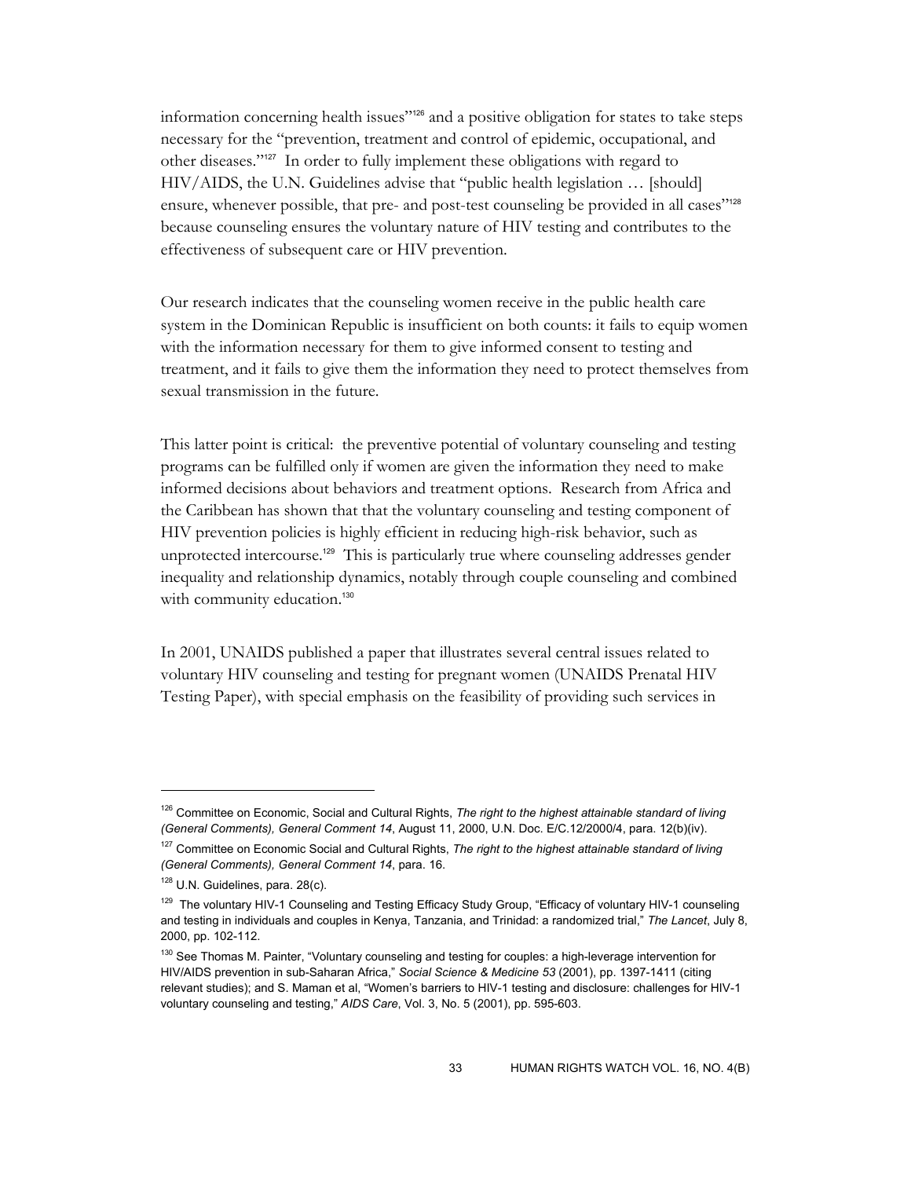information concerning health issues"[126] and a positive obligation for states to take steps necessary for the "prevention, treatment and control of epidemic, occupational, and other diseases."[127] In order to fully implement these obligations with regard to HIV/AIDS, the U.N. Guidelines advise that "public health legislation … [should] ensure, whenever possible, that pre- and post-test counseling be provided in all cases"[128] because counseling ensures the voluntary nature of HIV testing and contributes to the effectiveness of subsequent care or HIV prevention.

Our research indicates that the counseling women receive in the public health care system in the Dominican Republic is insufficient on both counts: it fails to equip women with the information necessary for them to give informed consent to testing and treatment, and it fails to give them the information they need to protect themselves from sexual transmission in the future.

This latter point is critical: the preventive potential of voluntary counseling and testing programs can be fulfilled only if women are given the information they need to make informed decisions about behaviors and treatment options. Research from Africa and the Caribbean has shown that that the voluntary counseling and testing component of HIV prevention policies is highly efficient in reducing high-risk behavior, such as unprotected intercourse.[129] This is particularly true where counseling addresses gender inequality and relationship dynamics, notably through couple counseling and combined with community education.[130]

In 2001, UNAIDS published a paper that illustrates several central issues related to voluntary HIV counseling and testing for pregnant women (UNAIDS Prenatal HIV Testing Paper), with special emphasis on the feasibility of providing such services in

---

[126] Committee on Economic, Social and Cultural Rights, *The right to the highest attainable standard of living (General Comments), General Comment 14*, August 11, 2000, U.N. Doc. E/C.12/2000/4, para. 12(b)(iv).

[127] Committee on Economic Social and Cultural Rights, *The right to the highest attainable standard of living (General Comments), General Comment 14*, para. 16.

[128] U.N. Guidelines, para. 28(c).

[129] The voluntary HIV-1 Counseling and Testing Efficacy Study Group, "Efficacy of voluntary HIV-1 counseling and testing in individuals and couples in Kenya, Tanzania, and Trinidad: a randomized trial," *The Lancet*, July 8, 2000, pp. 102-112.

[130] See Thomas M. Painter, "Voluntary counseling and testing for couples: a high-leverage intervention for HIV/AIDS prevention in sub-Saharan Africa," *Social Science & Medicine 53* (2001), pp. 1397-1411 (citing relevant studies); and S. Maman et al, "Women's barriers to HIV-1 testing and disclosure: challenges for HIV-1 voluntary counseling and testing," *AIDS Care*, Vol. 3, No. 5 (2001), pp. 595-603.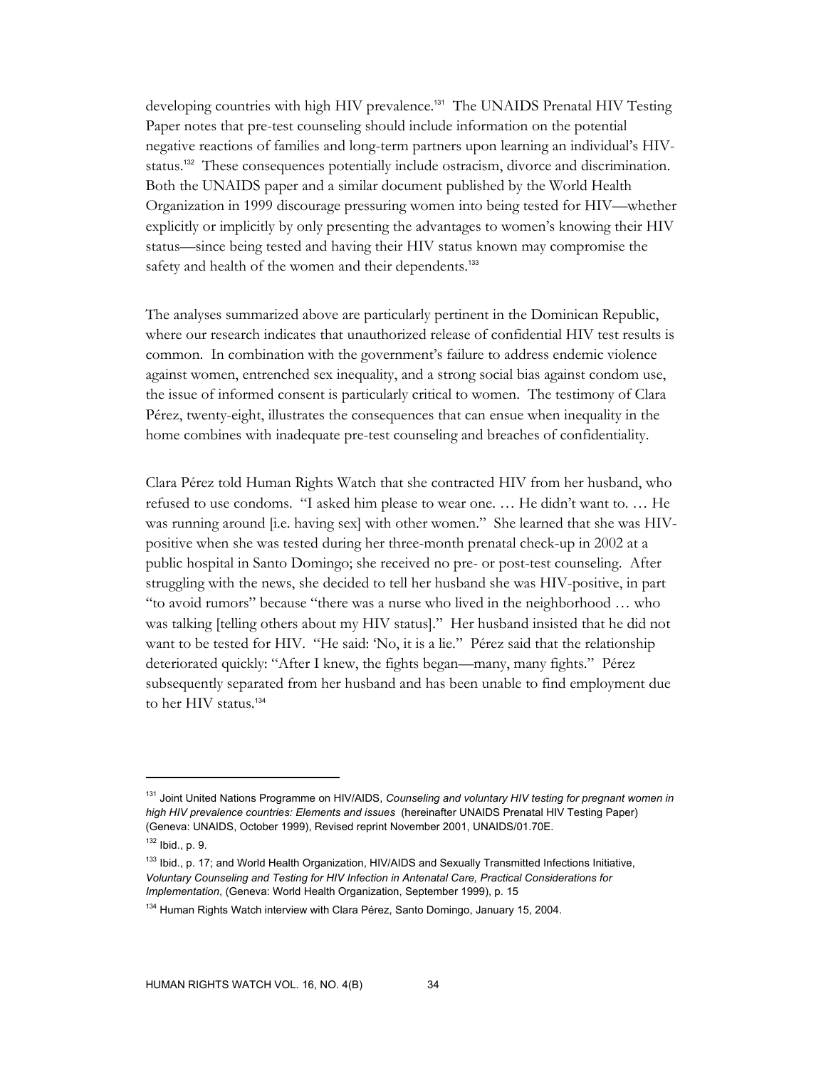developing countries with high HIV prevalence.[131] The UNAIDS Prenatal HIV Testing Paper notes that pre-test counseling should include information on the potential negative reactions of families and long-term partners upon learning an individual's HIV-status.[132] These consequences potentially include ostracism, divorce and discrimination. Both the UNAIDS paper and a similar document published by the World Health Organization in 1999 discourage pressuring women into being tested for HIV—whether explicitly or implicitly by only presenting the advantages to women's knowing their HIV status—since being tested and having their HIV status known may compromise the safety and health of the women and their dependents.[133]

The analyses summarized above are particularly pertinent in the Dominican Republic, where our research indicates that unauthorized release of confidential HIV test results is common. In combination with the government's failure to address endemic violence against women, entrenched sex inequality, and a strong social bias against condom use, the issue of informed consent is particularly critical to women. The testimony of Clara Pérez, twenty-eight, illustrates the consequences that can ensue when inequality in the home combines with inadequate pre-test counseling and breaches of confidentiality.

Clara Pérez told Human Rights Watch that she contracted HIV from her husband, who refused to use condoms. "I asked him please to wear one. … He didn't want to. … He was running around [i.e. having sex] with other women." She learned that she was HIV-positive when she was tested during her three-month prenatal check-up in 2002 at a public hospital in Santo Domingo; she received no pre- or post-test counseling. After struggling with the news, she decided to tell her husband she was HIV-positive, in part "to avoid rumors" because "there was a nurse who lived in the neighborhood … who was talking [telling others about my HIV status]." Her husband insisted that he did not want to be tested for HIV. "He said: 'No, it is a lie." Pérez said that the relationship deteriorated quickly: "After I knew, the fights began—many, many fights." Pérez subsequently separated from her husband and has been unable to find employment due to her HIV status.[134]

---

[131] Joint United Nations Programme on HIV/AIDS, *Counseling and voluntary HIV testing for pregnant women in high HIV prevalence countries: Elements and issues* (hereinafter UNAIDS Prenatal HIV Testing Paper) (Geneva: UNAIDS, October 1999), Revised reprint November 2001, UNAIDS/01.70E.

[132] Ibid., p. 9.

[133] Ibid., p. 17; and World Health Organization, HIV/AIDS and Sexually Transmitted Infections Initiative, *Voluntary Counseling and Testing for HIV Infection in Antenatal Care, Practical Considerations for Implementation*, (Geneva: World Health Organization, September 1999), p. 15

[134] Human Rights Watch interview with Clara Pérez, Santo Domingo, January 15, 2004.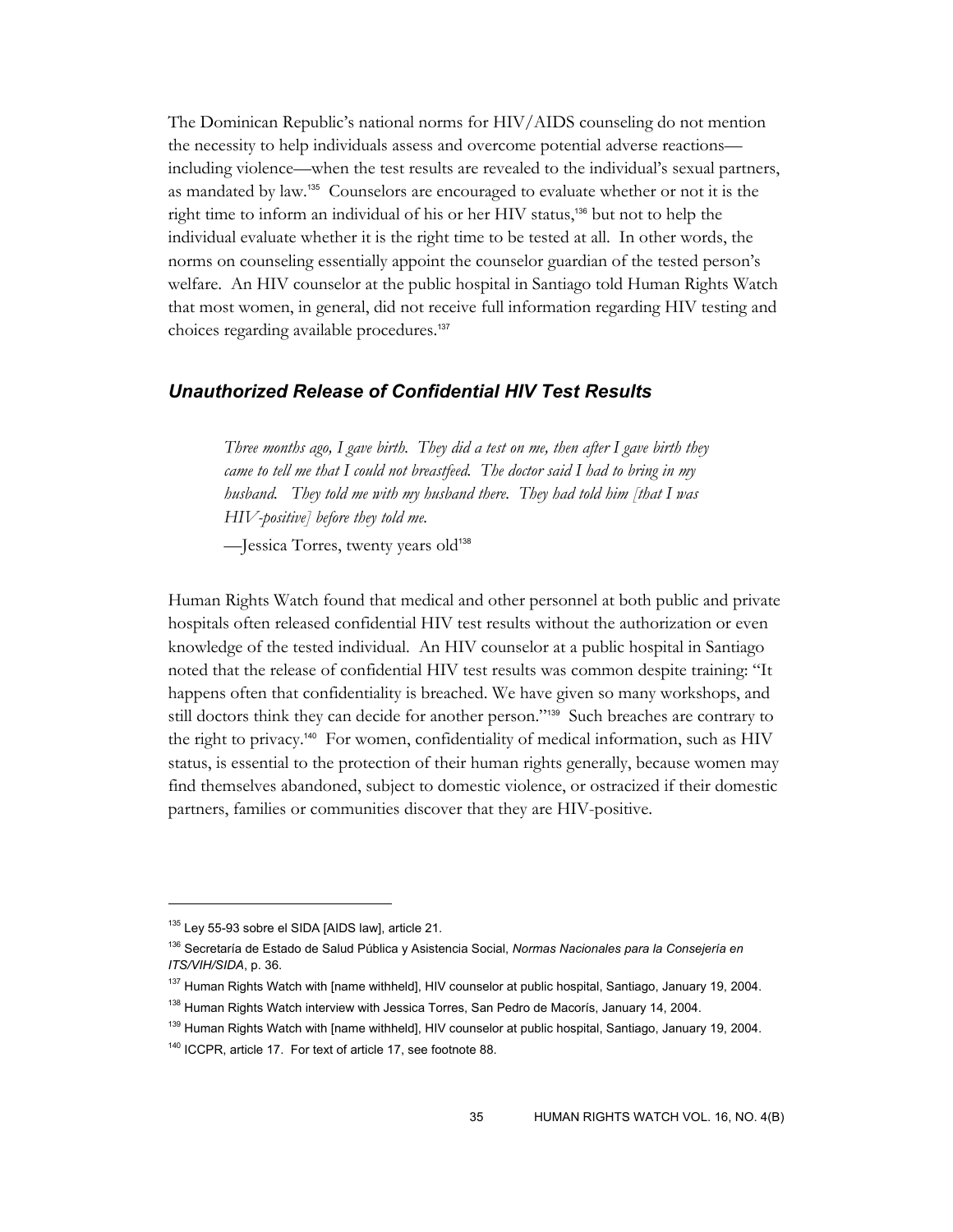The Dominican Republic's national norms for HIV/AIDS counseling do not mention the necessity to help individuals assess and overcome potential adverse reactions—including violence—when the test results are revealed to the individual's sexual partners, as mandated by law.[135] Counselors are encouraged to evaluate whether or not it is the right time to inform an individual of his or her HIV status,[136] but not to help the individual evaluate whether it is the right time to be tested at all. In other words, the norms on counseling essentially appoint the counselor guardian of the tested person's welfare. An HIV counselor at the public hospital in Santiago told Human Rights Watch that most women, in general, did not receive full information regarding HIV testing and choices regarding available procedures.[137]

### *Unauthorized Release of Confidential HIV Test Results*

> *Three months ago, I gave birth. They did a test on me, then after I gave birth they came to tell me that I could not breastfeed. The doctor said I had to bring in my husband. They told me with my husband there. They had told him [that I was HIV-positive] before they told me.*
>
> —Jessica Torres, twenty years old[138]

Human Rights Watch found that medical and other personnel at both public and private hospitals often released confidential HIV test results without the authorization or even knowledge of the tested individual. An HIV counselor at a public hospital in Santiago noted that the release of confidential HIV test results was common despite training: "It happens often that confidentiality is breached. We have given so many workshops, and still doctors think they can decide for another person."[139] Such breaches are contrary to the right to privacy.[140] For women, confidentiality of medical information, such as HIV status, is essential to the protection of their human rights generally, because women may find themselves abandoned, subject to domestic violence, or ostracized if their domestic partners, families or communities discover that they are HIV-positive.

---

[135] Ley 55-93 sobre el SIDA [AIDS law], article 21.

[136] Secretaría de Estado de Salud Pública y Asistencia Social, *Normas Nacionales para la Consejería en ITS/VIH/SIDA*, p. 36.

[137] Human Rights Watch with [name withheld], HIV counselor at public hospital, Santiago, January 19, 2004.

[138] Human Rights Watch interview with Jessica Torres, San Pedro de Macorís, January 14, 2004.

[139] Human Rights Watch with [name withheld], HIV counselor at public hospital, Santiago, January 19, 2004.

[140] ICCPR, article 17. For text of article 17, see footnote 88.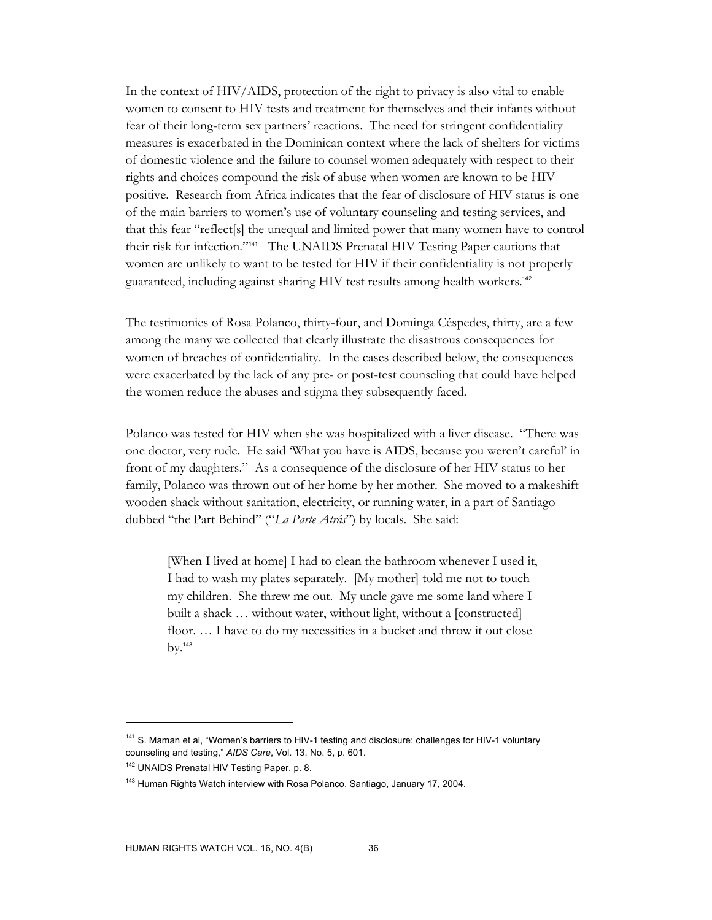In the context of HIV/AIDS, protection of the right to privacy is also vital to enable women to consent to HIV tests and treatment for themselves and their infants without fear of their long-term sex partners' reactions. The need for stringent confidentiality measures is exacerbated in the Dominican context where the lack of shelters for victims of domestic violence and the failure to counsel women adequately with respect to their rights and choices compound the risk of abuse when women are known to be HIV positive. Research from Africa indicates that the fear of disclosure of HIV status is one of the main barriers to women's use of voluntary counseling and testing services, and that this fear "reflect[s] the unequal and limited power that many women have to control their risk for infection."[141] The UNAIDS Prenatal HIV Testing Paper cautions that women are unlikely to want to be tested for HIV if their confidentiality is not properly guaranteed, including against sharing HIV test results among health workers.[142]

The testimonies of Rosa Polanco, thirty-four, and Dominga Céspedes, thirty, are a few among the many we collected that clearly illustrate the disastrous consequences for women of breaches of confidentiality. In the cases described below, the consequences were exacerbated by the lack of any pre- or post-test counseling that could have helped the women reduce the abuses and stigma they subsequently faced.

Polanco was tested for HIV when she was hospitalized with a liver disease. "There was one doctor, very rude. He said 'What you have is AIDS, because you weren't careful' in front of my daughters." As a consequence of the disclosure of her HIV status to her family, Polanco was thrown out of her home by her mother. She moved to a makeshift wooden shack without sanitation, electricity, or running water, in a part of Santiago dubbed "the Part Behind" ("*La Parte Atrás*") by locals. She said:

> [When I lived at home] I had to clean the bathroom whenever I used it, I had to wash my plates separately. [My mother] told me not to touch my children. She threw me out. My uncle gave me some land where I built a shack … without water, without light, without a [constructed] floor. … I have to do my necessities in a bucket and throw it out close by.[143]

---

[141] S. Maman et al, "Women's barriers to HIV-1 testing and disclosure: challenges for HIV-1 voluntary counseling and testing," *AIDS Care*, Vol. 13, No. 5, p. 601.

[142] UNAIDS Prenatal HIV Testing Paper, p. 8.

[143] Human Rights Watch interview with Rosa Polanco, Santiago, January 17, 2004.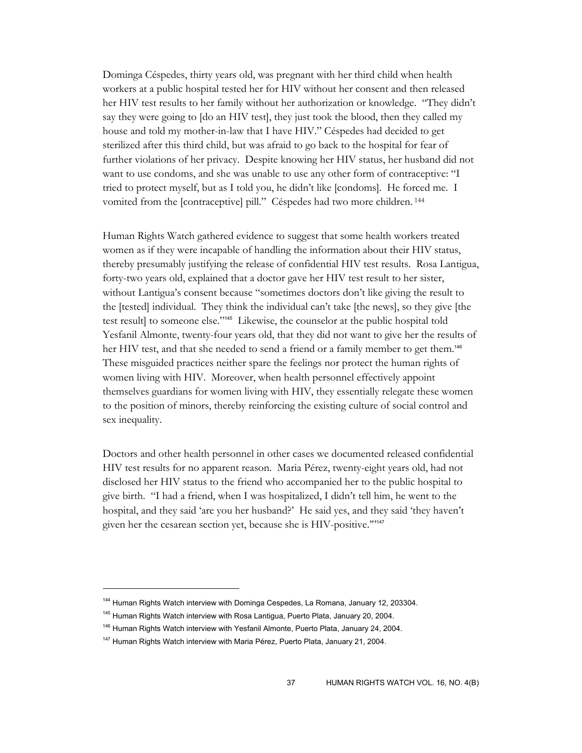Dominga Céspedes, thirty years old, was pregnant with her third child when health workers at a public hospital tested her for HIV without her consent and then released her HIV test results to her family without her authorization or knowledge. "They didn't say they were going to [do an HIV test], they just took the blood, then they called my house and told my mother-in-law that I have HIV." Céspedes had decided to get sterilized after this third child, but was afraid to go back to the hospital for fear of further violations of her privacy. Despite knowing her HIV status, her husband did not want to use condoms, and she was unable to use any other form of contraceptive: "I tried to protect myself, but as I told you, he didn't like [condoms]. He forced me. I vomited from the [contraceptive] pill." Céspedes had two more children.[144]

Human Rights Watch gathered evidence to suggest that some health workers treated women as if they were incapable of handling the information about their HIV status, thereby presumably justifying the release of confidential HIV test results. Rosa Lantigua, forty-two years old, explained that a doctor gave her HIV test result to her sister, without Lantigua's consent because "sometimes doctors don't like giving the result to the [tested] individual. They think the individual can't take [the news], so they give [the test result] to someone else."[145] Likewise, the counselor at the public hospital told Yesfanil Almonte, twenty-four years old, that they did not want to give her the results of her HIV test, and that she needed to send a friend or a family member to get them.[146] These misguided practices neither spare the feelings nor protect the human rights of women living with HIV. Moreover, when health personnel effectively appoint themselves guardians for women living with HIV, they essentially relegate these women to the position of minors, thereby reinforcing the existing culture of social control and sex inequality.

Doctors and other health personnel in other cases we documented released confidential HIV test results for no apparent reason. Maria Pérez, twenty-eight years old, had not disclosed her HIV status to the friend who accompanied her to the public hospital to give birth. "I had a friend, when I was hospitalized, I didn't tell him, he went to the hospital, and they said 'are you her husband?' He said yes, and they said 'they haven't given her the cesarean section yet, because she is HIV-positive.'"[147]

---

[144] Human Rights Watch interview with Dominga Cespedes, La Romana, January 12, 203304.

[145] Human Rights Watch interview with Rosa Lantigua, Puerto Plata, January 20, 2004.

[146] Human Rights Watch interview with Yesfanil Almonte, Puerto Plata, January 24, 2004.

[147] Human Rights Watch interview with Maria Pérez, Puerto Plata, January 21, 2004.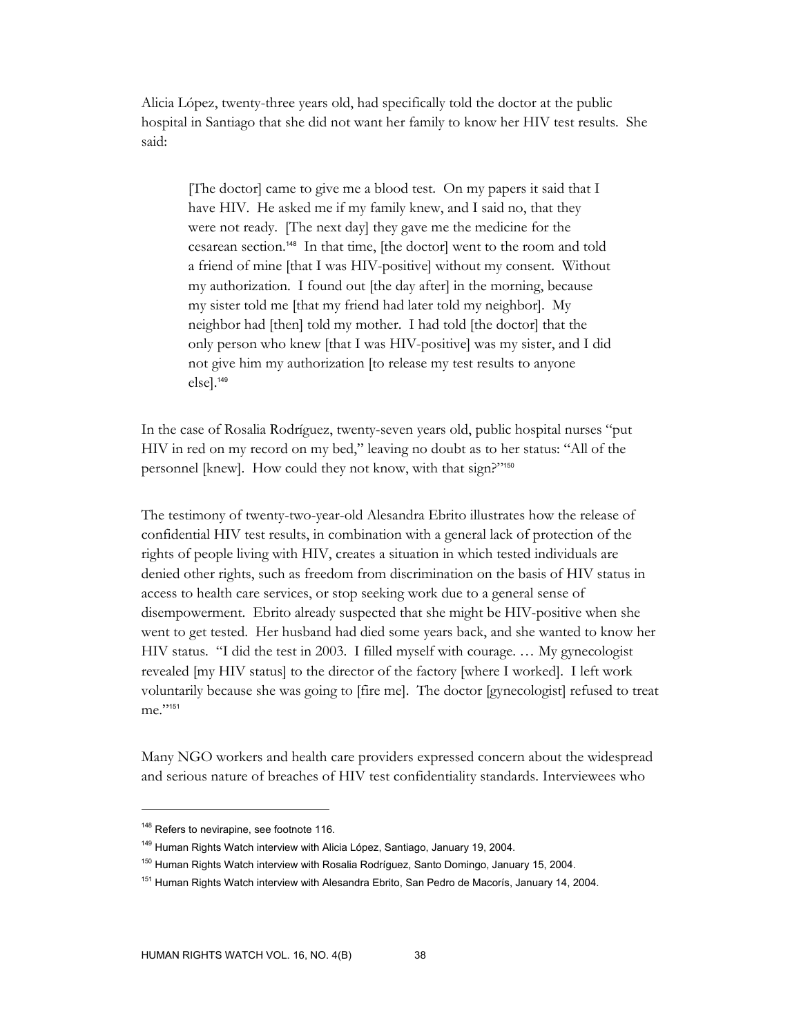Alicia López, twenty-three years old, had specifically told the doctor at the public hospital in Santiago that she did not want her family to know her HIV test results. She said:

> [The doctor] came to give me a blood test. On my papers it said that I have HIV. He asked me if my family knew, and I said no, that they were not ready. [The next day] they gave me the medicine for the cesarean section.[148] In that time, [the doctor] went to the room and told a friend of mine [that I was HIV-positive] without my consent. Without my authorization. I found out [the day after] in the morning, because my sister told me [that my friend had later told my neighbor]. My neighbor had [then] told my mother. I had told [the doctor] that the only person who knew [that I was HIV-positive] was my sister, and I did not give him my authorization [to release my test results to anyone else].[149]

In the case of Rosalia Rodríguez, twenty-seven years old, public hospital nurses "put HIV in red on my record on my bed," leaving no doubt as to her status: "All of the personnel [knew]. How could they not know, with that sign?"[150]

The testimony of twenty-two-year-old Alesandra Ebrito illustrates how the release of confidential HIV test results, in combination with a general lack of protection of the rights of people living with HIV, creates a situation in which tested individuals are denied other rights, such as freedom from discrimination on the basis of HIV status in access to health care services, or stop seeking work due to a general sense of disempowerment. Ebrito already suspected that she might be HIV-positive when she went to get tested. Her husband had died some years back, and she wanted to know her HIV status. "I did the test in 2003. I filled myself with courage. … My gynecologist revealed [my HIV status] to the director of the factory [where I worked]. I left work voluntarily because she was going to [fire me]. The doctor [gynecologist] refused to treat me."[151]

Many NGO workers and health care providers expressed concern about the widespread and serious nature of breaches of HIV test confidentiality standards. Interviewees who

---

[148] Refers to nevirapine, see footnote 116.

[149] Human Rights Watch interview with Alicia López, Santiago, January 19, 2004.

[150] Human Rights Watch interview with Rosalia Rodríguez, Santo Domingo, January 15, 2004.

[151] Human Rights Watch interview with Alesandra Ebrito, San Pedro de Macorís, January 14, 2004.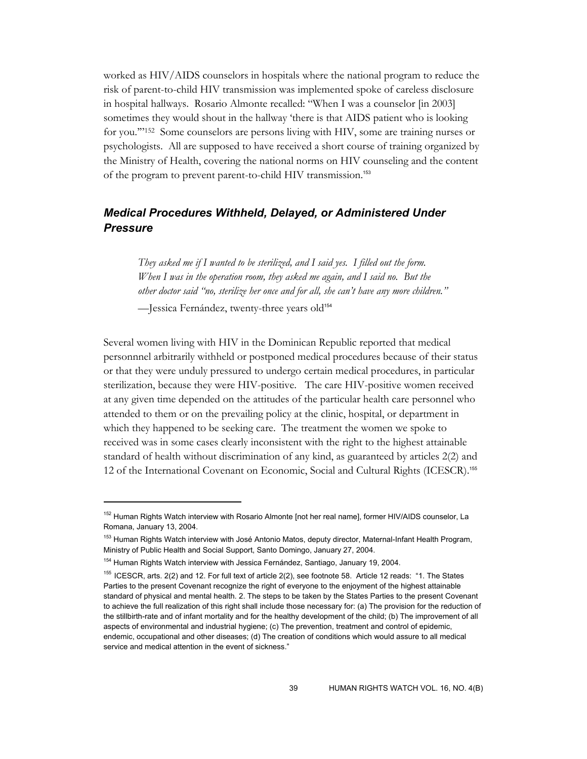worked as HIV/AIDS counselors in hospitals where the national program to reduce the risk of parent-to-child HIV transmission was implemented spoke of careless disclosure in hospital hallways. Rosario Almonte recalled: "When I was a counselor [in 2003] sometimes they would shout in the hallway 'there is that AIDS patient who is looking for you.'"[152] Some counselors are persons living with HIV, some are training nurses or psychologists. All are supposed to have received a short course of training organized by the Ministry of Health, covering the national norms on HIV counseling and the content of the program to prevent parent-to-child HIV transmission.[153]

## *Medical Procedures Withheld, Delayed, or Administered Under Pressure*

> *They asked me if I wanted to be sterilized, and I said yes. I filled out the form. When I was in the operation room, they asked me again, and I said no. But the other doctor said "no, sterilize her once and for all, she can't have any more children."*
>
> —Jessica Fernández, twenty-three years old[154]

Several women living with HIV in the Dominican Republic reported that medical personnnel arbitrarily withheld or postponed medical procedures because of their status or that they were unduly pressured to undergo certain medical procedures, in particular sterilization, because they were HIV-positive. The care HIV-positive women received at any given time depended on the attitudes of the particular health care personnel who attended to them or on the prevailing policy at the clinic, hospital, or department in which they happened to be seeking care. The treatment the women we spoke to received was in some cases clearly inconsistent with the right to the highest attainable standard of health without discrimination of any kind, as guaranteed by articles 2(2) and 12 of the International Covenant on Economic, Social and Cultural Rights (ICESCR).[155]

---

[152] Human Rights Watch interview with Rosario Almonte [not her real name], former HIV/AIDS counselor, La Romana, January 13, 2004.

[153] Human Rights Watch interview with José Antonio Matos, deputy director, Maternal-Infant Health Program, Ministry of Public Health and Social Support, Santo Domingo, January 27, 2004.

[154] Human Rights Watch interview with Jessica Fernández, Santiago, January 19, 2004.

[155] ICESCR, arts. 2(2) and 12. For full text of article 2(2), see footnote 58. Article 12 reads: "1. The States Parties to the present Covenant recognize the right of everyone to the enjoyment of the highest attainable standard of physical and mental health. 2. The steps to be taken by the States Parties to the present Covenant to achieve the full realization of this right shall include those necessary for: (a) The provision for the reduction of the stillbirth-rate and of infant mortality and for the healthy development of the child; (b) The improvement of all aspects of environmental and industrial hygiene; (c) The prevention, treatment and control of epidemic, endemic, occupational and other diseases; (d) The creation of conditions which would assure to all medical service and medical attention in the event of sickness."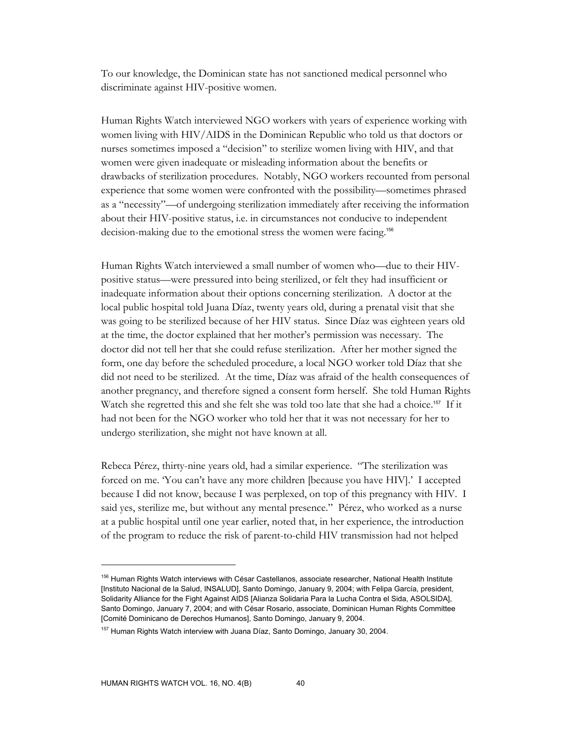To our knowledge, the Dominican state has not sanctioned medical personnel who discriminate against HIV-positive women.

Human Rights Watch interviewed NGO workers with years of experience working with women living with HIV/AIDS in the Dominican Republic who told us that doctors or nurses sometimes imposed a "decision" to sterilize women living with HIV, and that women were given inadequate or misleading information about the benefits or drawbacks of sterilization procedures. Notably, NGO workers recounted from personal experience that some women were confronted with the possibility—sometimes phrased as a "necessity"—of undergoing sterilization immediately after receiving the information about their HIV-positive status, i.e. in circumstances not conducive to independent decision-making due to the emotional stress the women were facing.[156]

Human Rights Watch interviewed a small number of women who—due to their HIV-positive status—were pressured into being sterilized, or felt they had insufficient or inadequate information about their options concerning sterilization. A doctor at the local public hospital told Juana Díaz, twenty years old, during a prenatal visit that she was going to be sterilized because of her HIV status. Since Díaz was eighteen years old at the time, the doctor explained that her mother's permission was necessary. The doctor did not tell her that she could refuse sterilization. After her mother signed the form, one day before the scheduled procedure, a local NGO worker told Díaz that she did not need to be sterilized. At the time, Díaz was afraid of the health consequences of another pregnancy, and therefore signed a consent form herself. She told Human Rights Watch she regretted this and she felt she was told too late that she had a choice.[157] If it had not been for the NGO worker who told her that it was not necessary for her to undergo sterilization, she might not have known at all.

Rebeca Pérez, thirty-nine years old, had a similar experience. "The sterilization was forced on me. 'You can't have any more children [because you have HIV].' I accepted because I did not know, because I was perplexed, on top of this pregnancy with HIV. I said yes, sterilize me, but without any mental presence." Pérez, who worked as a nurse at a public hospital until one year earlier, noted that, in her experience, the introduction of the program to reduce the risk of parent-to-child HIV transmission had not helped

---

[156] Human Rights Watch interviews with César Castellanos, associate researcher, National Health Institute [Instituto Nacional de la Salud, INSALUD], Santo Domingo, January 9, 2004; with Felipa García, president, Solidarity Alliance for the Fight Against AIDS [Alianza Solidaria Para la Lucha Contra el Sida, ASOLSIDA], Santo Domingo, January 7, 2004; and with César Rosario, associate, Dominican Human Rights Committee [Comité Dominicano de Derechos Humanos], Santo Domingo, January 9, 2004.

[157] Human Rights Watch interview with Juana Díaz, Santo Domingo, January 30, 2004.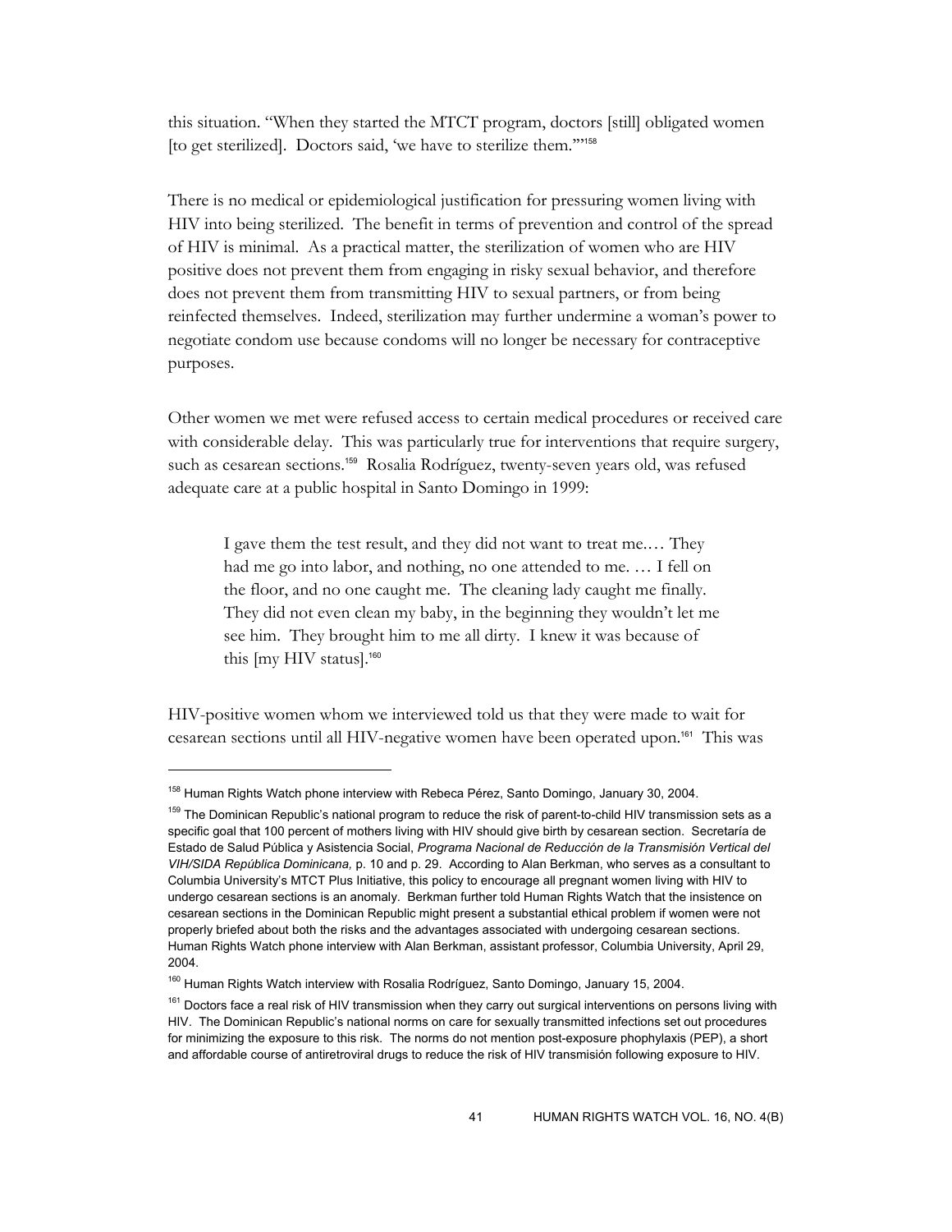this situation. "When they started the MTCT program, doctors [still] obligated women [to get sterilized]. Doctors said, 'we have to sterilize them.'"[158]

There is no medical or epidemiological justification for pressuring women living with HIV into being sterilized. The benefit in terms of prevention and control of the spread of HIV is minimal. As a practical matter, the sterilization of women who are HIV positive does not prevent them from engaging in risky sexual behavior, and therefore does not prevent them from transmitting HIV to sexual partners, or from being reinfected themselves. Indeed, sterilization may further undermine a woman's power to negotiate condom use because condoms will no longer be necessary for contraceptive purposes.

Other women we met were refused access to certain medical procedures or received care with considerable delay. This was particularly true for interventions that require surgery, such as cesarean sections.[159] Rosalia Rodríguez, twenty-seven years old, was refused adequate care at a public hospital in Santo Domingo in 1999:

> I gave them the test result, and they did not want to treat me.… They had me go into labor, and nothing, no one attended to me. … I fell on the floor, and no one caught me. The cleaning lady caught me finally. They did not even clean my baby, in the beginning they wouldn't let me see him. They brought him to me all dirty. I knew it was because of this [my HIV status].[160]

HIV-positive women whom we interviewed told us that they were made to wait for cesarean sections until all HIV-negative women have been operated upon.[161] This was

---

[158] Human Rights Watch phone interview with Rebeca Pérez, Santo Domingo, January 30, 2004.

[159] The Dominican Republic's national program to reduce the risk of parent-to-child HIV transmission sets as a specific goal that 100 percent of mothers living with HIV should give birth by cesarean section. Secretaría de Estado de Salud Pública y Asistencia Social, *Programa Nacional de Reducción de la Transmisión Vertical del VIH/SIDA República Dominicana,* p. 10 and p. 29. According to Alan Berkman, who serves as a consultant to Columbia University's MTCT Plus Initiative, this policy to encourage all pregnant women living with HIV to undergo cesarean sections is an anomaly. Berkman further told Human Rights Watch that the insistence on cesarean sections in the Dominican Republic might present a substantial ethical problem if women were not properly briefed about both the risks and the advantages associated with undergoing cesarean sections. Human Rights Watch phone interview with Alan Berkman, assistant professor, Columbia University, April 29, 2004.

[160] Human Rights Watch interview with Rosalia Rodríguez, Santo Domingo, January 15, 2004.

[161] Doctors face a real risk of HIV transmission when they carry out surgical interventions on persons living with HIV. The Dominican Republic's national norms on care for sexually transmitted infections set out procedures for minimizing the exposure to this risk. The norms do not mention post-exposure phophylaxis (PEP), a short and affordable course of antiretroviral drugs to reduce the risk of HIV transmisión following exposure to HIV.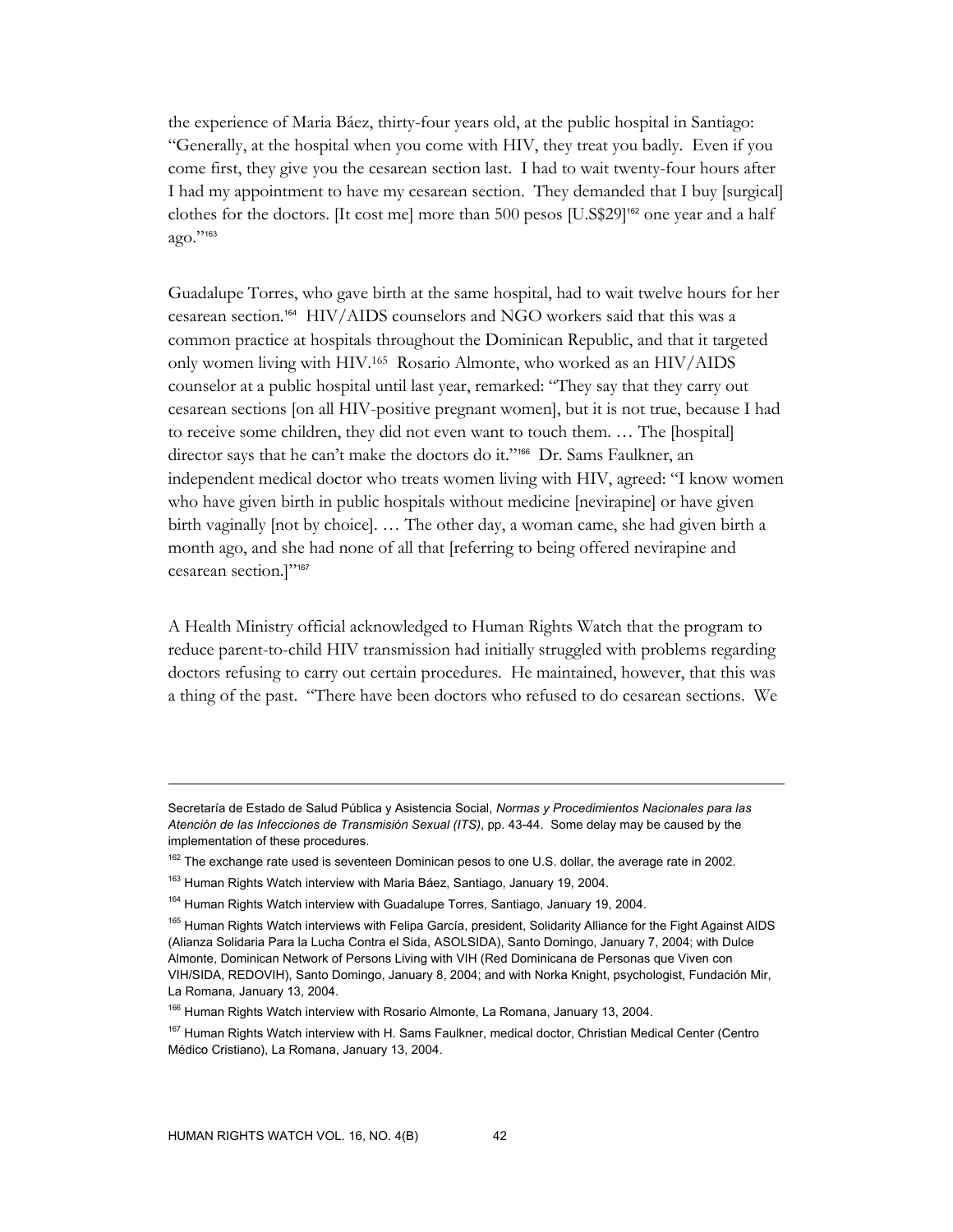the experience of Maria Báez, thirty-four years old, at the public hospital in Santiago: "Generally, at the hospital when you come with HIV, they treat you badly. Even if you come first, they give you the cesarean section last. I had to wait twenty-four hours after I had my appointment to have my cesarean section. They demanded that I buy [surgical] clothes for the doctors. [It cost me] more than 500 pesos [U.S$29][162] one year and a half ago."[163]

Guadalupe Torres, who gave birth at the same hospital, had to wait twelve hours for her cesarean section.[164] HIV/AIDS counselors and NGO workers said that this was a common practice at hospitals throughout the Dominican Republic, and that it targeted only women living with HIV.[165] Rosario Almonte, who worked as an HIV/AIDS counselor at a public hospital until last year, remarked: "They say that they carry out cesarean sections [on all HIV-positive pregnant women], but it is not true, because I had to receive some children, they did not even want to touch them. … The [hospital] director says that he can't make the doctors do it."[166] Dr. Sams Faulkner, an independent medical doctor who treats women living with HIV, agreed: "I know women who have given birth in public hospitals without medicine [nevirapine] or have given birth vaginally [not by choice]. … The other day, a woman came, she had given birth a month ago, and she had none of all that [referring to being offered nevirapine and cesarean section.]"[167]

A Health Ministry official acknowledged to Human Rights Watch that the program to reduce parent-to-child HIV transmission had initially struggled with problems regarding doctors refusing to carry out certain procedures. He maintained, however, that this was a thing of the past. "There have been doctors who refused to do cesarean sections. We

---

Secretaría de Estado de Salud Pública y Asistencia Social, *Normas y Procedimientos Nacionales para las Atención de las Infecciones de Transmisión Sexual (ITS)*, pp. 43-44. Some delay may be caused by the implementation of these procedures.

[162] The exchange rate used is seventeen Dominican pesos to one U.S. dollar, the average rate in 2002.

[163] Human Rights Watch interview with Maria Báez, Santiago, January 19, 2004.

[164] Human Rights Watch interview with Guadalupe Torres, Santiago, January 19, 2004.

[165] Human Rights Watch interviews with Felipa García, president, Solidarity Alliance for the Fight Against AIDS (Alianza Solidaria Para la Lucha Contra el Sida, ASOLSIDA), Santo Domingo, January 7, 2004; with Dulce Almonte, Dominican Network of Persons Living with VIH (Red Dominicana de Personas que Viven con VIH/SIDA, REDOVIH), Santo Domingo, January 8, 2004; and with Norka Knight, psychologist, Fundación Mir, La Romana, January 13, 2004.

[166] Human Rights Watch interview with Rosario Almonte, La Romana, January 13, 2004.

[167] Human Rights Watch interview with H. Sams Faulkner, medical doctor, Christian Medical Center (Centro Médico Cristiano), La Romana, January 13, 2004.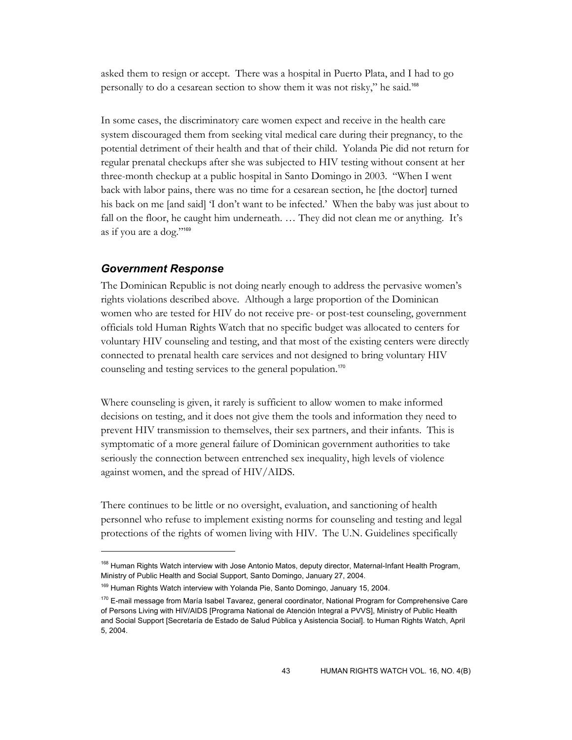asked them to resign or accept. There was a hospital in Puerto Plata, and I had to go personally to do a cesarean section to show them it was not risky," he said.[168]

In some cases, the discriminatory care women expect and receive in the health care system discouraged them from seeking vital medical care during their pregnancy, to the potential detriment of their health and that of their child. Yolanda Pie did not return for regular prenatal checkups after she was subjected to HIV testing without consent at her three-month checkup at a public hospital in Santo Domingo in 2003. "When I went back with labor pains, there was no time for a cesarean section, he [the doctor] turned his back on me [and said] 'I don't want to be infected.' When the baby was just about to fall on the floor, he caught him underneath. … They did not clean me or anything. It's as if you are a dog."[169]

## *Government Response*

The Dominican Republic is not doing nearly enough to address the pervasive women's rights violations described above. Although a large proportion of the Dominican women who are tested for HIV do not receive pre- or post-test counseling, government officials told Human Rights Watch that no specific budget was allocated to centers for voluntary HIV counseling and testing, and that most of the existing centers were directly connected to prenatal health care services and not designed to bring voluntary HIV counseling and testing services to the general population.[170]

Where counseling is given, it rarely is sufficient to allow women to make informed decisions on testing, and it does not give them the tools and information they need to prevent HIV transmission to themselves, their sex partners, and their infants. This is symptomatic of a more general failure of Dominican government authorities to take seriously the connection between entrenched sex inequality, high levels of violence against women, and the spread of HIV/AIDS.

There continues to be little or no oversight, evaluation, and sanctioning of health personnel who refuse to implement existing norms for counseling and testing and legal protections of the rights of women living with HIV. The U.N. Guidelines specifically

---

[168] Human Rights Watch interview with Jose Antonio Matos, deputy director, Maternal-Infant Health Program, Ministry of Public Health and Social Support, Santo Domingo, January 27, 2004.

[169] Human Rights Watch interview with Yolanda Pie, Santo Domingo, January 15, 2004.

[170] E-mail message from María Isabel Tavarez, general coordinator, National Program for Comprehensive Care of Persons Living with HIV/AIDS [Programa National de Atención Integral a PVVS], Ministry of Public Health and Social Support [Secretaría de Estado de Salud Pública y Asistencia Social]. to Human Rights Watch, April 5, 2004.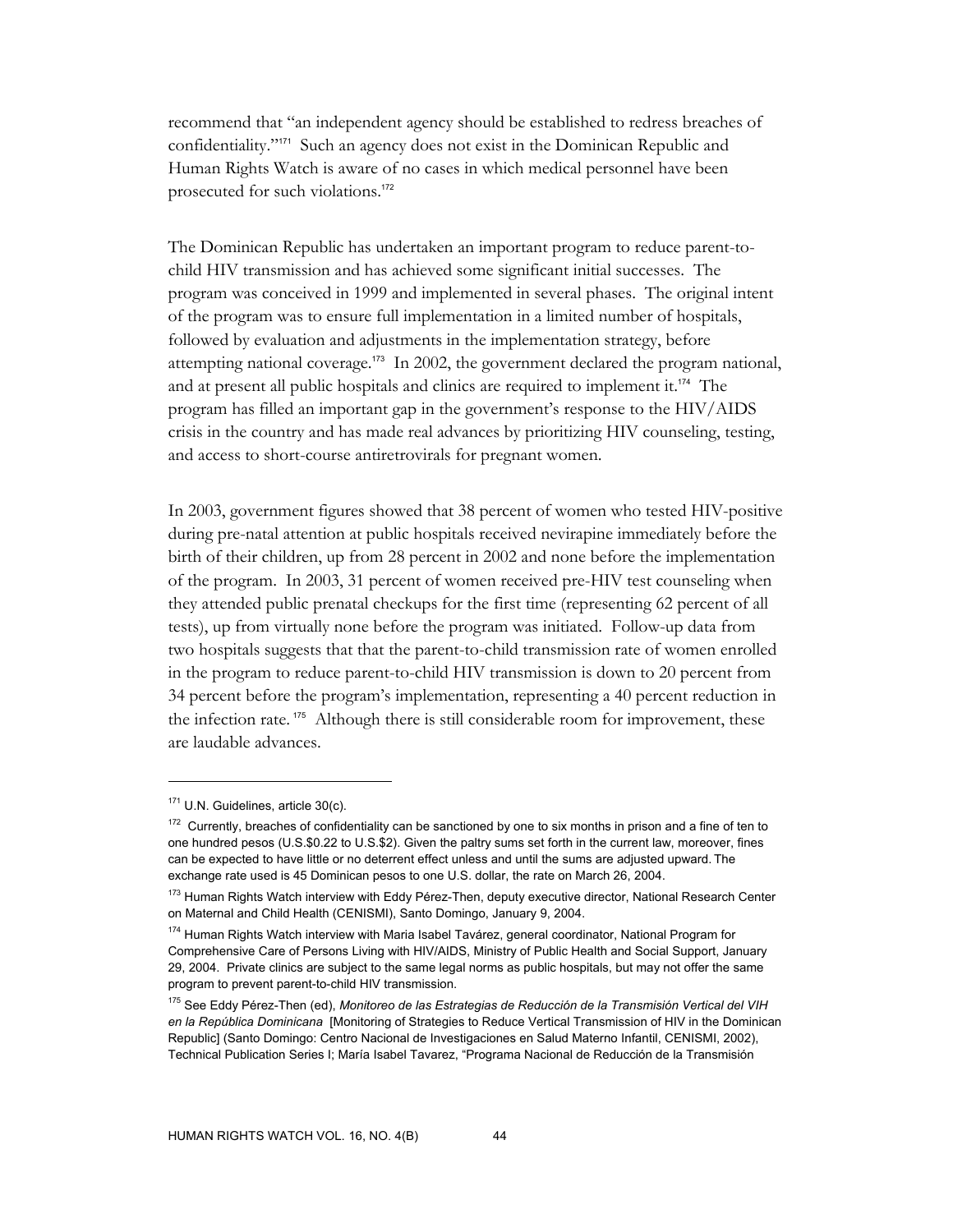recommend that "an independent agency should be established to redress breaches of confidentiality."[171] Such an agency does not exist in the Dominican Republic and Human Rights Watch is aware of no cases in which medical personnel have been prosecuted for such violations.[172]

The Dominican Republic has undertaken an important program to reduce parent-to-child HIV transmission and has achieved some significant initial successes. The program was conceived in 1999 and implemented in several phases. The original intent of the program was to ensure full implementation in a limited number of hospitals, followed by evaluation and adjustments in the implementation strategy, before attempting national coverage.[173] In 2002, the government declared the program national, and at present all public hospitals and clinics are required to implement it.[174] The program has filled an important gap in the government's response to the HIV/AIDS crisis in the country and has made real advances by prioritizing HIV counseling, testing, and access to short-course antiretrovirals for pregnant women.

In 2003, government figures showed that 38 percent of women who tested HIV-positive during pre-natal attention at public hospitals received nevirapine immediately before the birth of their children, up from 28 percent in 2002 and none before the implementation of the program. In 2003, 31 percent of women received pre-HIV test counseling when they attended public prenatal checkups for the first time (representing 62 percent of all tests), up from virtually none before the program was initiated. Follow-up data from two hospitals suggests that that the parent-to-child transmission rate of women enrolled in the program to reduce parent-to-child HIV transmission is down to 20 percent from 34 percent before the program's implementation, representing a 40 percent reduction in the infection rate.[175] Although there is still considerable room for improvement, these are laudable advances.

---

[171] U.N. Guidelines, article 30(c).

[172] Currently, breaches of confidentiality can be sanctioned by one to six months in prison and a fine of ten to one hundred pesos (U.S.$0.22 to U.S.$2). Given the paltry sums set forth in the current law, moreover, fines can be expected to have little or no deterrent effect unless and until the sums are adjusted upward. The exchange rate used is 45 Dominican pesos to one U.S. dollar, the rate on March 26, 2004.

[173] Human Rights Watch interview with Eddy Pérez-Then, deputy executive director, National Research Center on Maternal and Child Health (CENISMI), Santo Domingo, January 9, 2004.

[174] Human Rights Watch interview with Maria Isabel Tavárez, general coordinator, National Program for Comprehensive Care of Persons Living with HIV/AIDS, Ministry of Public Health and Social Support, January 29, 2004. Private clinics are subject to the same legal norms as public hospitals, but may not offer the same program to prevent parent-to-child HIV transmission.

[175] See Eddy Pérez-Then (ed), *Monitoreo de las Estrategias de Reducción de la Transmisión Vertical del VIH en la República Dominicana* [Monitoring of Strategies to Reduce Vertical Transmission of HIV in the Dominican Republic] (Santo Domingo: Centro Nacional de Investigaciones en Salud Materno Infantil, CENISMI, 2002), Technical Publication Series I; María Isabel Tavarez, "Programa Nacional de Reducción de la Transmisión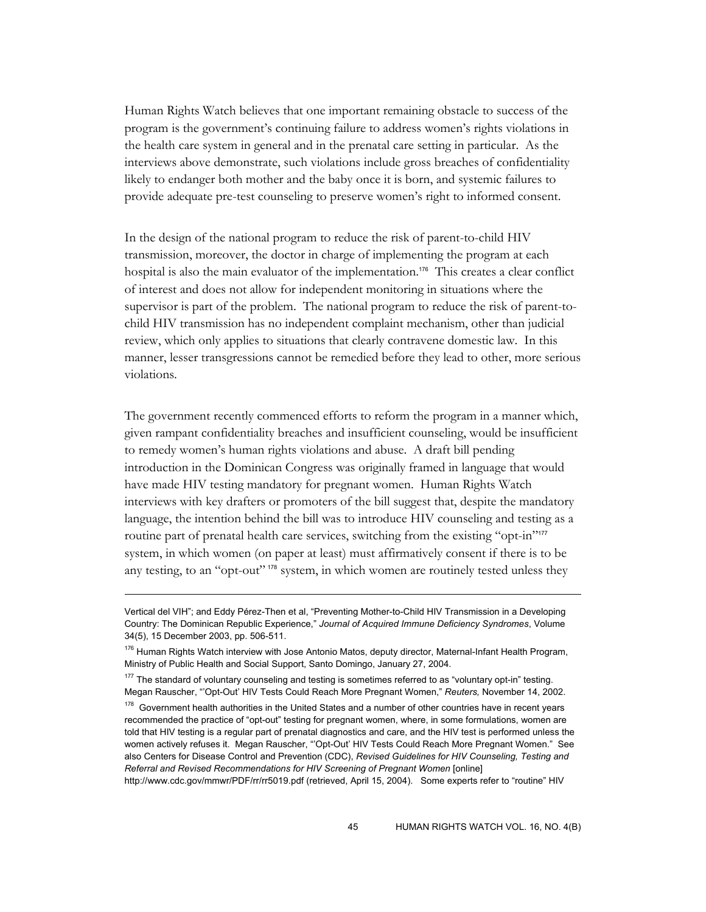Human Rights Watch believes that one important remaining obstacle to success of the program is the government's continuing failure to address women's rights violations in the health care system in general and in the prenatal care setting in particular. As the interviews above demonstrate, such violations include gross breaches of confidentiality likely to endanger both mother and the baby once it is born, and systemic failures to provide adequate pre-test counseling to preserve women's right to informed consent.

In the design of the national program to reduce the risk of parent-to-child HIV transmission, moreover, the doctor in charge of implementing the program at each hospital is also the main evaluator of the implementation.[176] This creates a clear conflict of interest and does not allow for independent monitoring in situations where the supervisor is part of the problem. The national program to reduce the risk of parent-to-child HIV transmission has no independent complaint mechanism, other than judicial review, which only applies to situations that clearly contravene domestic law. In this manner, lesser transgressions cannot be remedied before they lead to other, more serious violations.

The government recently commenced efforts to reform the program in a manner which, given rampant confidentiality breaches and insufficient counseling, would be insufficient to remedy women's human rights violations and abuse. A draft bill pending introduction in the Dominican Congress was originally framed in language that would have made HIV testing mandatory for pregnant women. Human Rights Watch interviews with key drafters or promoters of the bill suggest that, despite the mandatory language, the intention behind the bill was to introduce HIV counseling and testing as a routine part of prenatal health care services, switching from the existing "opt-in"[177] system, in which women (on paper at least) must affirmatively consent if there is to be any testing, to an "opt-out"[178] system, in which women are routinely tested unless they

---

Vertical del VIH"; and Eddy Pérez-Then et al, "Preventing Mother-to-Child HIV Transmission in a Developing Country: The Dominican Republic Experience," *Journal of Acquired Immune Deficiency Syndromes*, Volume 34(5), 15 December 2003, pp. 506-511.

[176] Human Rights Watch interview with Jose Antonio Matos, deputy director, Maternal-Infant Health Program, Ministry of Public Health and Social Support, Santo Domingo, January 27, 2004.

[177] The standard of voluntary counseling and testing is sometimes referred to as "voluntary opt-in" testing. Megan Rauscher, "'Opt-Out' HIV Tests Could Reach More Pregnant Women," *Reuters,* November 14, 2002.

[178] Government health authorities in the United States and a number of other countries have in recent years recommended the practice of "opt-out" testing for pregnant women, where, in some formulations, women are told that HIV testing is a regular part of prenatal diagnostics and care, and the HIV test is performed unless the women actively refuses it. Megan Rauscher, "'Opt-Out' HIV Tests Could Reach More Pregnant Women." See also Centers for Disease Control and Prevention (CDC), *Revised Guidelines for HIV Counseling, Testing and Referral and Revised Recommendations for HIV Screening of Pregnant Women* [online] http://www.cdc.gov/mmwr/PDF/rr/rr5019.pdf (retrieved, April 15, 2004). Some experts refer to "routine" HIV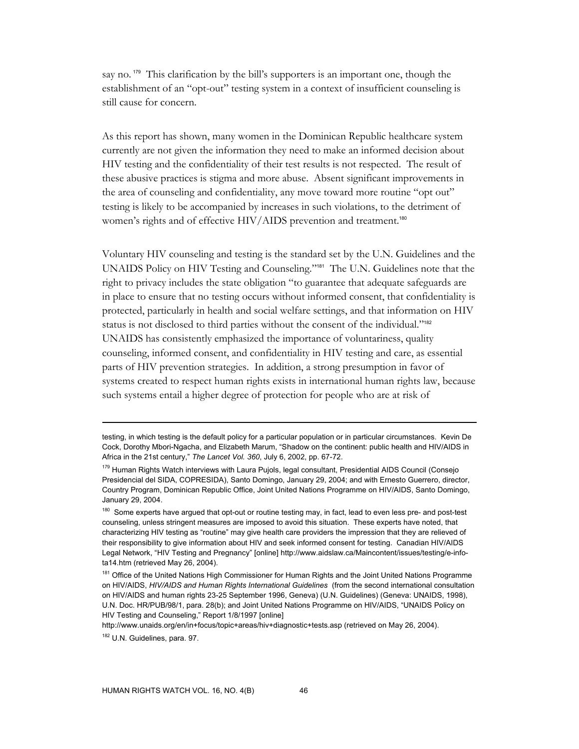say no.[179] This clarification by the bill's supporters is an important one, though the establishment of an "opt-out" testing system in a context of insufficient counseling is still cause for concern.

As this report has shown, many women in the Dominican Republic healthcare system currently are not given the information they need to make an informed decision about HIV testing and the confidentiality of their test results is not respected. The result of these abusive practices is stigma and more abuse. Absent significant improvements in the area of counseling and confidentiality, any move toward more routine "opt out" testing is likely to be accompanied by increases in such violations, to the detriment of women's rights and of effective HIV/AIDS prevention and treatment.[180]

Voluntary HIV counseling and testing is the standard set by the U.N. Guidelines and the UNAIDS Policy on HIV Testing and Counseling."[181] The U.N. Guidelines note that the right to privacy includes the state obligation "to guarantee that adequate safeguards are in place to ensure that no testing occurs without informed consent, that confidentiality is protected, particularly in health and social welfare settings, and that information on HIV status is not disclosed to third parties without the consent of the individual."[182] UNAIDS has consistently emphasized the importance of voluntariness, quality counseling, informed consent, and confidentiality in HIV testing and care, as essential parts of HIV prevention strategies. In addition, a strong presumption in favor of systems created to respect human rights exists in international human rights law, because such systems entail a higher degree of protection for people who are at risk of

---

testing, in which testing is the default policy for a particular population or in particular circumstances. Kevin De Cock, Dorothy Mbori-Ngacha, and Elizabeth Marum, "Shadow on the continent: public health and HIV/AIDS in Africa in the 21st century," *The Lancet Vol. 360*, July 6, 2002, pp. 67-72.

[179] Human Rights Watch interviews with Laura Pujols, legal consultant, Presidential AIDS Council (Consejo Presidencial del SIDA, COPRESIDA), Santo Domingo, January 29, 2004; and with Ernesto Guerrero, director, Country Program, Dominican Republic Office, Joint United Nations Programme on HIV/AIDS, Santo Domingo, January 29, 2004.

[180] Some experts have argued that opt-out or routine testing may, in fact, lead to even less pre- and post-test counseling, unless stringent measures are imposed to avoid this situation. These experts have noted, that characterizing HIV testing as "routine" may give health care providers the impression that they are relieved of their responsibility to give information about HIV and seek informed consent for testing. Canadian HIV/AIDS Legal Network, "HIV Testing and Pregnancy" [online] http://www.aidslaw.ca/Maincontent/issues/testing/e-info-ta14.htm (retrieved May 26, 2004).

[181] Office of the United Nations High Commissioner for Human Rights and the Joint United Nations Programme on HIV/AIDS, *HIV/AIDS and Human Rights International Guidelines* (from the second international consultation on HIV/AIDS and human rights 23-25 September 1996, Geneva) (U.N. Guidelines) (Geneva: UNAIDS, 1998), U.N. Doc. HR/PUB/98/1, para. 28(b); and Joint United Nations Programme on HIV/AIDS, "UNAIDS Policy on HIV Testing and Counseling," Report 1/8/1997 [online] http://www.unaids.org/en/in+focus/topic+areas/hiv+diagnostic+tests.asp (retrieved on May 26, 2004).

[182] U.N. Guidelines, para. 97.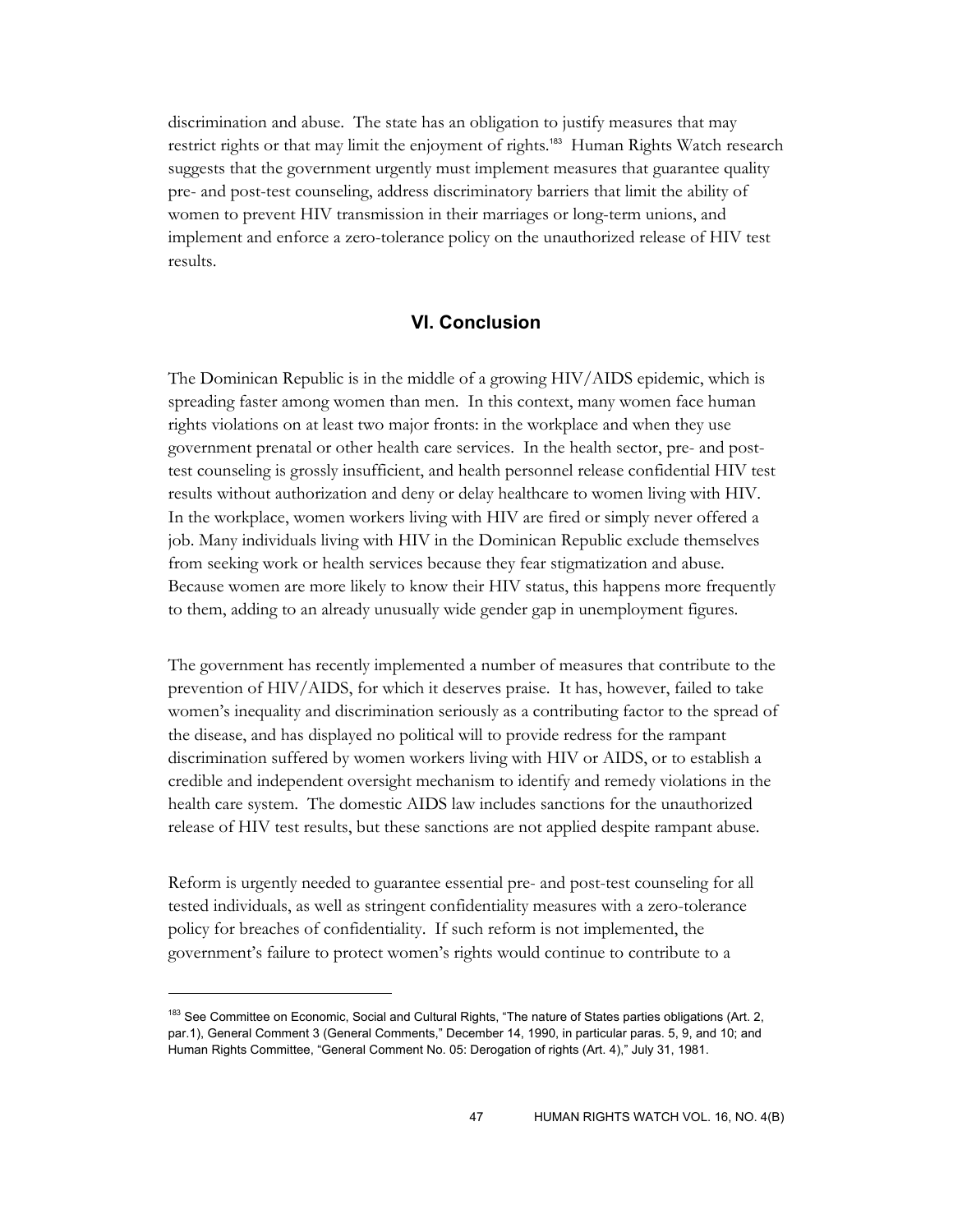discrimination and abuse. The state has an obligation to justify measures that may restrict rights or that may limit the enjoyment of rights.[183] Human Rights Watch research suggests that the government urgently must implement measures that guarantee quality pre- and post-test counseling, address discriminatory barriers that limit the ability of women to prevent HIV transmission in their marriages or long-term unions, and implement and enforce a zero-tolerance policy on the unauthorized release of HIV test results.

## VI. Conclusion

The Dominican Republic is in the middle of a growing HIV/AIDS epidemic, which is spreading faster among women than men. In this context, many women face human rights violations on at least two major fronts: in the workplace and when they use government prenatal or other health care services. In the health sector, pre- and post-test counseling is grossly insufficient, and health personnel release confidential HIV test results without authorization and deny or delay healthcare to women living with HIV. In the workplace, women workers living with HIV are fired or simply never offered a job. Many individuals living with HIV in the Dominican Republic exclude themselves from seeking work or health services because they fear stigmatization and abuse. Because women are more likely to know their HIV status, this happens more frequently to them, adding to an already unusually wide gender gap in unemployment figures.

The government has recently implemented a number of measures that contribute to the prevention of HIV/AIDS, for which it deserves praise. It has, however, failed to take women's inequality and discrimination seriously as a contributing factor to the spread of the disease, and has displayed no political will to provide redress for the rampant discrimination suffered by women workers living with HIV or AIDS, or to establish a credible and independent oversight mechanism to identify and remedy violations in the health care system. The domestic AIDS law includes sanctions for the unauthorized release of HIV test results, but these sanctions are not applied despite rampant abuse.

Reform is urgently needed to guarantee essential pre- and post-test counseling for all tested individuals, as well as stringent confidentiality measures with a zero-tolerance policy for breaches of confidentiality. If such reform is not implemented, the government's failure to protect women's rights would continue to contribute to a

---

[183] See Committee on Economic, Social and Cultural Rights, "The nature of States parties obligations (Art. 2, par.1), General Comment 3 (General Comments," December 14, 1990, in particular paras. 5, 9, and 10; and Human Rights Committee, "General Comment No. 05: Derogation of rights (Art. 4)," July 31, 1981.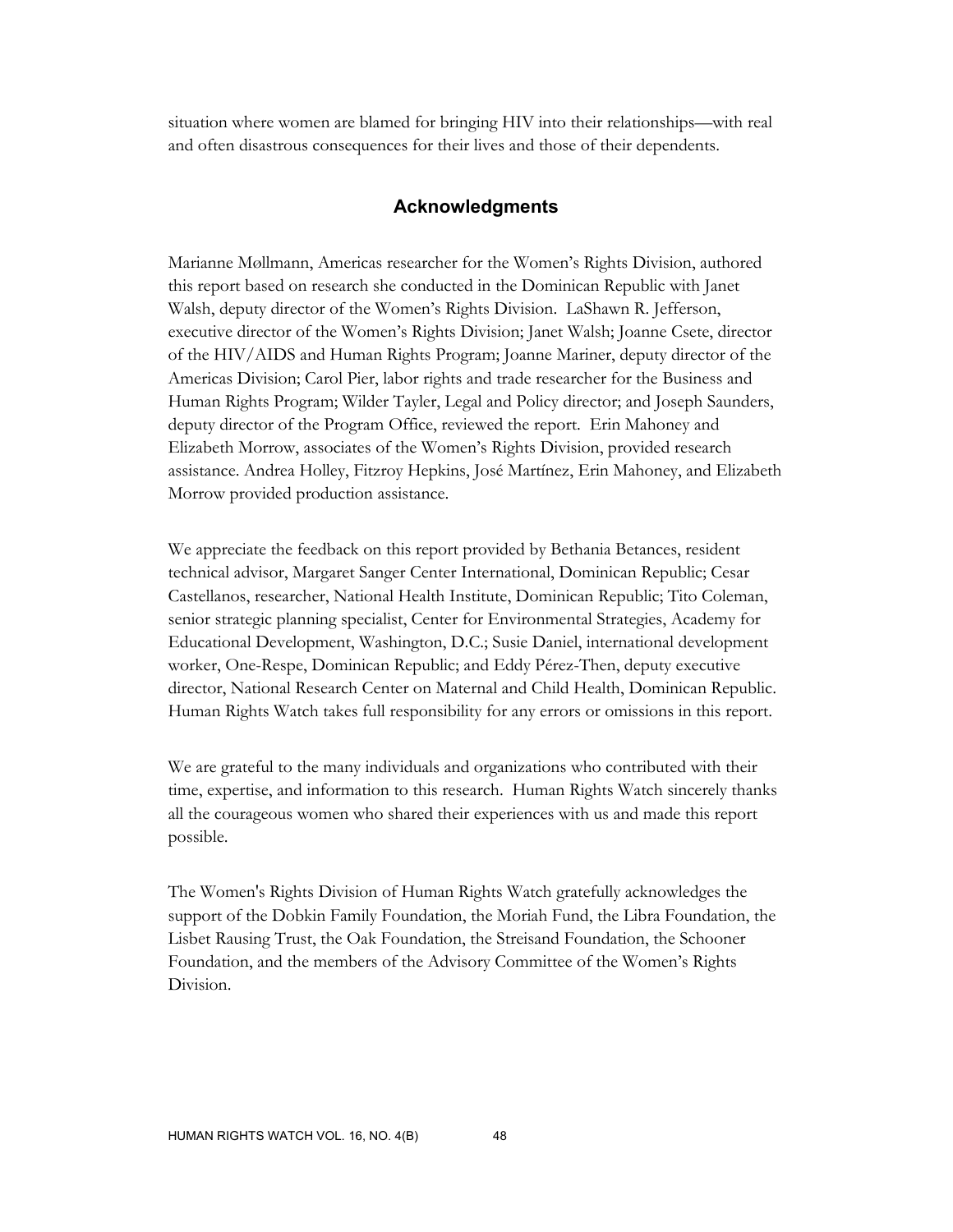situation where women are blamed for bringing HIV into their relationships—with real and often disastrous consequences for their lives and those of their dependents.

## Acknowledgments

Marianne Møllmann, Americas researcher for the Women's Rights Division, authored this report based on research she conducted in the Dominican Republic with Janet Walsh, deputy director of the Women's Rights Division. LaShawn R. Jefferson, executive director of the Women's Rights Division; Janet Walsh; Joanne Csete, director of the HIV/AIDS and Human Rights Program; Joanne Mariner, deputy director of the Americas Division; Carol Pier, labor rights and trade researcher for the Business and Human Rights Program; Wilder Tayler, Legal and Policy director; and Joseph Saunders, deputy director of the Program Office, reviewed the report. Erin Mahoney and Elizabeth Morrow, associates of the Women's Rights Division, provided research assistance. Andrea Holley, Fitzroy Hepkins, José Martínez, Erin Mahoney, and Elizabeth Morrow provided production assistance.

We appreciate the feedback on this report provided by Bethania Betances, resident technical advisor, Margaret Sanger Center International, Dominican Republic; Cesar Castellanos, researcher, National Health Institute, Dominican Republic; Tito Coleman, senior strategic planning specialist, Center for Environmental Strategies, Academy for Educational Development, Washington, D.C.; Susie Daniel, international development worker, One-Respe, Dominican Republic; and Eddy Pérez-Then, deputy executive director, National Research Center on Maternal and Child Health, Dominican Republic. Human Rights Watch takes full responsibility for any errors or omissions in this report.

We are grateful to the many individuals and organizations who contributed with their time, expertise, and information to this research. Human Rights Watch sincerely thanks all the courageous women who shared their experiences with us and made this report possible.

The Women's Rights Division of Human Rights Watch gratefully acknowledges the support of the Dobkin Family Foundation, the Moriah Fund, the Libra Foundation, the Lisbet Rausing Trust, the Oak Foundation, the Streisand Foundation, the Schooner Foundation, and the members of the Advisory Committee of the Women's Rights Division.